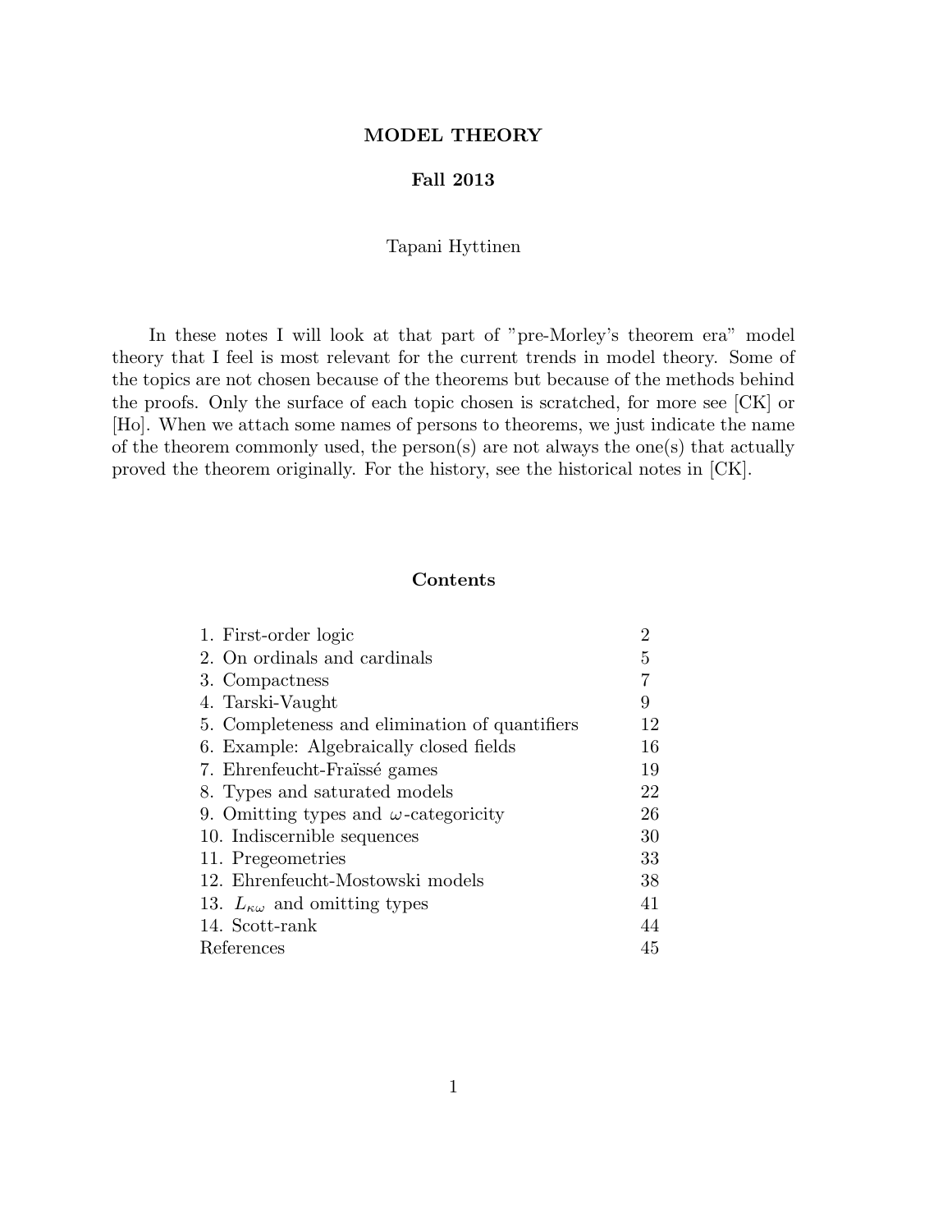# MODEL THEORY

## Fall 2013

Tapani Hyttinen

In these notes I will look at that part of "pre-Morley's theorem era" model theory that I feel is most relevant for the current trends in model theory. Some of the topics are not chosen because of the theorems but because of the methods behind the proofs. Only the surface of each topic chosen is scratched, for more see [CK] or [Ho]. When we attach some names of persons to theorems, we just indicate the name of the theorem commonly used, the person(s) are not always the one(s) that actually proved the theorem originally. For the history, see the historical notes in [CK].

## Contents

| | |
|---|---|
| 1. First-order logic | 2 |
| 2. On ordinals and cardinals | 5 |
| 3. Compactness | 7 |
| 4. Tarski-Vaught | 9 |
| 5. Completeness and elimination of quantifiers | 12 |
| 6. Example: Algebraically closed fields | 16 |
| 7. Ehrenfeucht-Fraïssé games | 19 |
| 8. Types and saturated models | 22 |
| 9. Omitting types and $\omega$-categoricity | 26 |
| 10. Indiscernible sequences | 30 |
| 11. Pregeometries | 33 |
| 12. Ehrenfeucht-Mostowski models | 38 |
| 13. $L_{\kappa\omega}$ and omitting types | 41 |
| 14. Scott-rank | 44 |
| References | 45 |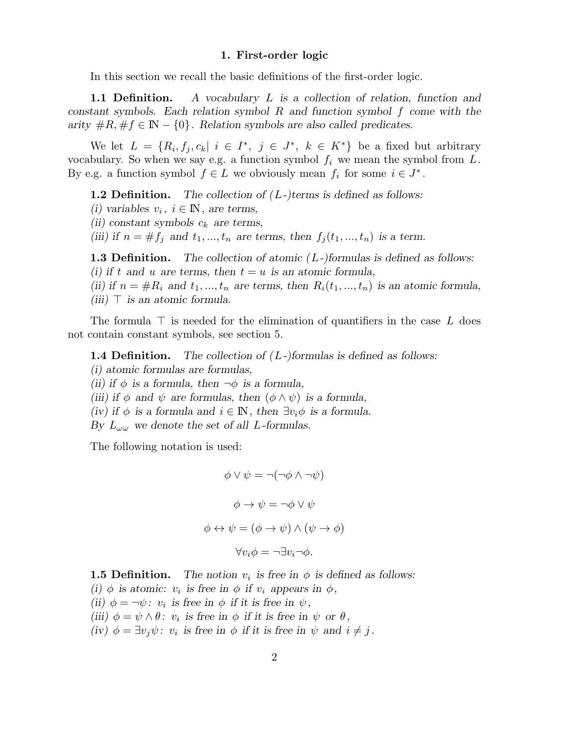## 1. First-order logic

In this section we recall the basic definitions of the first-order logic.

**1.1 Definition.** *A vocabulary $L$ is a collection of relation, function and constant symbols. Each relation symbol $R$ and function symbol $f$ come with the arity $\#R, \#f \in \mathbb{N} - \{0\}$. Relation symbols are also called predicates.*

We let $L = \{R_i, f_j, c_k |\ i \in I^*,\ j \in J^*,\ k \in K^*\}$ be a fixed but arbitrary vocabulary. So when we say e.g. a function symbol $f_i$ we mean the symbol from $L$. By e.g. a function symbol $f \in L$ we obviously mean $f_i$ for some $i \in J^*$.

**1.2 Definition.** *The collection of ($L$-)terms is defined as follows:*
*(i) variables $v_i$, $i \in \mathbb{N}$, are terms,*
*(ii) constant symbols $c_k$ are terms,*
*(iii) if $n = \#f_j$ and $t_1, ..., t_n$ are terms, then $f_j(t_1, ..., t_n)$ is a term.*

**1.3 Definition.** *The collection of atomic ($L$-)formulas is defined as follows:*
*(i) if $t$ and $u$ are terms, then $t = u$ is an atomic formula,*
*(ii) if $n = \#R_i$ and $t_1, ..., t_n$ are terms, then $R_i(t_1, ..., t_n)$ is an atomic formula,*
*(iii) $\top$ is an atomic formula.*

The formula $\top$ is needed for the elimination of quantifiers in the case $L$ does not contain constant symbols, see section 5.

**1.4 Definition.** *The collection of ($L$-)formulas is defined as follows:*
*(i) atomic formulas are formulas,*
*(ii) if $\phi$ is a formula, then $\neg\phi$ is a formula,*
*(iii) if $\phi$ and $\psi$ are formulas, then $(\phi \wedge \psi)$ is a formula,*
*(iv) if $\phi$ is a formula and $i \in \mathbb{N}$, then $\exists v_i \phi$ is a formula.*
*By $L_{\omega\omega}$ we denote the set of all $L$-formulas.*

The following notation is used:

$$\phi \vee \psi = \neg(\neg\phi \wedge \neg\psi)$$

$$\phi \rightarrow \psi = \neg\phi \vee \psi$$

$$\phi \leftrightarrow \psi = (\phi \rightarrow \psi) \wedge (\psi \rightarrow \phi)$$

$$\forall v_i \phi = \neg\exists v_i \neg\phi.$$

**1.5 Definition.** *The notion $v_i$ is free in $\phi$ is defined as follows:*
*(i) $\phi$ is atomic: $v_i$ is free in $\phi$ if $v_i$ appears in $\phi$,*
*(ii) $\phi = \neg\psi$: $v_i$ is free in $\phi$ if it is free in $\psi$,*
*(iii) $\phi = \psi \wedge \theta$: $v_i$ is free in $\phi$ if it is free in $\psi$ or $\theta$,*
*(iv) $\phi = \exists v_j \psi$: $v_i$ is free in $\phi$ if it is free in $\psi$ and $i \neq j$.*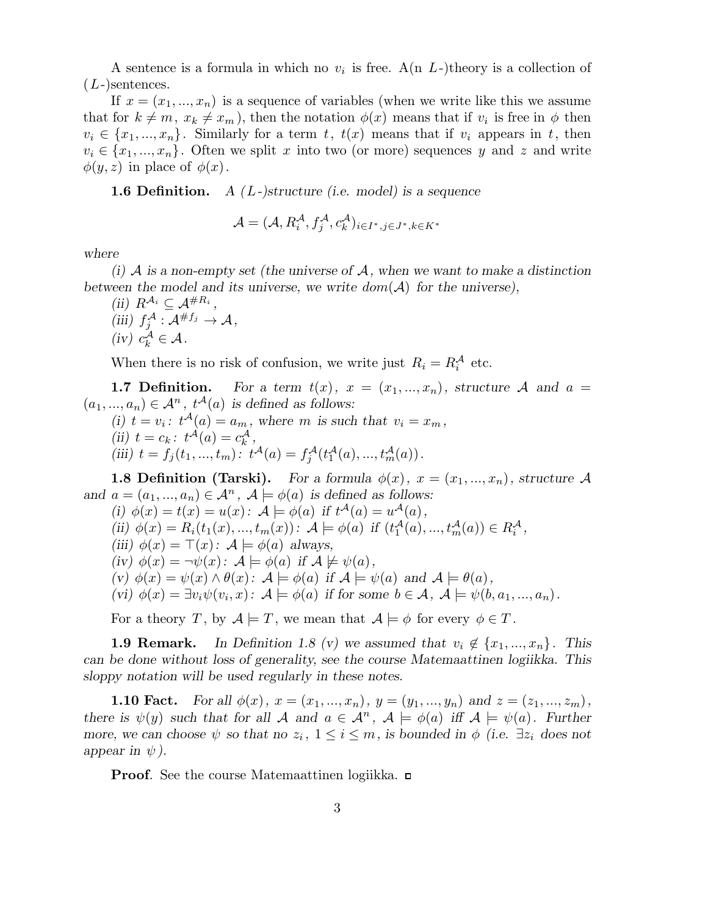A sentence is a formula in which no $v_i$ is free. A(n $L$-)theory is a collection of ($L$-)sentences.

If $x = (x_1, ..., x_n)$ is a sequence of variables (when we write like this we assume that for $k \neq m$, $x_k \neq x_m$), then the notation $\phi(x)$ means that if $v_i$ is free in $\phi$ then $v_i \in \{x_1, ..., x_n\}$. Similarly for a term $t$, $t(x)$ means that if $v_i$ appears in $t$, then $v_i \in \{x_1, ..., x_n\}$. Often we split $x$ into two (or more) sequences $y$ and $z$ and write $\phi(y, z)$ in place of $\phi(x)$.

**1.6 Definition.** *A ($L$-)structure (i.e. model) is a sequence*

$$\mathcal{A} = (\mathcal{A}, R_i^{\mathcal{A}}, f_j^{\mathcal{A}}, c_k^{\mathcal{A}})_{i \in I^*, j \in J^*, k \in K^*}$$

*where*

*(i) $\mathcal{A}$ is a non-empty set (the universe of $\mathcal{A}$, when we want to make a distinction between the model and its universe, we write $dom(\mathcal{A})$ for the universe),*

*(ii) $R^{\mathcal{A}_i} \subseteq \mathcal{A}^{\# R_i}$,*

*(iii) $f_j^{\mathcal{A}} : \mathcal{A}^{\# f_j} \to \mathcal{A}$,*

*(iv) $c_k^{\mathcal{A}} \in \mathcal{A}$.*

When there is no risk of confusion, we write just $R_i = R_i^{\mathcal{A}}$ etc.

**1.7 Definition.** *For a term $t(x)$, $x = (x_1, ..., x_n)$, structure $\mathcal{A}$ and $a = (a_1, ..., a_n) \in \mathcal{A}^n$, $t^{\mathcal{A}}(a)$ is defined as follows:*

*(i) $t = v_i$: $t^{\mathcal{A}}(a) = a_m$, where $m$ is such that $v_i = x_m$,*

*(ii) $t = c_k$: $t^{\mathcal{A}}(a) = c_k^{\mathcal{A}}$,*

*(iii) $t = f_j(t_1, ..., t_m)$: $t^{\mathcal{A}}(a) = f_j^{\mathcal{A}}(t_1^{\mathcal{A}}(a), ..., t_m^{\mathcal{A}}(a))$.*

**1.8 Definition (Tarski).** *For a formula $\phi(x)$, $x = (x_1, ..., x_n)$, structure $\mathcal{A}$ and $a = (a_1, ..., a_n) \in \mathcal{A}^n$, $\mathcal{A} \models \phi(a)$ is defined as follows:*

*(i) $\phi(x) = t(x) = u(x)$: $\mathcal{A} \models \phi(a)$ if $t^{\mathcal{A}}(a) = u^{\mathcal{A}}(a)$,*

*(ii) $\phi(x) = R_i(t_1(x), ..., t_m(x))$: $\mathcal{A} \models \phi(a)$ if $(t_1^{\mathcal{A}}(a), ..., t_m^{\mathcal{A}}(a)) \in R_i^{\mathcal{A}}$,*

*(iii) $\phi(x) = \top(x)$: $\mathcal{A} \models \phi(a)$ always,*

*(iv) $\phi(x) = \neg\psi(x)$: $\mathcal{A} \models \phi(a)$ if $\mathcal{A} \not\models \psi(a)$,*

*(v) $\phi(x) = \psi(x) \wedge \theta(x)$: $\mathcal{A} \models \phi(a)$ if $\mathcal{A} \models \psi(a)$ and $\mathcal{A} \models \theta(a)$,*

*(vi) $\phi(x) = \exists v_i \psi(v_i, x)$: $\mathcal{A} \models \phi(a)$ if for some $b \in \mathcal{A}$, $\mathcal{A} \models \psi(b, a_1, ..., a_n)$.*

For a theory $T$, by $\mathcal{A} \models T$, we mean that $\mathcal{A} \models \phi$ for every $\phi \in T$.

**1.9 Remark.** *In Definition 1.8 (v) we assumed that $v_i \notin \{x_1, ..., x_n\}$. This can be done without loss of generality, see the course Matemaattinen logiikka. This sloppy notation will be used regularly in these notes.*

**1.10 Fact.** *For all $\phi(x)$, $x = (x_1, ..., x_n)$, $y = (y_1, ..., y_n)$ and $z = (z_1, ..., z_m)$, there is $\psi(y)$ such that for all $\mathcal{A}$ and $a \in \mathcal{A}^n$, $\mathcal{A} \models \phi(a)$ iff $\mathcal{A} \models \psi(a)$. Furthermore, we can choose $\psi$ so that no $z_i$, $1 \leq i \leq m$, is bounded in $\phi$ (i.e. $\exists z_i$ does not appear in $\psi$).*

**Proof**. See the course Matemaattinen logiikka. □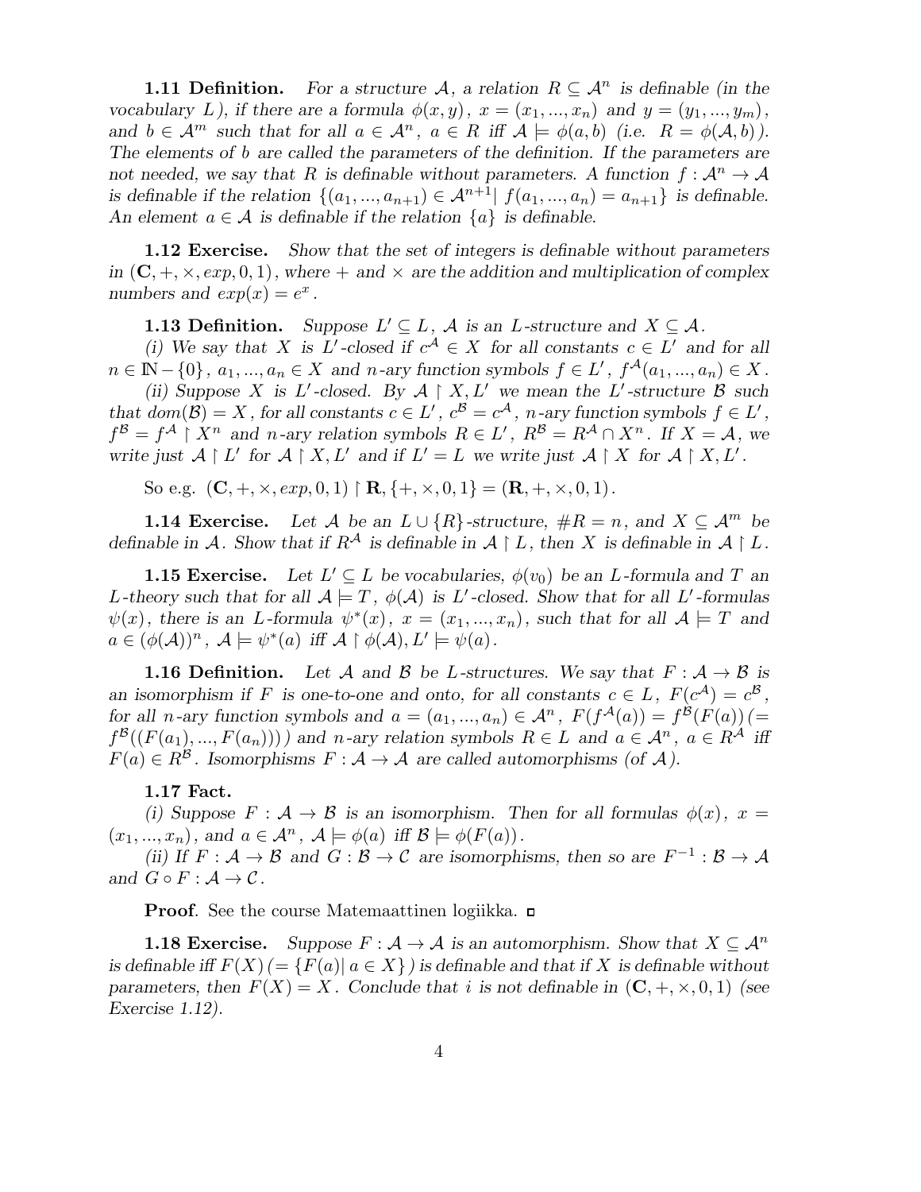**1.11 Definition.** *For a structure $\mathcal{A}$, a relation $R \subseteq \mathcal{A}^n$ is definable (in the vocabulary $L$), if there are a formula $\phi(x,y)$, $x = (x_1,...,x_n)$ and $y = (y_1,...,y_m)$, and $b \in \mathcal{A}^m$ such that for all $a \in \mathcal{A}^n$, $a \in R$ iff $\mathcal{A} \models \phi(a,b)$ (i.e. $R = \phi(\mathcal{A},b)$). The elements of $b$ are called the parameters of the definition. If the parameters are not needed, we say that $R$ is definable without parameters. A function $f : \mathcal{A}^n \to \mathcal{A}$ is definable if the relation $\{(a_1,...,a_{n+1}) \in \mathcal{A}^{n+1} | \ f(a_1,...,a_n) = a_{n+1}\}$ is definable. An element $a \in \mathcal{A}$ is definable if the relation $\{a\}$ is definable.*

**1.12 Exercise.** *Show that the set of integers is definable without parameters in $(\mathbf{C},+,\times,exp,0,1)$, where $+$ and $\times$ are the addition and multiplication of complex numbers and $exp(x) = e^x$.*

**1.13 Definition.** *Suppose $L' \subseteq L$, $\mathcal{A}$ is an $L$-structure and $X \subseteq \mathcal{A}$.*

*(i) We say that $X$ is $L'$-closed if $c^{\mathcal{A}} \in X$ for all constants $c \in L'$ and for all $n \in \mathbb{N} - \{0\}$, $a_1,...,a_n \in X$ and $n$-ary function symbols $f \in L'$, $f^{\mathcal{A}}(a_1,...,a_n) \in X$.*

*(ii) Suppose $X$ is $L'$-closed. By $\mathcal{A} \restriction X, L'$ we mean the $L'$-structure $\mathcal{B}$ such that $dom(\mathcal{B}) = X$, for all constants $c \in L'$, $c^{\mathcal{B}} = c^{\mathcal{A}}$, $n$-ary function symbols $f \in L'$, $f^{\mathcal{B}} = f^{\mathcal{A}} \restriction X^n$ and $n$-ary relation symbols $R \in L'$, $R^{\mathcal{B}} = R^{\mathcal{A}} \cap X^n$. If $X = \mathcal{A}$, we write just $\mathcal{A} \restriction L'$ for $\mathcal{A} \restriction X, L'$ and if $L' = L$ we write just $\mathcal{A} \restriction X$ for $\mathcal{A} \restriction X, L'$.*

So e.g. $(\mathbf{C},+,\times,exp,0,1) \restriction \mathbf{R}, \{+,\times,0,1\} = (\mathbf{R},+,\times,0,1)$.

**1.14 Exercise.** *Let $\mathcal{A}$ be an $L \cup \{R\}$-structure, $\#R = n$, and $X \subseteq \mathcal{A}^m$ be definable in $\mathcal{A}$. Show that if $R^{\mathcal{A}}$ is definable in $\mathcal{A} \restriction L$, then $X$ is definable in $\mathcal{A} \restriction L$.*

**1.15 Exercise.** *Let $L' \subseteq L$ be vocabularies, $\phi(v_0)$ be an $L$-formula and $T$ an $L$-theory such that for all $\mathcal{A} \models T$, $\phi(\mathcal{A})$ is $L'$-closed. Show that for all $L'$-formulas $\psi(x)$, there is an $L$-formula $\psi^*(x)$, $x = (x_1,...,x_n)$, such that for all $\mathcal{A} \models T$ and $a \in (\phi(\mathcal{A}))^n$, $\mathcal{A} \models \psi^*(a)$ iff $\mathcal{A} \restriction \phi(\mathcal{A}), L' \models \psi(a)$.*

**1.16 Definition.** *Let $\mathcal{A}$ and $\mathcal{B}$ be $L$-structures. We say that $F : \mathcal{A} \to \mathcal{B}$ is an isomorphism if $F$ is one-to-one and onto, for all constants $c \in L$, $F(c^{\mathcal{A}}) = c^{\mathcal{B}}$, for all $n$-ary function symbols and $a = (a_1,...,a_n) \in \mathcal{A}^n$, $F(f^{\mathcal{A}}(a)) = f^{\mathcal{B}}(F(a))$ $(= f^{\mathcal{B}}((F(a_1),...,F(a_n))))$ and $n$-ary relation symbols $R \in L$ and $a \in \mathcal{A}^n$, $a \in R^{\mathcal{A}}$ iff $F(a) \in R^{\mathcal{B}}$. Isomorphisms $F : \mathcal{A} \to \mathcal{A}$ are called automorphisms (of $\mathcal{A}$).*

**1.17 Fact.**

*(i) Suppose $F : \mathcal{A} \to \mathcal{B}$ is an isomorphism. Then for all formulas $\phi(x)$, $x = (x_1,...,x_n)$, and $a \in \mathcal{A}^n$, $\mathcal{A} \models \phi(a)$ iff $\mathcal{B} \models \phi(F(a))$.*

*(ii) If $F : \mathcal{A} \to \mathcal{B}$ and $G : \mathcal{B} \to \mathcal{C}$ are isomorphisms, then so are $F^{-1} : \mathcal{B} \to \mathcal{A}$ and $G \circ F : \mathcal{A} \to \mathcal{C}$.*

**Proof**. See the course Matemaattinen logiikka. □

**1.18 Exercise.** *Suppose $F : \mathcal{A} \to \mathcal{A}$ is an automorphism. Show that $X \subseteq \mathcal{A}^n$ is definable iff $F(X)$ $(= \{F(a) | \ a \in X\})$ is definable and that if $X$ is definable without parameters, then $F(X) = X$. Conclude that $i$ is not definable in $(\mathbf{C},+,\times,0,1)$ (see Exercise 1.12).*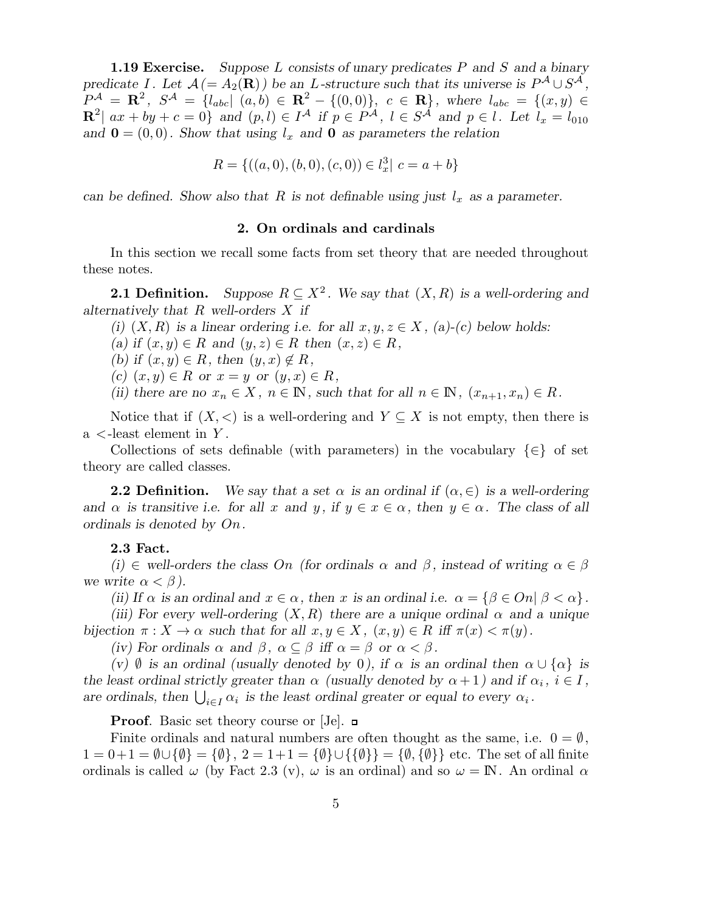**1.19 Exercise.** *Suppose $L$ consists of unary predicates $P$ and $S$ and a binary predicate $I$. Let $\mathcal{A}(= A_2(\mathbf{R}))$ be an $L$-structure such that its universe is $P^{\mathcal{A}} \cup S^{\mathcal{A}}$, $P^{\mathcal{A}} = \mathbf{R}^2$, $S^{\mathcal{A}} = \{l_{abc} | \ (a,b) \in \mathbf{R}^2 - \{(0,0)\},\ c \in \mathbf{R}\}$, where $l_{abc} = \{(x,y) \in \mathbf{R}^2 | \ ax + by + c = 0\}$ and $(p,l) \in I^{\mathcal{A}}$ if $p \in P^{\mathcal{A}}$, $l \in S^{\mathcal{A}}$ and $p \in l$. Let $l_x = l_{010}$ and $\mathbf{0} = (0,0)$. Show that using $l_x$ and $\mathbf{0}$ as parameters the relation*

$$R = \{((a,0),(b,0),(c,0)) \in l_x^3 | \ c = a + b\}$$

*can be defined. Show also that $R$ is not definable using just $l_x$ as a parameter.*

## 2. On ordinals and cardinals

In this section we recall some facts from set theory that are needed throughout these notes.

**2.1 Definition.** *Suppose $R \subseteq X^2$. We say that $(X,R)$ is a well-ordering and alternatively that $R$ well-orders $X$ if*

*(i) $(X,R)$ is a linear ordering i.e. for all $x,y,z \in X$, (a)-(c) below holds:*

*(a) if $(x,y) \in R$ and $(y,z) \in R$ then $(x,z) \in R$,*

*(b) if $(x,y) \in R$, then $(y,x) \notin R$,*

*(c) $(x,y) \in R$ or $x = y$ or $(y,x) \in R$,*

*(ii) there are no $x_n \in X$, $n \in \mathbb{N}$, such that for all $n \in \mathbb{N}$, $(x_{n+1}, x_n) \in R$.*

Notice that if $(X,<)$ is a well-ordering and $Y \subseteq X$ is not empty, then there is a $<$-least element in $Y$.

Collections of sets definable (with parameters) in the vocabulary $\{\in\}$ of set theory are called classes.

**2.2 Definition.** *We say that a set $\alpha$ is an ordinal if $(\alpha, \in)$ is a well-ordering and $\alpha$ is transitive i.e. for all $x$ and $y$, if $y \in x \in \alpha$, then $y \in \alpha$. The class of all ordinals is denoted by $On$.*

**2.3 Fact.**

*(i) $\in$ well-orders the class $On$ (for ordinals $\alpha$ and $\beta$, instead of writing $\alpha \in \beta$ we write $\alpha < \beta$).*

*(ii) If $\alpha$ is an ordinal and $x \in \alpha$, then $x$ is an ordinal i.e. $\alpha = \{\beta \in On | \ \beta < \alpha\}$.*

*(iii) For every well-ordering $(X,R)$ there are a unique ordinal $\alpha$ and a unique bijection $\pi : X \to \alpha$ such that for all $x,y \in X$, $(x,y) \in R$ iff $\pi(x) < \pi(y)$.*

*(iv) For ordinals $\alpha$ and $\beta$, $\alpha \subseteq \beta$ iff $\alpha = \beta$ or $\alpha < \beta$.*

*(v) $\emptyset$ is an ordinal (usually denoted by $0$), if $\alpha$ is an ordinal then $\alpha \cup \{\alpha\}$ is the least ordinal strictly greater than $\alpha$ (usually denoted by $\alpha + 1$) and if $\alpha_i$, $i \in I$, are ordinals, then $\bigcup_{i \in I} \alpha_i$ is the least ordinal greater or equal to every $\alpha_i$.*

**Proof**. Basic set theory course or [Je]. ◻

Finite ordinals and natural numbers are often thought as the same, i.e. $0 = \emptyset$, $1 = 0+1 = \emptyset \cup \{\emptyset\} = \{\emptyset\}$, $2 = 1+1 = \{\emptyset\} \cup \{\{\emptyset\}\} = \{\emptyset, \{\emptyset\}\}$ etc. The set of all finite ordinals is called $\omega$ (by Fact 2.3 (v), $\omega$ is an ordinal) and so $\omega = \mathbb{N}$. An ordinal $\alpha$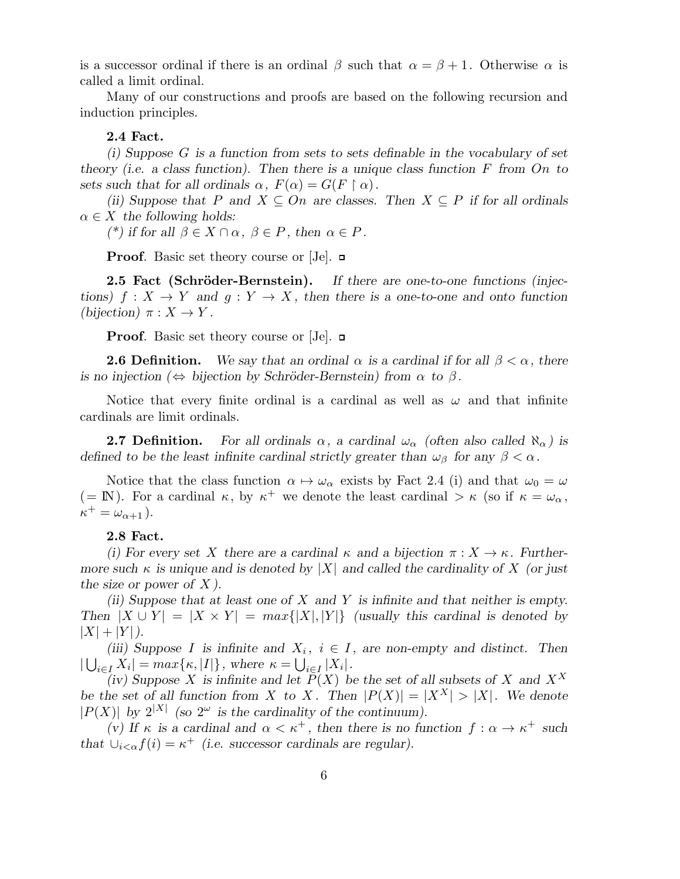is a successor ordinal if there is an ordinal $\beta$ such that $\alpha = \beta + 1$. Otherwise $\alpha$ is called a limit ordinal.

Many of our constructions and proofs are based on the following recursion and induction principles.

**2.4 Fact.**

*(i) Suppose $G$ is a function from sets to sets definable in the vocabulary of set theory (i.e. a class function). Then there is a unique class function $F$ from $On$ to sets such that for all ordinals $\alpha$, $F(\alpha) = G(F \upharpoonright \alpha)$.*

*(ii) Suppose that $P$ and $X \subseteq On$ are classes. Then $X \subseteq P$ if for all ordinals $\alpha \in X$ the following holds:*

*(\*) if for all $\beta \in X \cap \alpha$, $\beta \in P$, then $\alpha \in P$.*

**Proof**. Basic set theory course or [Je]. □

**2.5 Fact (Schröder-Bernstein).** *If there are one-to-one functions (injections) $f : X \to Y$ and $g : Y \to X$, then there is a one-to-one and onto function (bijection) $\pi : X \to Y$.*

**Proof**. Basic set theory course or [Je]. □

**2.6 Definition.** *We say that an ordinal $\alpha$ is a cardinal if for all $\beta < \alpha$, there is no injection ($\Leftrightarrow$ bijection by Schröder-Bernstein) from $\alpha$ to $\beta$.*

Notice that every finite ordinal is a cardinal as well as $\omega$ and that infinite cardinals are limit ordinals.

**2.7 Definition.** *For all ordinals $\alpha$, a cardinal $\omega_\alpha$ (often also called $\aleph_\alpha$) is defined to be the least infinite cardinal strictly greater than $\omega_\beta$ for any $\beta < \alpha$.*

Notice that the class function $\alpha \mapsto \omega_\alpha$ exists by Fact 2.4 (i) and that $\omega_0 = \omega$ ($= \mathbb{N}$). For a cardinal $\kappa$, by $\kappa^+$ we denote the least cardinal $> \kappa$ (so if $\kappa = \omega_\alpha$, $\kappa^+ = \omega_{\alpha+1}$).

**2.8 Fact.**

*(i) For every set $X$ there are a cardinal $\kappa$ and a bijection $\pi : X \to \kappa$. Furthermore such $\kappa$ is unique and is denoted by $|X|$ and called the cardinality of $X$ (or just the size or power of $X$).*

*(ii) Suppose that at least one of $X$ and $Y$ is infinite and that neither is empty. Then $|X \cup Y| = |X \times Y| = max\{|X|, |Y|\}$ (usually this cardinal is denoted by $|X| + |Y|$).*

*(iii) Suppose $I$ is infinite and $X_i$, $i \in I$, are non-empty and distinct. Then $|\bigcup_{i\in I} X_i| = max\{\kappa, |I|\}$, where $\kappa = \bigcup_{i\in I} |X_i|$.*

*(iv) Suppose $X$ is infinite and let $P(X)$ be the set of all subsets of $X$ and $X^X$ be the set of all function from $X$ to $X$. Then $|P(X)| = |X^X| > |X|$. We denote $|P(X)|$ by $2^{|X|}$ (so $2^\omega$ is the cardinality of the continuum).*

*(v) If $\kappa$ is a cardinal and $\alpha < \kappa^+$, then there is no function $f : \alpha \to \kappa^+$ such that $\cup_{i<\alpha} f(i) = \kappa^+$ (i.e. successor cardinals are regular).*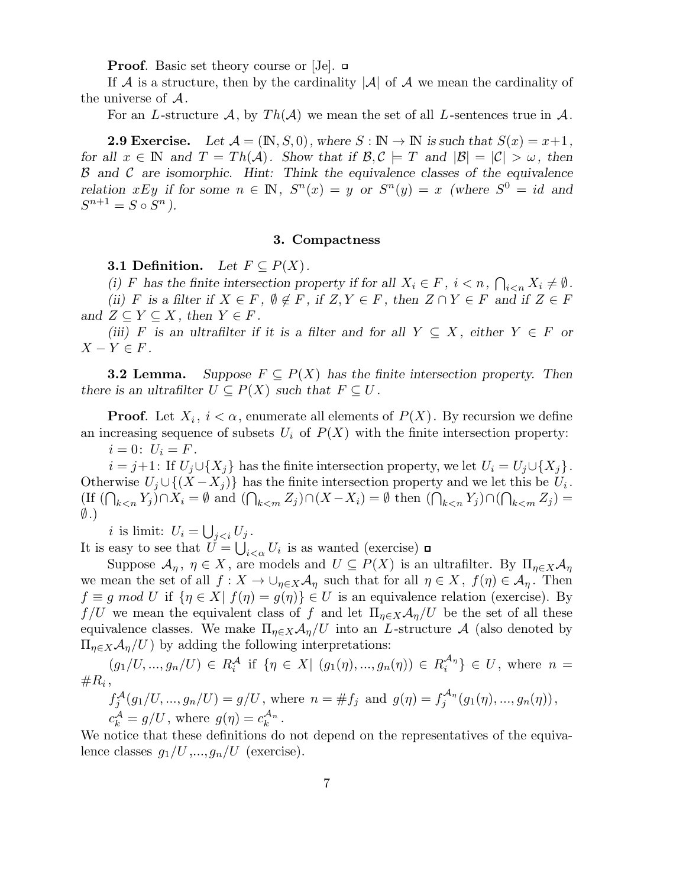**Proof**. Basic set theory course or [Je]. □

If $\mathcal{A}$ is a structure, then by the cardinality $|\mathcal{A}|$ of $\mathcal{A}$ we mean the cardinality of the universe of $\mathcal{A}$.

For an $L$-structure $\mathcal{A}$, by $Th(\mathcal{A})$ we mean the set of all $L$-sentences true in $\mathcal{A}$.

**2.9 Exercise.** *Let $\mathcal{A} = (\mathbb{N}, S, 0)$, where $S : \mathbb{N} \to \mathbb{N}$ is such that $S(x) = x+1$, for all $x \in \mathbb{N}$ and $T = Th(\mathcal{A})$. Show that if $\mathcal{B}, \mathcal{C} \models T$ and $|\mathcal{B}| = |\mathcal{C}| > \omega$, then $\mathcal{B}$ and $\mathcal{C}$ are isomorphic. Hint: Think the equivalence classes of the equivalence relation $xEy$ if for some $n \in \mathbb{N}$, $S^n(x) = y$ or $S^n(y) = x$ (where $S^0 = id$ and $S^{n+1} = S \circ S^n$).*

## 3. Compactness

**3.1 Definition.** *Let $F \subseteq P(X)$.*

*(i) $F$ has the finite intersection property if for all $X_i \in F$, $i < n$, $\bigcap_{i<n} X_i \neq \emptyset$.*

*(ii) $F$ is a filter if $X \in F$, $\emptyset \notin F$, if $Z, Y \in F$, then $Z \cap Y \in F$ and if $Z \in F$ and $Z \subseteq Y \subseteq X$, then $Y \in F$.*

*(iii) $F$ is an ultrafilter if it is a filter and for all $Y \subseteq X$, either $Y \in F$ or $X - Y \in F$.*

**3.2 Lemma.** *Suppose $F \subseteq P(X)$ has the finite intersection property. Then there is an ultrafilter $U \subseteq P(X)$ such that $F \subseteq U$.*

**Proof**. Let $X_i$, $i < \alpha$, enumerate all elements of $P(X)$. By recursion we define an increasing sequence of subsets $U_i$ of $P(X)$ with the finite intersection property:

$i = 0$: $U_i = F$.

$i = j+1$: If $U_j \cup \{X_j\}$ has the finite intersection property, we let $U_i = U_j \cup \{X_j\}$. Otherwise $U_j \cup \{(X - X_j)\}$ has the finite intersection property and we let this be $U_i$. (If $(\bigcap_{k<n} Y_j) \cap X_i = \emptyset$ and $(\bigcap_{k<m} Z_j) \cap (X - X_i) = \emptyset$ then $(\bigcap_{k<n} Y_j) \cap (\bigcap_{k<m} Z_j) = \emptyset$.)

$i$ is limit: $U_i = \bigcup_{j<i} U_j$.

It is easy to see that $U = \bigcup_{i<\alpha} U_i$ is as wanted (exercise) □

Suppose $\mathcal{A}_\eta$, $\eta \in X$, are models and $U \subseteq P(X)$ is an ultrafilter. By $\Pi_{\eta \in X} \mathcal{A}_\eta$ we mean the set of all $f : X \to \cup_{\eta \in X} \mathcal{A}_\eta$ such that for all $\eta \in X$, $f(\eta) \in \mathcal{A}_\eta$. Then $f \equiv g \ mod \ U$ if $\{\eta \in X |\ f(\eta) = g(\eta)\} \in U$ is an equivalence relation (exercise). By $f/U$ we mean the equivalent class of $f$ and let $\Pi_{\eta \in X} \mathcal{A}_\eta / U$ be the set of all these equivalence classes. We make $\Pi_{\eta \in X} \mathcal{A}_\eta / U$ into an $L$-structure $\mathcal{A}$ (also denoted by $\Pi_{\eta \in X} \mathcal{A}_\eta / U$) by adding the following interpretations:

$(g_1/U, ..., g_n/U) \in R_i^{\mathcal{A}}$ if $\{\eta \in X |\ (g_1(\eta), ..., g_n(\eta)) \in R_i^{\mathcal{A}_\eta}\} \in U$, where $n = \# R_i$,

$f_j^{\mathcal{A}}(g_1/U, ..., g_n/U) = g/U$, where $n = \# f_j$ and $g(\eta) = f_j^{\mathcal{A}_\eta}(g_1(\eta), ..., g_n(\eta))$,

$c_k^{\mathcal{A}} = g/U$, where $g(\eta) = c_k^{\mathcal{A}_n}$.

We notice that these definitions do not depend on the representatives of the equivalence classes $g_1/U$ ,..., $g_n/U$ (exercise).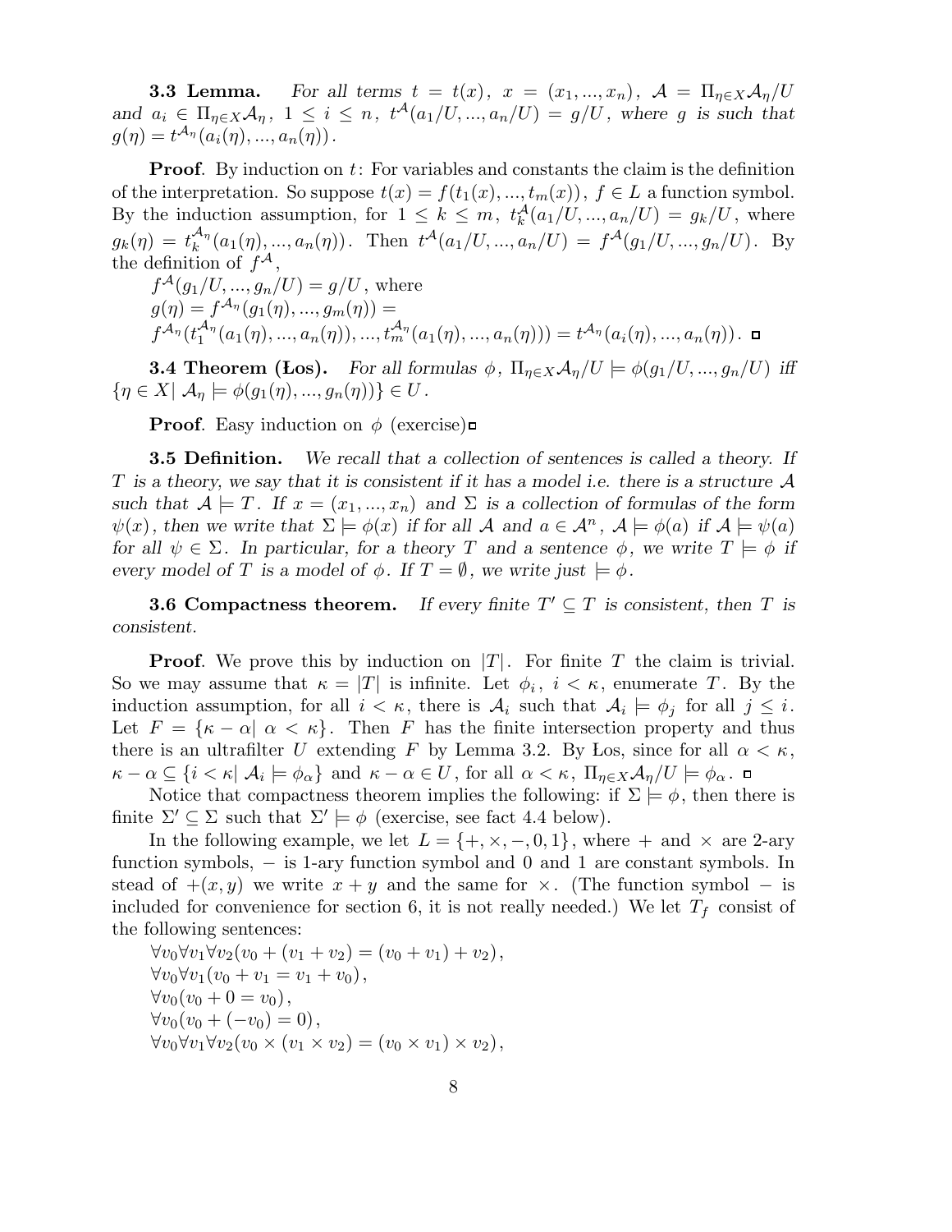**3.3 Lemma.** *For all terms $t = t(x)$, $x = (x_1, ..., x_n)$, $\mathcal{A} = \Pi_{\eta \in X} \mathcal{A}_\eta / U$ and $a_i \in \Pi_{\eta \in X} \mathcal{A}_\eta$, $1 \le i \le n$, $t^{\mathcal{A}}(a_1/U, ..., a_n/U) = g/U$, where $g$ is such that $g(\eta) = t^{\mathcal{A}_\eta}(a_i(\eta), ..., a_n(\eta))$.*

**Proof**. By induction on $t$: For variables and constants the claim is the definition of the interpretation. So suppose $t(x) = f(t_1(x), ..., t_m(x))$, $f \in L$ a function symbol. By the induction assumption, for $1 \le k \le m$, $t_k^{\mathcal{A}}(a_1/U, ..., a_n/U) = g_k/U$, where $g_k(\eta) = t_k^{\mathcal{A}_\eta}(a_1(\eta), ..., a_n(\eta))$. Then $t^{\mathcal{A}}(a_1/U, ..., a_n/U) = f^{\mathcal{A}}(g_1/U, ..., g_n/U)$. By the definition of $f^{\mathcal{A}}$,

$f^{\mathcal{A}}(g_1/U, ..., g_n/U) = g/U$, where

$g(\eta) = f^{\mathcal{A}_\eta}(g_1(\eta), ..., g_m(\eta)) =$

$f^{\mathcal{A}_\eta}(t_1^{\mathcal{A}_\eta}(a_1(\eta), ..., a_n(\eta)), ..., t_m^{\mathcal{A}_\eta}(a_1(\eta), ..., a_n(\eta))) = t^{\mathcal{A}_\eta}(a_i(\eta), ..., a_n(\eta))$. □

**3.4 Theorem (Łos).** *For all formulas $\phi$, $\Pi_{\eta \in X} \mathcal{A}_\eta / U \models \phi(g_1/U, ..., g_n/U)$ iff $\{\eta \in X \mid \mathcal{A}_\eta \models \phi(g_1(\eta), ..., g_n(\eta))\} \in U$.*

**Proof**. Easy induction on $\phi$ (exercise)□

**3.5 Definition.** *We recall that a collection of sentences is called a theory. If $T$ is a theory, we say that it is consistent if it has a model i.e. there is a structure $\mathcal{A}$ such that $\mathcal{A} \models T$. If $x = (x_1, ..., x_n)$ and $\Sigma$ is a collection of formulas of the form $\psi(x)$, then we write that $\Sigma \models \phi(x)$ if for all $\mathcal{A}$ and $a \in \mathcal{A}^n$, $\mathcal{A} \models \phi(a)$ if $\mathcal{A} \models \psi(a)$ for all $\psi \in \Sigma$. In particular, for a theory $T$ and a sentence $\phi$, we write $T \models \phi$ if every model of $T$ is a model of $\phi$. If $T = \emptyset$, we write just $\models \phi$.*

**3.6 Compactness theorem.** *If every finite $T' \subseteq T$ is consistent, then $T$ is consistent.*

**Proof**. We prove this by induction on $|T|$. For finite $T$ the claim is trivial. So we may assume that $\kappa = |T|$ is infinite. Let $\phi_i$, $i < \kappa$, enumerate $T$. By the induction assumption, for all $i < \kappa$, there is $\mathcal{A}_i$ such that $\mathcal{A}_i \models \phi_j$ for all $j \le i$. Let $F = \{\kappa - \alpha \mid \alpha < \kappa\}$. Then $F$ has the finite intersection property and thus there is an ultrafilter $U$ extending $F$ by Lemma 3.2. By Łos, since for all $\alpha < \kappa$, $\kappa - \alpha \subseteq \{i < \kappa \mid \mathcal{A}_i \models \phi_\alpha\}$ and $\kappa - \alpha \in U$, for all $\alpha < \kappa$, $\Pi_{\eta \in X} \mathcal{A}_\eta / U \models \phi_\alpha$. □

Notice that compactness theorem implies the following: if $\Sigma \models \phi$, then there is finite $\Sigma' \subseteq \Sigma$ such that $\Sigma' \models \phi$ (exercise, see fact 4.4 below).

In the following example, we let $L = \{+, \times, -, 0, 1\}$, where $+$ and $\times$ are 2-ary function symbols, $-$ is 1-ary function symbol and $0$ and $1$ are constant symbols. In stead of $+(x, y)$ we write $x + y$ and the same for $\times$. (The function symbol $-$ is included for convenience for section 6, it is not really needed.) We let $T_f$ consist of the following sentences:

$\forall v_0 \forall v_1 \forall v_2 (v_0 + (v_1 + v_2) = (v_0 + v_1) + v_2)$,

$\forall v_0 \forall v_1 (v_0 + v_1 = v_1 + v_0)$,

$\forall v_0 (v_0 + 0 = v_0)$,

$\forall v_0 (v_0 + (-v_0) = 0)$,

$\forall v_0 \forall v_1 \forall v_2 (v_0 \times (v_1 \times v_2) = (v_0 \times v_1) \times v_2)$,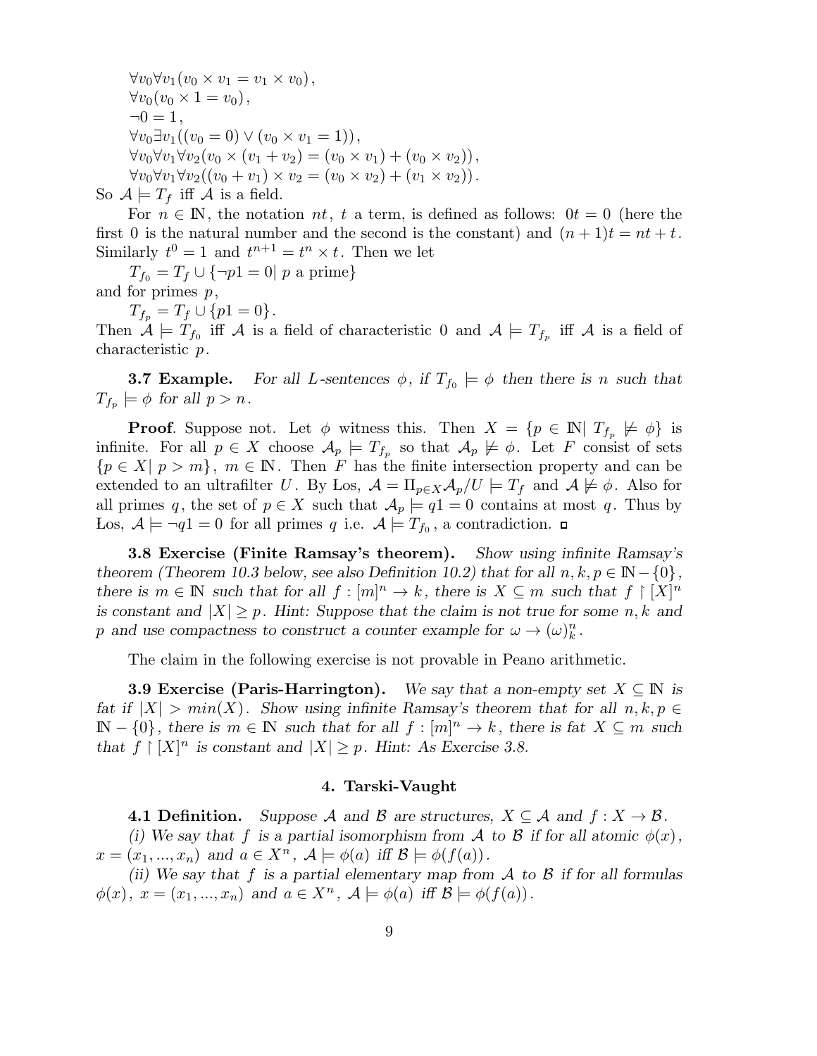$\forall v_0 \forall v_1 (v_0 \times v_1 = v_1 \times v_0)$,
$\forall v_0 (v_0 \times 1 = v_0)$,
$\neg 0 = 1$,
$\forall v_0 \exists v_1 ((v_0 = 0) \vee (v_0 \times v_1 = 1))$,
$\forall v_0 \forall v_1 \forall v_2 (v_0 \times (v_1 + v_2) = (v_0 \times v_1) + (v_0 \times v_2))$,
$\forall v_0 \forall v_1 \forall v_2 ((v_0 + v_1) \times v_2 = (v_0 \times v_2) + (v_1 \times v_2))$.

So $\mathcal{A} \models T_f$ iff $\mathcal{A}$ is a field.

For $n \in \mathbb{N}$, the notation $nt$, $t$ a term, is defined as follows: $0t = 0$ (here the first 0 is the natural number and the second is the constant) and $(n+1)t = nt + t$. Similarly $t^0 = 1$ and $t^{n+1} = t^n \times t$. Then we let

$T_{f_0} = T_f \cup \{\neg p1 = 0 | \ p \text{ a prime}\}$

and for primes $p$,

$T_{f_p} = T_f \cup \{p1 = 0\}$.

Then $\mathcal{A} \models T_{f_0}$ iff $\mathcal{A}$ is a field of characteristic 0 and $\mathcal{A} \models T_{f_p}$ iff $\mathcal{A}$ is a field of characteristic $p$.

**3.7 Example.** *For all $L$-sentences $\phi$, if $T_{f_0} \models \phi$ then there is $n$ such that $T_{f_p} \models \phi$ for all $p > n$.*

**Proof**. Suppose not. Let $\phi$ witness this. Then $X = \{p \in \mathbb{N} | \ T_{f_p} \not\models \phi\}$ is infinite. For all $p \in X$ choose $\mathcal{A}_p \models T_{f_p}$ so that $\mathcal{A}_p \not\models \phi$. Let $F$ consist of sets $\{p \in X | \ p > m\}$, $m \in \mathbb{N}$. Then $F$ has the finite intersection property and can be extended to an ultrafilter $U$. By Łos, $\mathcal{A} = \Pi_{p \in X} \mathcal{A}_p / U \models T_f$ and $\mathcal{A} \not\models \phi$. Also for all primes $q$, the set of $p \in X$ such that $\mathcal{A}_p \models q1 = 0$ contains at most $q$. Thus by Łos, $\mathcal{A} \models \neg q1 = 0$ for all primes $q$ i.e. $\mathcal{A} \models T_{f_0}$, a contradiction. □

**3.8 Exercise (Finite Ramsay's theorem).** *Show using infinite Ramsay's theorem (Theorem 10.3 below, see also Definition 10.2) that for all $n, k, p \in \mathbb{N} - \{0\}$, there is $m \in \mathbb{N}$ such that for all $f : [m]^n \to k$, there is $X \subseteq m$ such that $f \restriction [X]^n$ is constant and $|X| \geq p$. Hint: Suppose that the claim is not true for some $n, k$ and $p$ and use compactness to construct a counter example for $\omega \to (\omega)^n_k$.*

The claim in the following exercise is not provable in Peano arithmetic.

**3.9 Exercise (Paris-Harrington).** *We say that a non-empty set $X \subseteq \mathbb{N}$ is fat if $|X| > min(X)$. Show using infinite Ramsay's theorem that for all $n, k, p \in \mathbb{N} - \{0\}$, there is $m \in \mathbb{N}$ such that for all $f : [m]^n \to k$, there is fat $X \subseteq m$ such that $f \restriction [X]^n$ is constant and $|X| \geq p$. Hint: As Exercise 3.8.*

## 4. Tarski-Vaught

**4.1 Definition.** *Suppose $\mathcal{A}$ and $\mathcal{B}$ are structures, $X \subseteq \mathcal{A}$ and $f : X \to \mathcal{B}$.*

*(i) We say that $f$ is a partial isomorphism from $\mathcal{A}$ to $\mathcal{B}$ if for all atomic $\phi(x)$, $x = (x_1, ..., x_n)$ and $a \in X^n$, $\mathcal{A} \models \phi(a)$ iff $\mathcal{B} \models \phi(f(a))$.*

*(ii) We say that $f$ is a partial elementary map from $\mathcal{A}$ to $\mathcal{B}$ if for all formulas $\phi(x)$, $x = (x_1, ..., x_n)$ and $a \in X^n$, $\mathcal{A} \models \phi(a)$ iff $\mathcal{B} \models \phi(f(a))$.*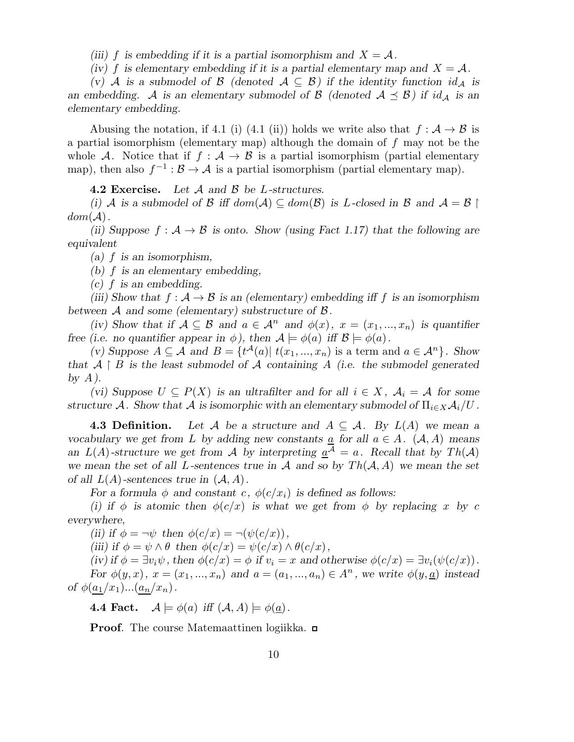*(iii) $f$ is embedding if it is a partial isomorphism and $X = \mathcal{A}$.*

*(iv) $f$ is elementary embedding if it is a partial elementary map and $X = \mathcal{A}$.*

*(v) $\mathcal{A}$ is a submodel of $\mathcal{B}$ (denoted $\mathcal{A} \subseteq \mathcal{B}$) if the identity function $id_{\mathcal{A}}$ is an embedding. $\mathcal{A}$ is an elementary submodel of $\mathcal{B}$ (denoted $\mathcal{A} \preceq \mathcal{B}$) if $id_{\mathcal{A}}$ is an elementary embedding.*

Abusing the notation, if 4.1 (i) (4.1 (ii)) holds we write also that $f : \mathcal{A} \to \mathcal{B}$ is a partial isomorphism (elementary map) although the domain of $f$ may not be the whole $\mathcal{A}$. Notice that if $f : \mathcal{A} \to \mathcal{B}$ is a partial isomorphism (partial elementary map), then also $f^{-1} : \mathcal{B} \to \mathcal{A}$ is a partial isomorphism (partial elementary map).

**4.2 Exercise.** *Let $\mathcal{A}$ and $\mathcal{B}$ be $L$-structures.*

*(i) $\mathcal{A}$ is a submodel of $\mathcal{B}$ iff $dom(\mathcal{A}) \subseteq dom(\mathcal{B})$ is $L$-closed in $\mathcal{B}$ and $\mathcal{A} = \mathcal{B} \restriction dom(\mathcal{A})$.*

*(ii) Suppose $f : \mathcal{A} \to \mathcal{B}$ is onto. Show (using Fact 1.17) that the following are equivalent*

*(a) $f$ is an isomorphism,*

*(b) $f$ is an elementary embedding,*

*(c) $f$ is an embedding.*

*(iii) Show that $f : \mathcal{A} \to \mathcal{B}$ is an (elementary) embedding iff $f$ is an isomorphism between $\mathcal{A}$ and some (elementary) substructure of $\mathcal{B}$.*

*(iv) Show that if $\mathcal{A} \subseteq \mathcal{B}$ and $a \in \mathcal{A}^n$ and $\phi(x)$, $x = (x_1, ..., x_n)$ is quantifier free (i.e. no quantifier appear in $\phi$), then $\mathcal{A} \models \phi(a)$ iff $\mathcal{B} \models \phi(a)$.*

*(v) Suppose $A \subseteq \mathcal{A}$ and $B = \{t^{\mathcal{A}}(a) |$ $t(x_1, ..., x_n)$ is a term and $a \in \mathcal{A}^n\}$. Show that $\mathcal{A} \restriction B$ is the least submodel of $\mathcal{A}$ containing $A$ (i.e. the submodel generated by $A$).*

*(vi) Suppose $U \subseteq P(X)$ is an ultrafilter and for all $i \in X$, $\mathcal{A}_i = \mathcal{A}$ for some structure $\mathcal{A}$. Show that $\mathcal{A}$ is isomorphic with an elementary submodel of $\Pi_{i \in X} \mathcal{A}_i / U$.*

**4.3 Definition.** *Let $\mathcal{A}$ be a structure and $A \subseteq \mathcal{A}$. By $L(A)$ we mean a vocabulary we get from $L$ by adding new constants $\underline{a}$ for all $a \in A$. $(\mathcal{A}, A)$ means an $L(A)$-structure we get from $\mathcal{A}$ by interpreting $\underline{a}^{\mathcal{A}} = a$. Recall that by $Th(\mathcal{A})$ we mean the set of all $L$-sentences true in $\mathcal{A}$ and so by $Th(\mathcal{A}, A)$ we mean the set of all $L(A)$-sentences true in $(\mathcal{A}, A)$.*

*For a formula $\phi$ and constant $c$, $\phi(c/x_i)$ is defined as follows:*

*(i) if $\phi$ is atomic then $\phi(c/x)$ is what we get from $\phi$ by replacing $x$ by $c$ everywhere,*

*(ii) if $\phi = \neg\psi$ then $\phi(c/x) = \neg(\psi(c/x))$,*

*(iii) if $\phi = \psi \wedge \theta$ then $\phi(c/x) = \psi(c/x) \wedge \theta(c/x)$,*

*(iv) if $\phi = \exists v_i \psi$, then $\phi(c/x) = \phi$ if $v_i = x$ and otherwise $\phi(c/x) = \exists v_i(\psi(c/x))$.*

*For $\phi(y, x)$, $x = (x_1, ..., x_n)$ and $a = (a_1, ..., a_n) \in A^n$, we write $\phi(y, \underline{a})$ instead of $\phi(\underline{a_1}/x_1)...(\underline{a_n}/x_n)$.*

**4.4 Fact.** $\mathcal{A} \models \phi(a)$ *iff* $(\mathcal{A}, A) \models \phi(\underline{a})$.

**Proof**. The course Matemaattinen logiikka. ◻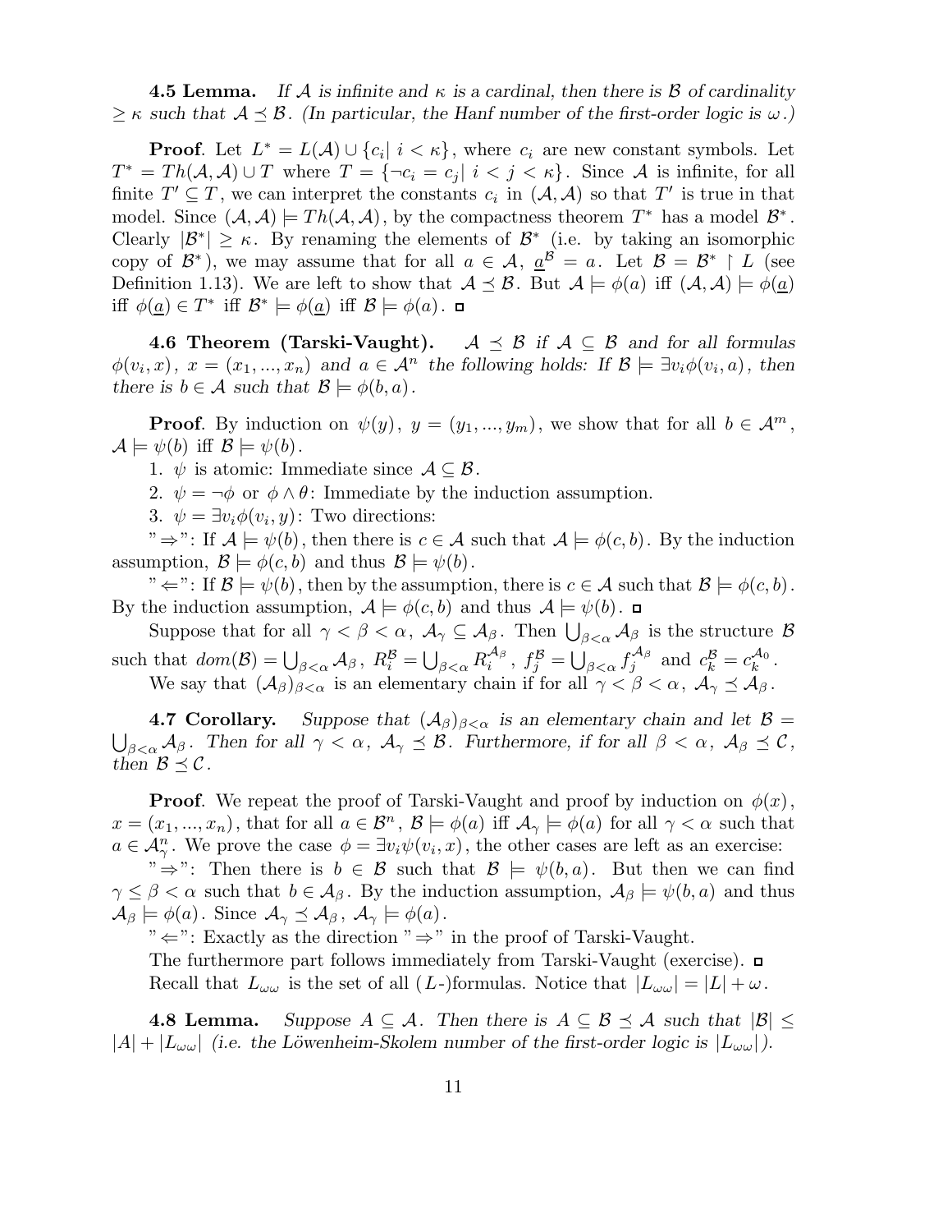**4.5 Lemma.** *If $\mathcal{A}$ is infinite and $\kappa$ is a cardinal, then there is $\mathcal{B}$ of cardinality $\geq \kappa$ such that $\mathcal{A} \preceq \mathcal{B}$. (In particular, the Hanf number of the first-order logic is $\omega$.)*

**Proof**. Let $L^* = L(\mathcal{A}) \cup \{c_i |\ i < \kappa\}$, where $c_i$ are new constant symbols. Let $T^* = Th(\mathcal{A}, \mathcal{A}) \cup T$ where $T = \{\neg c_i = c_j |\ i < j < \kappa\}$. Since $\mathcal{A}$ is infinite, for all finite $T' \subseteq T$, we can interpret the constants $c_i$ in $(\mathcal{A}, \mathcal{A})$ so that $T'$ is true in that model. Since $(\mathcal{A}, \mathcal{A}) \models Th(\mathcal{A}, \mathcal{A})$, by the compactness theorem $T^*$ has a model $\mathcal{B}^*$. Clearly $|\mathcal{B}^*| \geq \kappa$. By renaming the elements of $\mathcal{B}^*$ (i.e. by taking an isomorphic copy of $\mathcal{B}^*$), we may assume that for all $a \in \mathcal{A}$, $\underline{a}^{\mathcal{B}} = a$. Let $\mathcal{B} = \mathcal{B}^* \restriction L$ (see Definition 1.13). We are left to show that $\mathcal{A} \preceq \mathcal{B}$. But $\mathcal{A} \models \phi(a)$ iff $(\mathcal{A}, \mathcal{A}) \models \phi(\underline{a})$ iff $\phi(\underline{a}) \in T^*$ iff $\mathcal{B}^* \models \phi(\underline{a})$ iff $\mathcal{B} \models \phi(a)$. □

**4.6 Theorem (Tarski-Vaught).** *$\mathcal{A} \preceq \mathcal{B}$ if $\mathcal{A} \subseteq \mathcal{B}$ and for all formulas $\phi(v_i, x)$, $x = (x_1, ..., x_n)$ and $a \in \mathcal{A}^n$ the following holds: If $\mathcal{B} \models \exists v_i \phi(v_i, a)$, then there is $b \in \mathcal{A}$ such that $\mathcal{B} \models \phi(b, a)$.*

**Proof**. By induction on $\psi(y)$, $y = (y_1, ..., y_m)$, we show that for all $b \in \mathcal{A}^m$, $\mathcal{A} \models \psi(b)$ iff $\mathcal{B} \models \psi(b)$.

1. $\psi$ is atomic: Immediate since $\mathcal{A} \subseteq \mathcal{B}$.
2. $\psi = \neg \phi$ or $\phi \wedge \theta$: Immediate by the induction assumption.
3. $\psi = \exists v_i \phi(v_i, y)$: Two directions:

"$\Rightarrow$": If $\mathcal{A} \models \psi(b)$, then there is $c \in \mathcal{A}$ such that $\mathcal{A} \models \phi(c, b)$. By the induction assumption, $\mathcal{B} \models \phi(c, b)$ and thus $\mathcal{B} \models \psi(b)$.

"$\Leftarrow$": If $\mathcal{B} \models \psi(b)$, then by the assumption, there is $c \in \mathcal{A}$ such that $\mathcal{B} \models \phi(c, b)$. By the induction assumption, $\mathcal{A} \models \phi(c, b)$ and thus $\mathcal{A} \models \psi(b)$. □

Suppose that for all $\gamma < \beta < \alpha$, $\mathcal{A}_\gamma \subseteq \mathcal{A}_\beta$. Then $\bigcup_{\beta<\alpha} \mathcal{A}_\beta$ is the structure $\mathcal{B}$ such that $dom(\mathcal{B}) = \bigcup_{\beta<\alpha} \mathcal{A}_\beta$, $R_i^{\mathcal{B}} = \bigcup_{\beta<\alpha} R_i^{\mathcal{A}_\beta}$, $f_j^{\mathcal{B}} = \bigcup_{\beta<\alpha} f_j^{\mathcal{A}_\beta}$ and $c_k^{\mathcal{B}} = c_k^{\mathcal{A}_0}$.

We say that $(\mathcal{A}_\beta)_{\beta<\alpha}$ is an elementary chain if for all $\gamma < \beta < \alpha$, $\mathcal{A}_\gamma \preceq \mathcal{A}_\beta$.

**4.7 Corollary.** *Suppose that $(\mathcal{A}_\beta)_{\beta<\alpha}$ is an elementary chain and let $\mathcal{B} = \bigcup_{\beta<\alpha} \mathcal{A}_\beta$. Then for all $\gamma < \alpha$, $\mathcal{A}_\gamma \preceq \mathcal{B}$. Furthermore, if for all $\beta < \alpha$, $\mathcal{A}_\beta \preceq \mathcal{C}$, then $\mathcal{B} \preceq \mathcal{C}$.*

**Proof**. We repeat the proof of Tarski-Vaught and proof by induction on $\phi(x)$, $x = (x_1, ..., x_n)$, that for all $a \in \mathcal{B}^n$, $\mathcal{B} \models \phi(a)$ iff $\mathcal{A}_\gamma \models \phi(a)$ for all $\gamma < \alpha$ such that $a \in \mathcal{A}_\gamma^n$. We prove the case $\phi = \exists v_i \psi(v_i, x)$, the other cases are left as an exercise:

"$\Rightarrow$": Then there is $b \in \mathcal{B}$ such that $\mathcal{B} \models \psi(b, a)$. But then we can find $\gamma \leq \beta < \alpha$ such that $b \in \mathcal{A}_\beta$. By the induction assumption, $\mathcal{A}_\beta \models \psi(b, a)$ and thus $\mathcal{A}_\beta \models \phi(a)$. Since $\mathcal{A}_\gamma \preceq \mathcal{A}_\beta$, $\mathcal{A}_\gamma \models \phi(a)$.

"$\Leftarrow$": Exactly as the direction "$\Rightarrow$" in the proof of Tarski-Vaught.

The furthermore part follows immediately from Tarski-Vaught (exercise). □

Recall that $L_{\omega\omega}$ is the set of all ($L$-)formulas. Notice that $|L_{\omega\omega}| = |L| + \omega$.

**4.8 Lemma.** *Suppose $A \subseteq \mathcal{A}$. Then there is $A \subseteq \mathcal{B} \preceq \mathcal{A}$ such that $|\mathcal{B}| \leq |A| + |L_{\omega\omega}|$ (i.e. the Löwenheim-Skolem number of the first-order logic is $|L_{\omega\omega}|$).*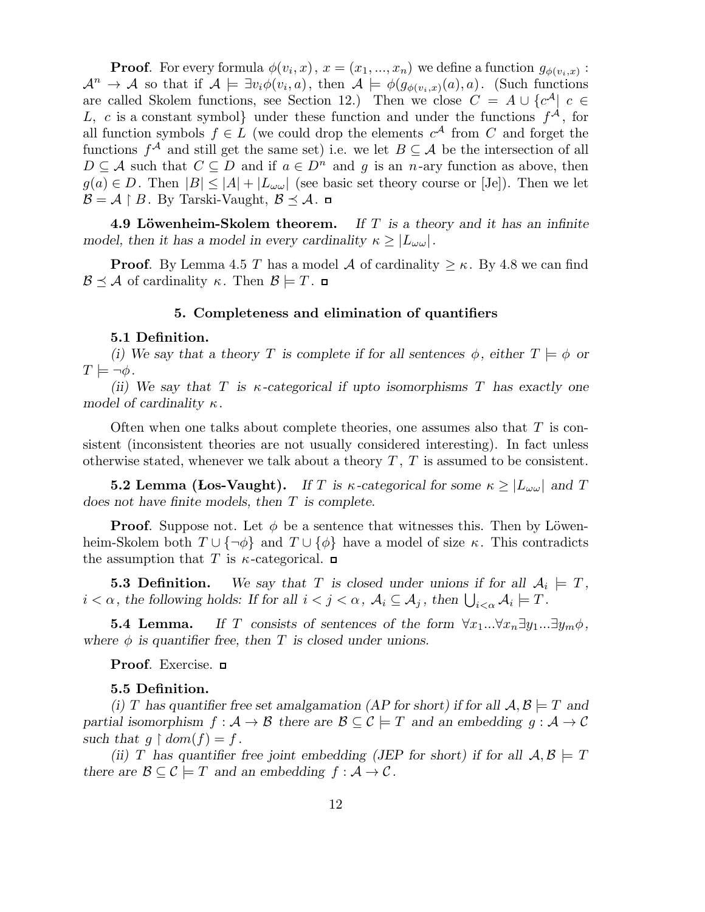**Proof**. For every formula $\phi(v_i, x)$, $x = (x_1, ..., x_n)$ we define a function $g_{\phi(v_i,x)} : \mathcal{A}^n \to \mathcal{A}$ so that if $\mathcal{A} \models \exists v_i \phi(v_i, a)$, then $\mathcal{A} \models \phi(g_{\phi(v_i,x)}(a), a)$. (Such functions are called Skolem functions, see Section 12.) Then we close $C = A \cup \{c^{\mathcal{A}} |\ c \in L,\ c \text{ is a constant symbol}\}$ under these function and under the functions $f^{\mathcal{A}}$, for all function symbols $f \in L$ (we could drop the elements $c^{\mathcal{A}}$ from $C$ and forget the functions $f^{\mathcal{A}}$ and still get the same set) i.e. we let $B \subseteq \mathcal{A}$ be the intersection of all $D \subseteq \mathcal{A}$ such that $C \subseteq D$ and if $a \in D^n$ and $g$ is an $n$-ary function as above, then $g(a) \in D$. Then $|B| \leq |A| + |L_{\omega\omega}|$ (see basic set theory course or [Je]). Then we let $\mathcal{B} = \mathcal{A} \restriction B$. By Tarski-Vaught, $\mathcal{B} \preceq \mathcal{A}$. □

**4.9 Löwenheim-Skolem theorem.** *If $T$ is a theory and it has an infinite model, then it has a model in every cardinality $\kappa \geq |L_{\omega\omega}|$.*

**Proof**. By Lemma 4.5 $T$ has a model $\mathcal{A}$ of cardinality $\geq \kappa$. By 4.8 we can find $\mathcal{B} \preceq \mathcal{A}$ of cardinality $\kappa$. Then $\mathcal{B} \models T$. □

## 5. Completeness and elimination of quantifiers

**5.1 Definition.**

*(i) We say that a theory $T$ is complete if for all sentences $\phi$, either $T \models \phi$ or $T \models \neg\phi$.*

*(ii) We say that $T$ is $\kappa$-categorical if upto isomorphisms $T$ has exactly one model of cardinality $\kappa$.*

Often when one talks about complete theories, one assumes also that $T$ is consistent (inconsistent theories are not usually considered interesting). In fact unless otherwise stated, whenever we talk about a theory $T$, $T$ is assumed to be consistent.

**5.2 Lemma (Łos-Vaught).** *If $T$ is $\kappa$-categorical for some $\kappa \geq |L_{\omega\omega}|$ and $T$ does not have finite models, then $T$ is complete.*

**Proof**. Suppose not. Let $\phi$ be a sentence that witnesses this. Then by Löwenheim-Skolem both $T \cup \{\neg\phi\}$ and $T \cup \{\phi\}$ have a model of size $\kappa$. This contradicts the assumption that $T$ is $\kappa$-categorical. □

**5.3 Definition.** *We say that $T$ is closed under unions if for all $\mathcal{A}_i \models T$, $i < \alpha$, the following holds: If for all $i < j < \alpha$, $\mathcal{A}_i \subseteq \mathcal{A}_j$, then $\bigcup_{i<\alpha} \mathcal{A}_i \models T$.*

**5.4 Lemma.** *If $T$ consists of sentences of the form $\forall x_1 ... \forall x_n \exists y_1 ... \exists y_m \phi$, where $\phi$ is quantifier free, then $T$ is closed under unions.*

**Proof**. Exercise. □

**5.5 Definition.**

*(i) $T$ has quantifier free set amalgamation (AP for short) if for all $\mathcal{A}, \mathcal{B} \models T$ and partial isomorphism $f : \mathcal{A} \to \mathcal{B}$ there are $\mathcal{B} \subseteq \mathcal{C} \models T$ and an embedding $g : \mathcal{A} \to \mathcal{C}$ such that $g \restriction dom(f) = f$.*

*(ii) $T$ has quantifier free joint embedding (JEP for short) if for all $\mathcal{A}, \mathcal{B} \models T$ there are $\mathcal{B} \subseteq \mathcal{C} \models T$ and an embedding $f : \mathcal{A} \to \mathcal{C}$.*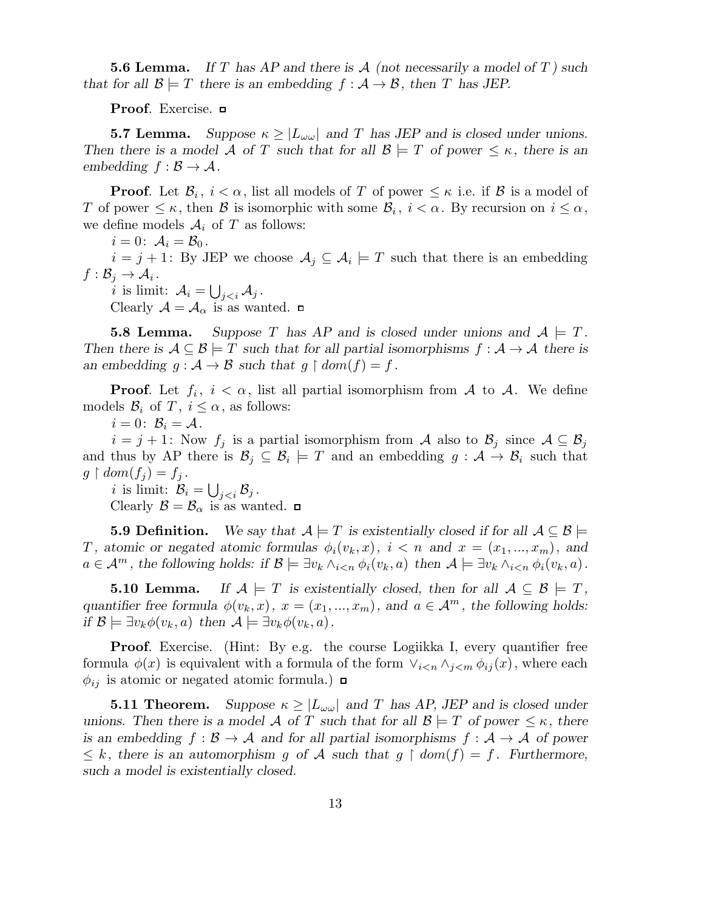**5.6 Lemma.** *If $T$ has AP and there is $\mathcal{A}$ (not necessarily a model of $T$) such that for all $\mathcal{B} \models T$ there is an embedding $f : \mathcal{A} \to \mathcal{B}$, then $T$ has JEP.*

**Proof**. Exercise. □

**5.7 Lemma.** *Suppose $\kappa \geq |L_{\omega\omega}|$ and $T$ has JEP and is closed under unions. Then there is a model $\mathcal{A}$ of $T$ such that for all $\mathcal{B} \models T$ of power $\leq \kappa$, there is an embedding $f : \mathcal{B} \to \mathcal{A}$.*

**Proof**. Let $\mathcal{B}_i$, $i < \alpha$, list all models of $T$ of power $\leq \kappa$ i.e. if $\mathcal{B}$ is a model of $T$ of power $\leq \kappa$, then $\mathcal{B}$ is isomorphic with some $\mathcal{B}_i$, $i < \alpha$. By recursion on $i \leq \alpha$, we define models $\mathcal{A}_i$ of $T$ as follows:

$i = 0$: $\mathcal{A}_i = \mathcal{B}_0$.

$i = j + 1$: By JEP we choose $\mathcal{A}_j \subseteq \mathcal{A}_i \models T$ such that there is an embedding $f : \mathcal{B}_j \to \mathcal{A}_i$.

$i$ is limit: $\mathcal{A}_i = \bigcup_{j<i} \mathcal{A}_j$.

Clearly $\mathcal{A} = \mathcal{A}_\alpha$ is as wanted. □

**5.8 Lemma.** *Suppose $T$ has AP and is closed under unions and $\mathcal{A} \models T$. Then there is $\mathcal{A} \subseteq \mathcal{B} \models T$ such that for all partial isomorphisms $f : \mathcal{A} \to \mathcal{A}$ there is an embedding $g : \mathcal{A} \to \mathcal{B}$ such that $g \restriction dom(f) = f$.*

**Proof**. Let $f_i$, $i < \alpha$, list all partial isomorphism from $\mathcal{A}$ to $\mathcal{A}$. We define models $\mathcal{B}_i$ of $T$, $i \leq \alpha$, as follows:

$i = 0$: $\mathcal{B}_i = \mathcal{A}$.

$i = j + 1$: Now $f_j$ is a partial isomorphism from $\mathcal{A}$ also to $\mathcal{B}_j$ since $\mathcal{A} \subseteq \mathcal{B}_j$ and thus by AP there is $\mathcal{B}_j \subseteq \mathcal{B}_i \models T$ and an embedding $g : \mathcal{A} \to \mathcal{B}_i$ such that $g \restriction dom(f_j) = f_j$.

$i$ is limit: $\mathcal{B}_i = \bigcup_{j<i} \mathcal{B}_j$.

Clearly $\mathcal{B} = \mathcal{B}_\alpha$ is as wanted. □

**5.9 Definition.** *We say that $\mathcal{A} \models T$ is existentially closed if for all $\mathcal{A} \subseteq \mathcal{B} \models T$, atomic or negated atomic formulas $\phi_i(v_k, x)$, $i < n$ and $x = (x_1, ..., x_m)$, and $a \in \mathcal{A}^m$, the following holds: if $\mathcal{B} \models \exists v_k \wedge_{i<n} \phi_i(v_k, a)$ then $\mathcal{A} \models \exists v_k \wedge_{i<n} \phi_i(v_k, a)$.*

**5.10 Lemma.** *If $\mathcal{A} \models T$ is existentially closed, then for all $\mathcal{A} \subseteq \mathcal{B} \models T$, quantifier free formula $\phi(v_k, x)$, $x = (x_1, ..., x_m)$, and $a \in \mathcal{A}^m$, the following holds: if $\mathcal{B} \models \exists v_k \phi(v_k, a)$ then $\mathcal{A} \models \exists v_k \phi(v_k, a)$.*

**Proof**. Exercise. (Hint: By e.g. the course Logiikka I, every quantifier free formula $\phi(x)$ is equivalent with a formula of the form $\vee_{i<n} \wedge_{j<m} \phi_{ij}(x)$, where each $\phi_{ij}$ is atomic or negated atomic formula.) □

**5.11 Theorem.** *Suppose $\kappa \geq |L_{\omega\omega}|$ and $T$ has AP, JEP and is closed under unions. Then there is a model $\mathcal{A}$ of $T$ such that for all $\mathcal{B} \models T$ of power $\leq \kappa$, there is an embedding $f : \mathcal{B} \to \mathcal{A}$ and for all partial isomorphisms $f : \mathcal{A} \to \mathcal{A}$ of power $\leq k$, there is an automorphism $g$ of $\mathcal{A}$ such that $g \restriction dom(f) = f$. Furthermore, such a model is existentially closed.*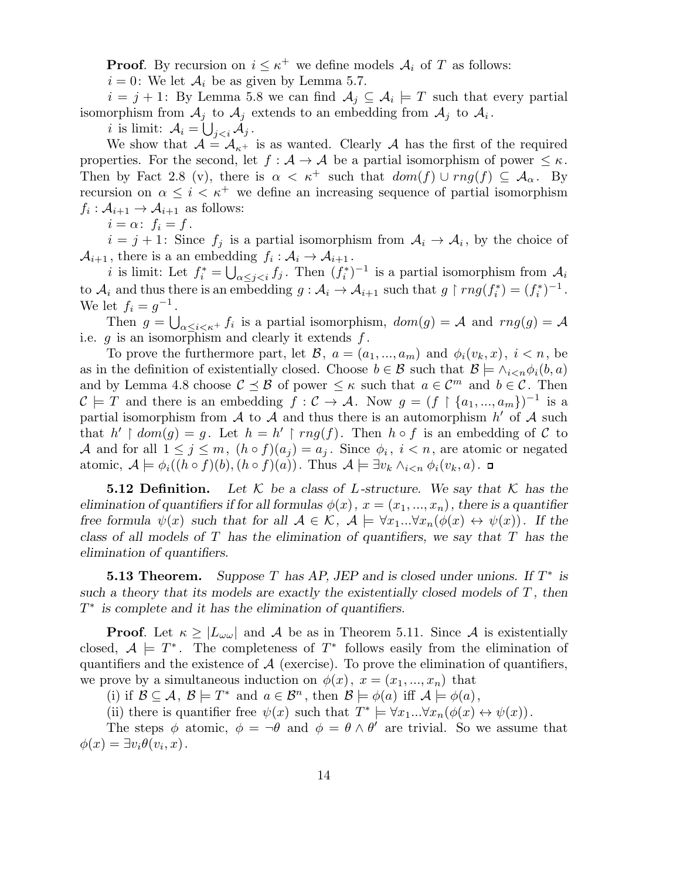**Proof**. By recursion on $i \le \kappa^+$ we define models $\mathcal{A}_i$ of $T$ as follows:

$i = 0$: We let $\mathcal{A}_i$ be as given by Lemma 5.7.

$i = j+1$: By Lemma 5.8 we can find $\mathcal{A}_j \subseteq \mathcal{A}_i \models T$ such that every partial isomorphism from $\mathcal{A}_j$ to $\mathcal{A}_j$ extends to an embedding from $\mathcal{A}_j$ to $\mathcal{A}_i$.

$i$ is limit: $\mathcal{A}_i = \bigcup_{j<i} \mathcal{A}_j$.

We show that $\mathcal{A} = \mathcal{A}_{\kappa^+}$ is as wanted. Clearly $\mathcal{A}$ has the first of the required properties. For the second, let $f : \mathcal{A} \to \mathcal{A}$ be a partial isomorphism of power $\le \kappa$. Then by Fact 2.8 (v), there is $\alpha < \kappa^+$ such that $dom(f) \cup rng(f) \subseteq \mathcal{A}_\alpha$. By recursion on $\alpha \le i < \kappa^+$ we define an increasing sequence of partial isomorphism $f_i : \mathcal{A}_{i+1} \to \mathcal{A}_{i+1}$ as follows:

$i = \alpha$: $f_i = f$.

$i = j+1$: Since $f_j$ is a partial isomorphism from $\mathcal{A}_i \to \mathcal{A}_i$, by the choice of $\mathcal{A}_{i+1}$, there is a an embedding $f_i : \mathcal{A}_i \to \mathcal{A}_{i+1}$.

$i$ is limit: Let $f_i^* = \bigcup_{\alpha \le j < i} f_j$. Then $(f_i^*)^{-1}$ is a partial isomorphism from $\mathcal{A}_i$ to $\mathcal{A}_i$ and thus there is an embedding $g : \mathcal{A}_i \to \mathcal{A}_{i+1}$ such that $g \restriction rng(f_i^*) = (f_i^*)^{-1}$. We let $f_i = g^{-1}$.

Then $g = \bigcup_{\alpha \le i < \kappa^+} f_i$ is a partial isomorphism, $dom(g) = \mathcal{A}$ and $rng(g) = \mathcal{A}$ i.e. $g$ is an isomorphism and clearly it extends $f$.

To prove the furthermore part, let $\mathcal{B}$, $a = (a_1, ..., a_m)$ and $\phi_i(v_k, x)$, $i < n$, be as in the definition of existentially closed. Choose $b \in \mathcal{B}$ such that $\mathcal{B} \models \wedge_{i<n} \phi_i(b, a)$ and by Lemma 4.8 choose $\mathcal{C} \preceq \mathcal{B}$ of power $\le \kappa$ such that $a \in \mathcal{C}^m$ and $b \in \mathcal{C}$. Then $\mathcal{C} \models T$ and there is an embedding $f : \mathcal{C} \to \mathcal{A}$. Now $g = (f \restriction \{a_1, ..., a_m\})^{-1}$ is a partial isomorphism from $\mathcal{A}$ to $\mathcal{A}$ and thus there is an automorphism $h'$ of $\mathcal{A}$ such that $h' \restriction dom(g) = g$. Let $h = h' \restriction rng(f)$. Then $h \circ f$ is an embedding of $\mathcal{C}$ to $\mathcal{A}$ and for all $1 \le j \le m$, $(h \circ f)(a_j) = a_j$. Since $\phi_i$, $i < n$, are atomic or negated atomic, $\mathcal{A} \models \phi_i((h \circ f)(b), (h \circ f)(a))$. Thus $\mathcal{A} \models \exists v_k \wedge_{i<n} \phi_i(v_k, a)$. □

**5.12 Definition.** *Let $\mathcal{K}$ be a class of $L$-structure. We say that $\mathcal{K}$ has the elimination of quantifiers if for all formulas $\phi(x)$, $x = (x_1, ..., x_n)$, there is a quantifier free formula $\psi(x)$ such that for all $\mathcal{A} \in \mathcal{K}$, $\mathcal{A} \models \forall x_1 ... \forall x_n (\phi(x) \leftrightarrow \psi(x))$. If the class of all models of $T$ has the elimination of quantifiers, we say that $T$ has the elimination of quantifiers.*

**5.13 Theorem.** *Suppose $T$ has AP, JEP and is closed under unions. If $T^*$ is such a theory that its models are exactly the existentially closed models of $T$, then $T^*$ is complete and it has the elimination of quantifiers.*

**Proof**. Let $\kappa \ge |L_{\omega\omega}|$ and $\mathcal{A}$ be as in Theorem 5.11. Since $\mathcal{A}$ is existentially closed, $\mathcal{A} \models T^*$. The completeness of $T^*$ follows easily from the elimination of quantifiers and the existence of $\mathcal{A}$ (exercise). To prove the elimination of quantifiers, we prove by a simultaneous induction on $\phi(x)$, $x = (x_1, ..., x_n)$ that

(i) if $\mathcal{B} \subseteq \mathcal{A}$, $\mathcal{B} \models T^*$ and $a \in \mathcal{B}^n$, then $\mathcal{B} \models \phi(a)$ iff $\mathcal{A} \models \phi(a)$,

(ii) there is quantifier free $\psi(x)$ such that $T^* \models \forall x_1 ... \forall x_n (\phi(x) \leftrightarrow \psi(x))$.

The steps $\phi$ atomic, $\phi = \neg\theta$ and $\phi = \theta \wedge \theta'$ are trivial. So we assume that $\phi(x) = \exists v_i \theta(v_i, x)$.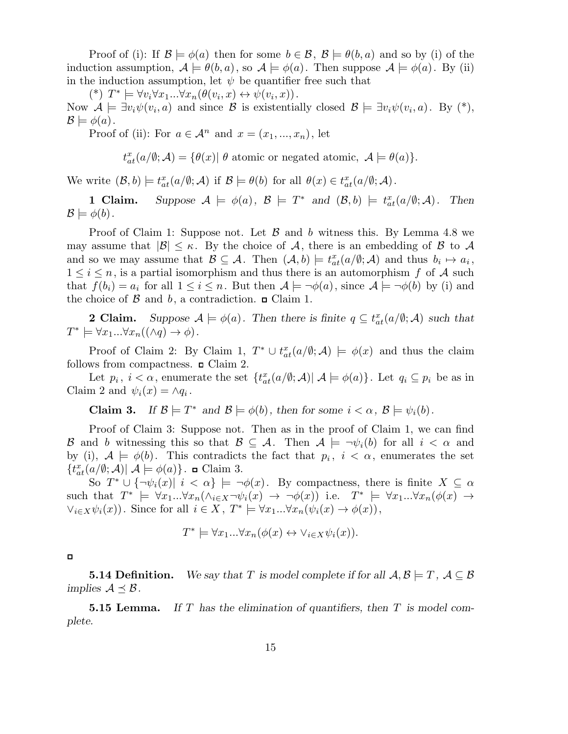Proof of (i): If $\mathcal{B} \models \phi(a)$ then for some $b \in \mathcal{B}$, $\mathcal{B} \models \theta(b, a)$ and so by (i) of the induction assumption, $\mathcal{A} \models \theta(b, a)$, so $\mathcal{A} \models \phi(a)$. Then suppose $\mathcal{A} \models \phi(a)$. By (ii) in the induction assumption, let $\psi$ be quantifier free such that

(\*) $T^* \models \forall v_i \forall x_1 ... \forall x_n (\theta(v_i, x) \leftrightarrow \psi(v_i, x))$.

Now $\mathcal{A} \models \exists v_i \psi(v_i, a)$ and since $\mathcal{B}$ is existentially closed $\mathcal{B} \models \exists v_i \psi(v_i, a)$. By (\*), $\mathcal{B} \models \phi(a)$.

Proof of (ii): For $a \in \mathcal{A}^n$ and $x = (x_1, ..., x_n)$, let

$$t^x_{at}(a/\emptyset; \mathcal{A}) = \{\theta(x) |\ \theta \text{ atomic or negated atomic, } \mathcal{A} \models \theta(a)\}.$$

We write $(\mathcal{B}, b) \models t^x_{at}(a/\emptyset; \mathcal{A})$ if $\mathcal{B} \models \theta(b)$ for all $\theta(x) \in t^x_{at}(a/\emptyset; \mathcal{A})$.

**1 Claim.** *Suppose $\mathcal{A} \models \phi(a)$, $\mathcal{B} \models T^*$ and $(\mathcal{B}, b) \models t^x_{at}(a/\emptyset; \mathcal{A})$. Then $\mathcal{B} \models \phi(b)$.*

Proof of Claim 1: Suppose not. Let $\mathcal{B}$ and $b$ witness this. By Lemma 4.8 we may assume that $|\mathcal{B}| \leq \kappa$. By the choice of $\mathcal{A}$, there is an embedding of $\mathcal{B}$ to $\mathcal{A}$ and so we may assume that $\mathcal{B} \subseteq \mathcal{A}$. Then $(\mathcal{A}, b) \models t^x_{at}(a/\emptyset; \mathcal{A})$ and thus $b_i \mapsto a_i$, $1 \leq i \leq n$, is a partial isomorphism and thus there is an automorphism $f$ of $\mathcal{A}$ such that $f(b_i) = a_i$ for all $1 \leq i \leq n$. But then $\mathcal{A} \models \neg\phi(a)$, since $\mathcal{A} \models \neg\phi(b)$ by (i) and the choice of $\mathcal{B}$ and $b$, a contradiction. □ Claim 1.

**2 Claim.** *Suppose $\mathcal{A} \models \phi(a)$. Then there is finite $q \subseteq t^x_{at}(a/\emptyset; \mathcal{A})$ such that $T^* \models \forall x_1 ... \forall x_n ((\wedge q) \rightarrow \phi)$.*

Proof of Claim 2: By Claim 1, $T^* \cup t^x_{at}(a/\emptyset; \mathcal{A}) \models \phi(x)$ and thus the claim follows from compactness. □ Claim 2.

Let $p_i$, $i < \alpha$, enumerate the set $\{t^x_{at}(a/\emptyset; \mathcal{A}) |\ \mathcal{A} \models \phi(a)\}$. Let $q_i \subseteq p_i$ be as in Claim 2 and $\psi_i(x) = \wedge q_i$.

**Claim 3.** *If $\mathcal{B} \models T^*$ and $\mathcal{B} \models \phi(b)$, then for some $i < \alpha$, $\mathcal{B} \models \psi_i(b)$.*

Proof of Claim 3: Suppose not. Then as in the proof of Claim 1, we can find $\mathcal{B}$ and $b$ witnessing this so that $\mathcal{B} \subseteq \mathcal{A}$. Then $\mathcal{A} \models \neg\psi_i(b)$ for all $i < \alpha$ and by (i), $\mathcal{A} \models \phi(b)$. This contradicts the fact that $p_i$, $i < \alpha$, enumerates the set $\{t^x_{at}(a/\emptyset; \mathcal{A}) |\ \mathcal{A} \models \phi(a)\}$. □ Claim 3.

So $T^* \cup \{\neg\psi_i(x) |\ i < \alpha\} \models \neg\phi(x)$. By compactness, there is finite $X \subseteq \alpha$ such that $T^* \models \forall x_1 ... \forall x_n (\wedge_{i \in X} \neg\psi_i(x) \rightarrow \neg\phi(x))$ i.e. $T^* \models \forall x_1 ... \forall x_n (\phi(x) \rightarrow \vee_{i \in X} \psi_i(x))$. Since for all $i \in X$, $T^* \models \forall x_1 ... \forall x_n (\psi_i(x) \rightarrow \phi(x))$,

$$T^* \models \forall x_1 ... \forall x_n (\phi(x) \leftrightarrow \vee_{i \in X} \psi_i(x)).$$

□

**5.14 Definition.** *We say that $T$ is model complete if for all $\mathcal{A}, \mathcal{B} \models T$, $\mathcal{A} \subseteq \mathcal{B}$ implies $\mathcal{A} \preceq \mathcal{B}$.*

**5.15 Lemma.** *If $T$ has the elimination of quantifiers, then $T$ is model complete.*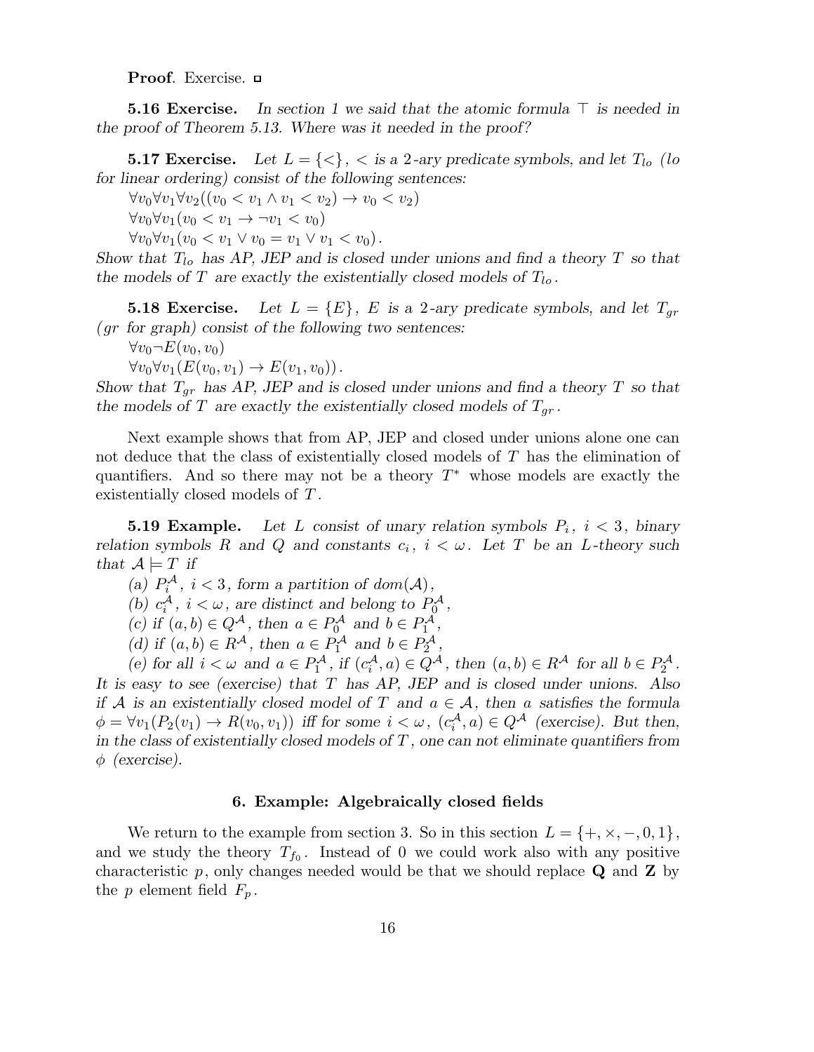**Proof**. Exercise. □

**5.16 Exercise.** *In section 1 we said that the atomic formula $\top$ is needed in the proof of Theorem 5.13. Where was it needed in the proof?*

**5.17 Exercise.** *Let $L = \{<\}$, $<$ is a 2-ary predicate symbols, and let $T_{lo}$ (lo for linear ordering) consist of the following sentences:*

$\forall v_0 \forall v_1 \forall v_2((v_0 < v_1 \wedge v_1 < v_2) \rightarrow v_0 < v_2)$

$\forall v_0 \forall v_1(v_0 < v_1 \rightarrow \neg v_1 < v_0)$

$\forall v_0 \forall v_1(v_0 < v_1 \vee v_0 = v_1 \vee v_1 < v_0)$.

*Show that $T_{lo}$ has AP, JEP and is closed under unions and find a theory $T$ so that the models of $T$ are exactly the existentially closed models of $T_{lo}$.*

**5.18 Exercise.** *Let $L = \{E\}$, $E$ is a 2-ary predicate symbols, and let $T_{gr}$ (gr for graph) consist of the following two sentences:*

$\forall v_0 \neg E(v_0, v_0)$

$\forall v_0 \forall v_1(E(v_0, v_1) \rightarrow E(v_1, v_0))$.

*Show that $T_{gr}$ has AP, JEP and is closed under unions and find a theory $T$ so that the models of $T$ are exactly the existentially closed models of $T_{gr}$.*

Next example shows that from AP, JEP and closed under unions alone one can not deduce that the class of existentially closed models of $T$ has the elimination of quantifiers. And so there may not be a theory $T^*$ whose models are exactly the existentially closed models of $T$.

**5.19 Example.** *Let $L$ consist of unary relation symbols $P_i$, $i < 3$, binary relation symbols $R$ and $Q$ and constants $c_i$, $i < \omega$. Let $T$ be an $L$-theory such that $\mathcal{A} \models T$ if*

*(a) $P_i^{\mathcal{A}}$, $i < 3$, form a partition of $dom(\mathcal{A})$,*

*(b) $c_i^{\mathcal{A}}$, $i < \omega$, are distinct and belong to $P_0^{\mathcal{A}}$,*

*(c) if $(a, b) \in Q^{\mathcal{A}}$, then $a \in P_0^{\mathcal{A}}$ and $b \in P_1^{\mathcal{A}}$,*

*(d) if $(a, b) \in R^{\mathcal{A}}$, then $a \in P_1^{\mathcal{A}}$ and $b \in P_2^{\mathcal{A}}$,*

*(e) for all $i < \omega$ and $a \in P_1^{\mathcal{A}}$, if $(c_i^{\mathcal{A}}, a) \in Q^{\mathcal{A}}$, then $(a, b) \in R^{\mathcal{A}}$ for all $b \in P_2^{\mathcal{A}}$.*

*It is easy to see (exercise) that $T$ has AP, JEP and is closed under unions. Also if $\mathcal{A}$ is an existentially closed model of $T$ and $a \in \mathcal{A}$, then $a$ satisfies the formula $\phi = \forall v_1(P_2(v_1) \rightarrow R(v_0, v_1))$ iff for some $i < \omega$, $(c_i^{\mathcal{A}}, a) \in Q^{\mathcal{A}}$ (exercise). But then, in the class of existentially closed models of $T$, one can not eliminate quantifiers from $\phi$ (exercise).*

## 6. Example: Algebraically closed fields

We return to the example from section 3. So in this section $L = \{+, \times, -, 0, 1\}$, and we study the theory $T_{f_0}$. Instead of 0 we could work also with any positive characteristic $p$, only changes needed would be that we should replace $\mathbf{Q}$ and $\mathbf{Z}$ by the $p$ element field $F_p$.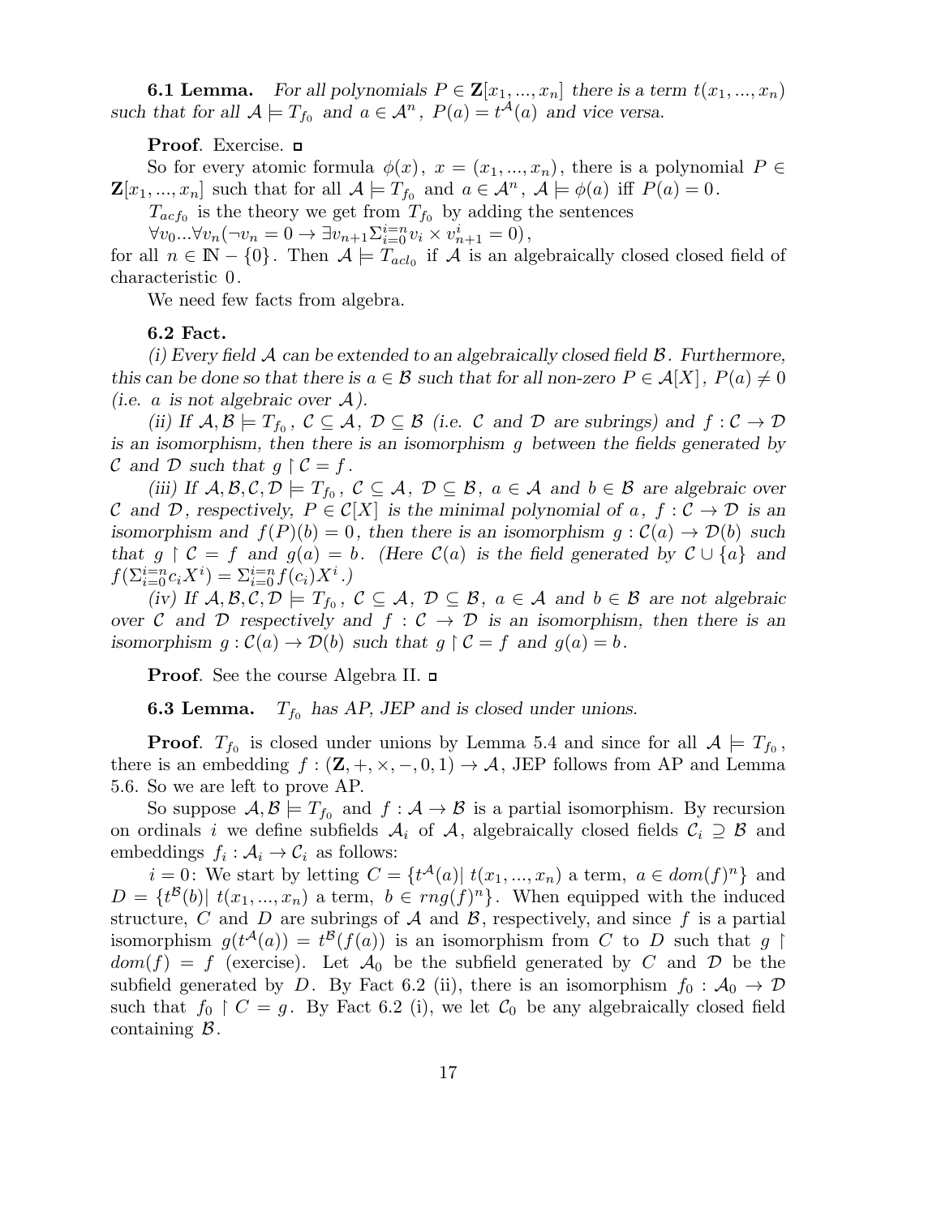**6.1 Lemma.** *For all polynomials $P \in \mathbf{Z}[x_1, ..., x_n]$ there is a term $t(x_1, ..., x_n)$ such that for all $\mathcal{A} \models T_{f_0}$ and $a \in \mathcal{A}^n$, $P(a) = t^{\mathcal{A}}(a)$ and vice versa.*

**Proof**. Exercise. ◻

So for every atomic formula $\phi(x)$, $x = (x_1, ..., x_n)$, there is a polynomial $P \in \mathbf{Z}[x_1, ..., x_n]$ such that for all $\mathcal{A} \models T_{f_0}$ and $a \in \mathcal{A}^n$, $\mathcal{A} \models \phi(a)$ iff $P(a) = 0$.

$T_{acf_0}$ is the theory we get from $T_{f_0}$ by adding the sentences

$\forall v_0 ... \forall v_n (\neg v_n = 0 \rightarrow \exists v_{n+1} \Sigma_{i=0}^{i=n} v_i \times v_{n+1}^i = 0)$,

for all $n \in \mathbb{N} - \{0\}$. Then $\mathcal{A} \models T_{acl_0}$ if $\mathcal{A}$ is an algebraically closed closed field of characteristic $0$.

We need few facts from algebra.

**6.2 Fact.**

*(i) Every field $\mathcal{A}$ can be extended to an algebraically closed field $\mathcal{B}$. Furthermore, this can be done so that there is $a \in \mathcal{B}$ such that for all non-zero $P \in \mathcal{A}[X]$, $P(a) \neq 0$ (i.e. $a$ is not algebraic over $\mathcal{A}$).*

*(ii) If $\mathcal{A}, \mathcal{B} \models T_{f_0}$, $\mathcal{C} \subseteq \mathcal{A}$, $\mathcal{D} \subseteq \mathcal{B}$ (i.e. $\mathcal{C}$ and $\mathcal{D}$ are subrings) and $f : \mathcal{C} \rightarrow \mathcal{D}$ is an isomorphism, then there is an isomorphism $g$ between the fields generated by $\mathcal{C}$ and $\mathcal{D}$ such that $g \restriction \mathcal{C} = f$.*

*(iii) If $\mathcal{A}, \mathcal{B}, \mathcal{C}, \mathcal{D} \models T_{f_0}$, $\mathcal{C} \subseteq \mathcal{A}$, $\mathcal{D} \subseteq \mathcal{B}$, $a \in \mathcal{A}$ and $b \in \mathcal{B}$ are algebraic over $\mathcal{C}$ and $\mathcal{D}$, respectively, $P \in \mathcal{C}[X]$ is the minimal polynomial of $a$, $f : \mathcal{C} \rightarrow \mathcal{D}$ is an isomorphism and $f(P)(b) = 0$, then there is an isomorphism $g : \mathcal{C}(a) \rightarrow \mathcal{D}(b)$ such that $g \restriction \mathcal{C} = f$ and $g(a) = b$. (Here $\mathcal{C}(a)$ is the field generated by $\mathcal{C} \cup \{a\}$ and $f(\Sigma_{i=0}^{i=n} c_i X^i) = \Sigma_{i=0}^{i=n} f(c_i) X^i$.)*

*(iv) If $\mathcal{A}, \mathcal{B}, \mathcal{C}, \mathcal{D} \models T_{f_0}$, $\mathcal{C} \subseteq \mathcal{A}$, $\mathcal{D} \subseteq \mathcal{B}$, $a \in \mathcal{A}$ and $b \in \mathcal{B}$ are not algebraic over $\mathcal{C}$ and $\mathcal{D}$ respectively and $f : \mathcal{C} \rightarrow \mathcal{D}$ is an isomorphism, then there is an isomorphism $g : \mathcal{C}(a) \rightarrow \mathcal{D}(b)$ such that $g \restriction \mathcal{C} = f$ and $g(a) = b$.*

**Proof**. See the course Algebra II. ◻

**6.3 Lemma.** *$T_{f_0}$ has AP, JEP and is closed under unions.*

**Proof**. $T_{f_0}$ is closed under unions by Lemma 5.4 and since for all $\mathcal{A} \models T_{f_0}$, there is an embedding $f : (\mathbf{Z}, +, \times, -, 0, 1) \rightarrow \mathcal{A}$, JEP follows from AP and Lemma 5.6. So we are left to prove AP.

So suppose $\mathcal{A}, \mathcal{B} \models T_{f_0}$ and $f : \mathcal{A} \rightarrow \mathcal{B}$ is a partial isomorphism. By recursion on ordinals $i$ we define subfields $\mathcal{A}_i$ of $\mathcal{A}$, algebraically closed fields $\mathcal{C}_i \supseteq \mathcal{B}$ and embeddings $f_i : \mathcal{A}_i \rightarrow \mathcal{C}_i$ as follows:

$i = 0$: We start by letting $C = \{t^{\mathcal{A}}(a) |\ t(x_1, ..., x_n)$ a term, $a \in dom(f)^n\}$ and $D = \{t^{\mathcal{B}}(b) |\ t(x_1, ..., x_n)$ a term, $b \in rng(f)^n\}$. When equipped with the induced structure, $C$ and $D$ are subrings of $\mathcal{A}$ and $\mathcal{B}$, respectively, and since $f$ is a partial isomorphism $g(t^{\mathcal{A}}(a)) = t^{\mathcal{B}}(f(a))$ is an isomorphism from $C$ to $D$ such that $g \restriction dom(f) = f$ (exercise). Let $\mathcal{A}_0$ be the subfield generated by $C$ and $\mathcal{D}$ be the subfield generated by $D$. By Fact 6.2 (ii), there is an isomorphism $f_0 : \mathcal{A}_0 \rightarrow \mathcal{D}$ such that $f_0 \restriction C = g$. By Fact 6.2 (i), we let $\mathcal{C}_0$ be any algebraically closed field containing $\mathcal{B}$.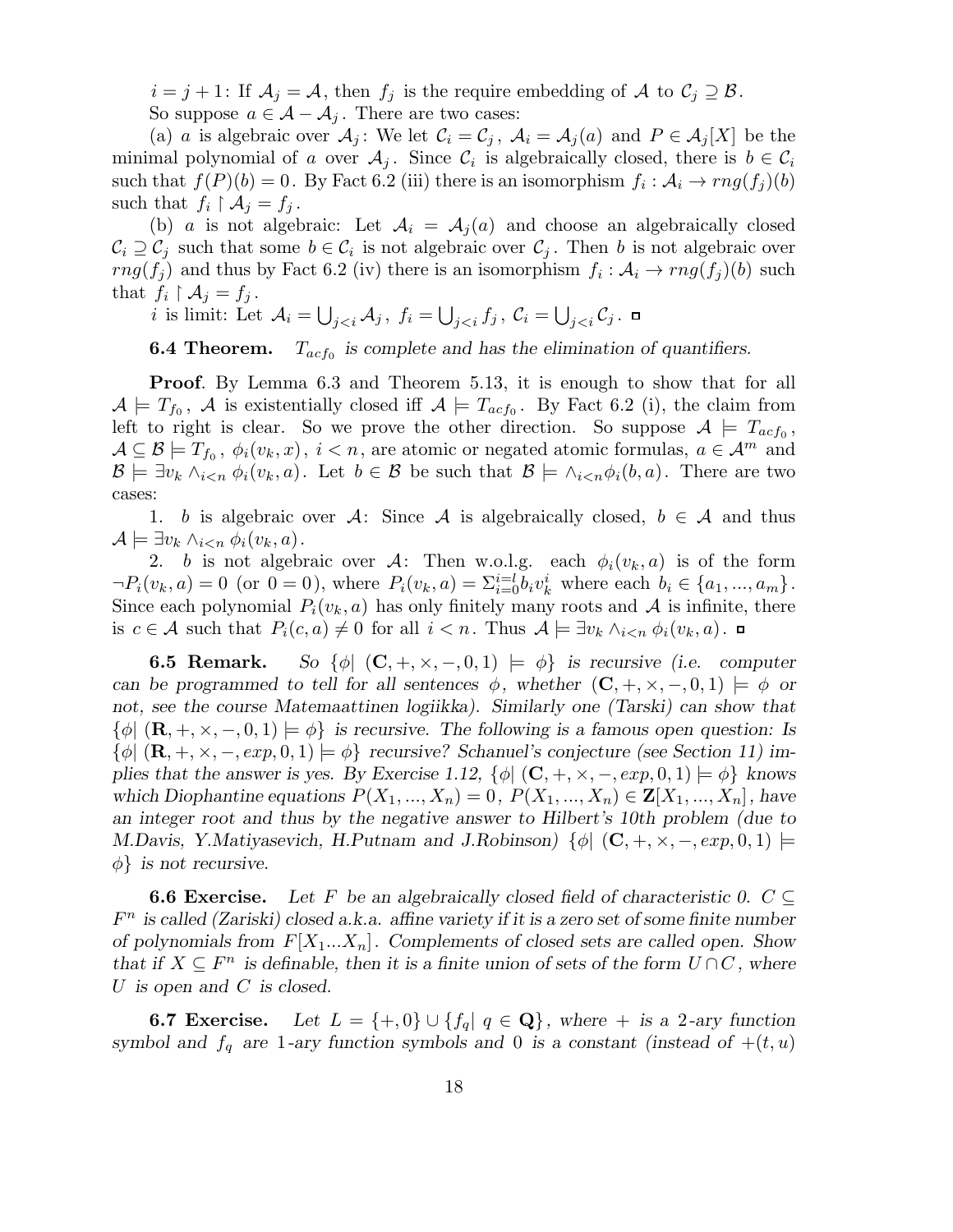$i = j+1$: If $\mathcal{A}_j = \mathcal{A}$, then $f_j$ is the require embedding of $\mathcal{A}$ to $\mathcal{C}_j \supseteq \mathcal{B}$.

So suppose $a \in \mathcal{A} - \mathcal{A}_j$. There are two cases:

(a) $a$ is algebraic over $\mathcal{A}_j$: We let $\mathcal{C}_i = \mathcal{C}_j$, $\mathcal{A}_i = \mathcal{A}_j(a)$ and $P \in \mathcal{A}_j[X]$ be the minimal polynomial of $a$ over $\mathcal{A}_j$. Since $\mathcal{C}_i$ is algebraically closed, there is $b \in \mathcal{C}_i$ such that $f(P)(b) = 0$. By Fact 6.2 (iii) there is an isomorphism $f_i : \mathcal{A}_i \to rng(f_j)(b)$ such that $f_i \restriction \mathcal{A}_j = f_j$.

(b) $a$ is not algebraic: Let $\mathcal{A}_i = \mathcal{A}_j(a)$ and choose an algebraically closed $\mathcal{C}_i \supseteq \mathcal{C}_j$ such that some $b \in \mathcal{C}_i$ is not algebraic over $\mathcal{C}_j$. Then $b$ is not algebraic over $rng(f_j)$ and thus by Fact 6.2 (iv) there is an isomorphism $f_i : \mathcal{A}_i \to rng(f_j)(b)$ such that $f_i \restriction \mathcal{A}_j = f_j$.

$i$ is limit: Let $\mathcal{A}_i = \bigcup_{j<i} \mathcal{A}_j$, $f_i = \bigcup_{j<i} f_j$, $\mathcal{C}_i = \bigcup_{j<i} \mathcal{C}_j$. □

**6.4 Theorem.** *$T_{acf_0}$ is complete and has the elimination of quantifiers.*

**Proof**. By Lemma 6.3 and Theorem 5.13, it is enough to show that for all $\mathcal{A} \models T_{f_0}$, $\mathcal{A}$ is existentially closed iff $\mathcal{A} \models T_{acf_0}$. By Fact 6.2 (i), the claim from left to right is clear. So we prove the other direction. So suppose $\mathcal{A} \models T_{acf_0}$, $\mathcal{A} \subseteq \mathcal{B} \models T_{f_0}$, $\phi_i(v_k, x)$, $i < n$, are atomic or negated atomic formulas, $a \in \mathcal{A}^m$ and $\mathcal{B} \models \exists v_k \wedge_{i<n} \phi_i(v_k, a)$. Let $b \in \mathcal{B}$ be such that $\mathcal{B} \models \wedge_{i<n} \phi_i(b, a)$. There are two cases:

1. $b$ is algebraic over $\mathcal{A}$: Since $\mathcal{A}$ is algebraically closed, $b \in \mathcal{A}$ and thus $\mathcal{A} \models \exists v_k \wedge_{i<n} \phi_i(v_k, a)$.

2. $b$ is not algebraic over $\mathcal{A}$: Then w.o.l.g. each $\phi_i(v_k, a)$ is of the form $\neg P_i(v_k, a) = 0$ (or $0 = 0$), where $P_i(v_k, a) = \Sigma_{i=0}^{i=l} b_i v_k^i$ where each $b_i \in \{a_1, ..., a_m\}$. Since each polynomial $P_i(v_k, a)$ has only finitely many roots and $\mathcal{A}$ is infinite, there is $c \in \mathcal{A}$ such that $P_i(c, a) \neq 0$ for all $i < n$. Thus $\mathcal{A} \models \exists v_k \wedge_{i<n} \phi_i(v_k, a)$. □

**6.5 Remark.** *So $\{\phi |\ (\mathbf{C}, +, \times, -, 0, 1) \models \phi\}$ is recursive (i.e. computer can be programmed to tell for all sentences $\phi$, whether $(\mathbf{C}, +, \times, -, 0, 1) \models \phi$ or not, see the course Matemaattinen logiikka). Similarly one (Tarski) can show that $\{\phi |\ (\mathbf{R}, +, \times, -, 0, 1) \models \phi\}$ is recursive. The following is a famous open question: Is $\{\phi |\ (\mathbf{R}, +, \times, -, exp, 0, 1) \models \phi\}$ recursive? Schanuel's conjecture (see Section 11) implies that the answer is yes. By Exercise 1.12, $\{\phi |\ (\mathbf{C}, +, \times, -, exp, 0, 1) \models \phi\}$ knows which Diophantine equations $P(X_1, ..., X_n) = 0$, $P(X_1, ..., X_n) \in \mathbf{Z}[X_1, ..., X_n]$, have an integer root and thus by the negative answer to Hilbert's 10th problem (due to M.Davis, Y.Matiyasevich, H.Putnam and J.Robinson) $\{\phi |\ (\mathbf{C}, +, \times, -, exp, 0, 1) \models \phi\}$ is not recursive.*

**6.6 Exercise.** *Let $F$ be an algebraically closed field of characteristic 0. $C \subseteq F^n$ is called (Zariski) closed a.k.a. affine variety if it is a zero set of some finite number of polynomials from $F[X_1...X_n]$. Complements of closed sets are called open. Show that if $X \subseteq F^n$ is definable, then it is a finite union of sets of the form $U \cap C$, where $U$ is open and $C$ is closed.*

**6.7 Exercise.** *Let $L = \{+, 0\} \cup \{f_q |\ q \in \mathbf{Q}\}$, where $+$ is a 2-ary function symbol and $f_q$ are 1-ary function symbols and 0 is a constant (instead of $+(t, u)$*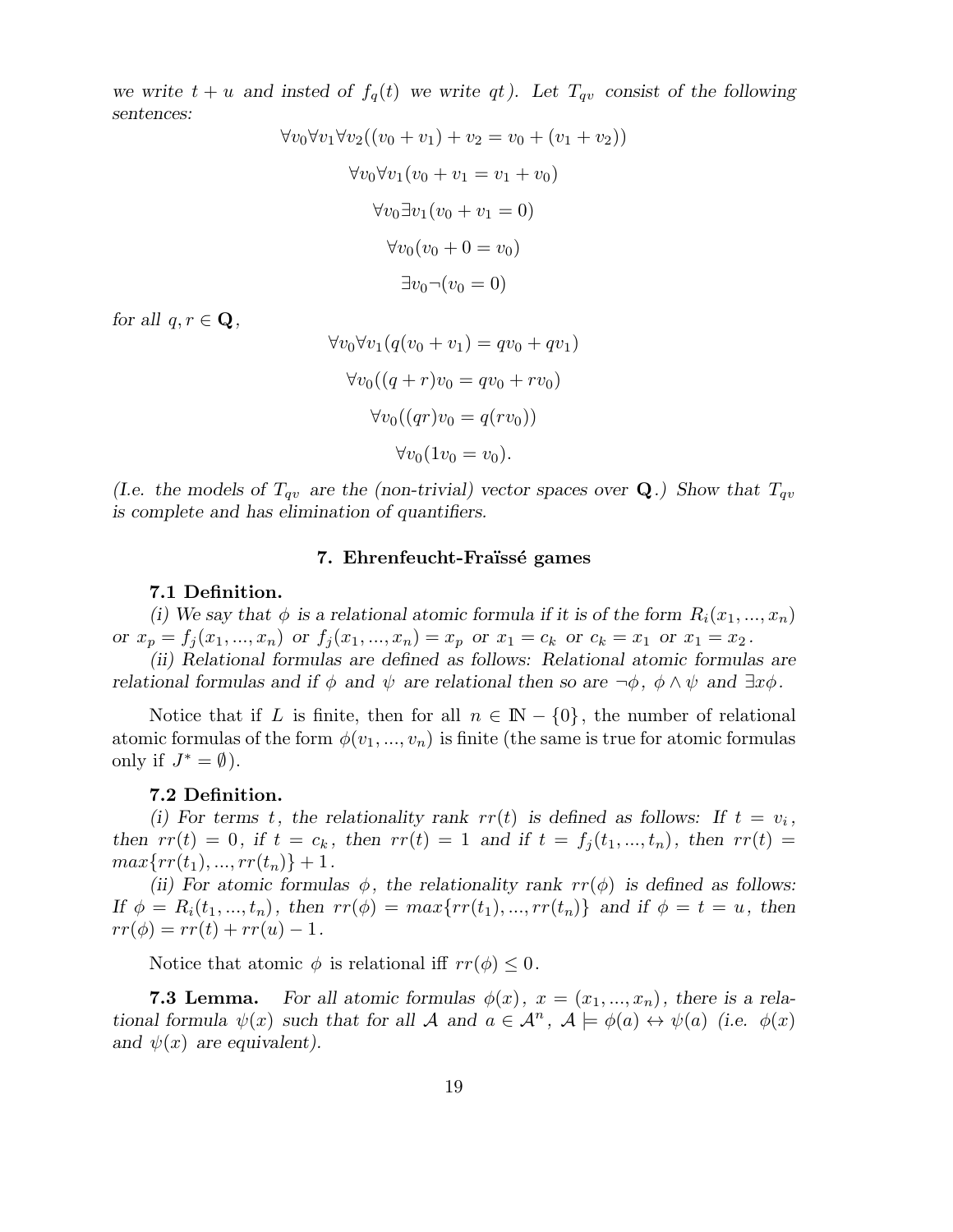*we write $t + u$ and insted of $f_q(t)$ we write $qt$). Let $T_{qv}$ consist of the following sentences:*

$$\forall v_0 \forall v_1 \forall v_2 ((v_0 + v_1) + v_2 = v_0 + (v_1 + v_2))$$

$$\forall v_0 \forall v_1 (v_0 + v_1 = v_1 + v_0)$$

$$\forall v_0 \exists v_1 (v_0 + v_1 = 0)$$

$$\forall v_0 (v_0 + 0 = v_0)$$

$$\exists v_0 \neg (v_0 = 0)$$

*for all $q, r \in \mathbf{Q}$,*

$$\forall v_0 \forall v_1 (q(v_0 + v_1) = qv_0 + qv_1)$$

$$\forall v_0 ((q + r)v_0 = qv_0 + rv_0)$$

$$\forall v_0 ((qr)v_0 = q(rv_0))$$

$$\forall v_0 (1v_0 = v_0).$$

*(I.e. the models of $T_{qv}$ are the (non-trivial) vector spaces over $\mathbf{Q}$.) Show that $T_{qv}$ is complete and has elimination of quantifiers.*

## 7. Ehrenfeucht-Fraïssé games

**7.1 Definition.**

*(i) We say that $\phi$ is a relational atomic formula if it is of the form $R_i(x_1, ..., x_n)$ or $x_p = f_j(x_1, ..., x_n)$ or $f_j(x_1, ..., x_n) = x_p$ or $x_1 = c_k$ or $c_k = x_1$ or $x_1 = x_2$.*

*(ii) Relational formulas are defined as follows: Relational atomic formulas are relational formulas and if $\phi$ and $\psi$ are relational then so are $\neg\phi$, $\phi \wedge \psi$ and $\exists x \phi$.*

Notice that if $L$ is finite, then for all $n \in \mathbb{N} - \{0\}$, the number of relational atomic formulas of the form $\phi(v_1, ..., v_n)$ is finite (the same is true for atomic formulas only if $J^* = \emptyset$).

**7.2 Definition.**

*(i) For terms $t$, the relationality rank $rr(t)$ is defined as follows: If $t = v_i$, then $rr(t) = 0$, if $t = c_k$, then $rr(t) = 1$ and if $t = f_j(t_1, ..., t_n)$, then $rr(t) = max\{rr(t_1), ..., rr(t_n)\} + 1$.*

*(ii) For atomic formulas $\phi$, the relationality rank $rr(\phi)$ is defined as follows: If $\phi = R_i(t_1, ..., t_n)$, then $rr(\phi) = max\{rr(t_1), ..., rr(t_n)\}$ and if $\phi = t = u$, then $rr(\phi) = rr(t) + rr(u) - 1$.*

Notice that atomic $\phi$ is relational iff $rr(\phi) \leq 0$.

**7.3 Lemma.** *For all atomic formulas $\phi(x)$, $x = (x_1, ..., x_n)$, there is a relational formula $\psi(x)$ such that for all $\mathcal{A}$ and $a \in \mathcal{A}^n$, $\mathcal{A} \models \phi(a) \leftrightarrow \psi(a)$ (i.e. $\phi(x)$ and $\psi(x)$ are equivalent).*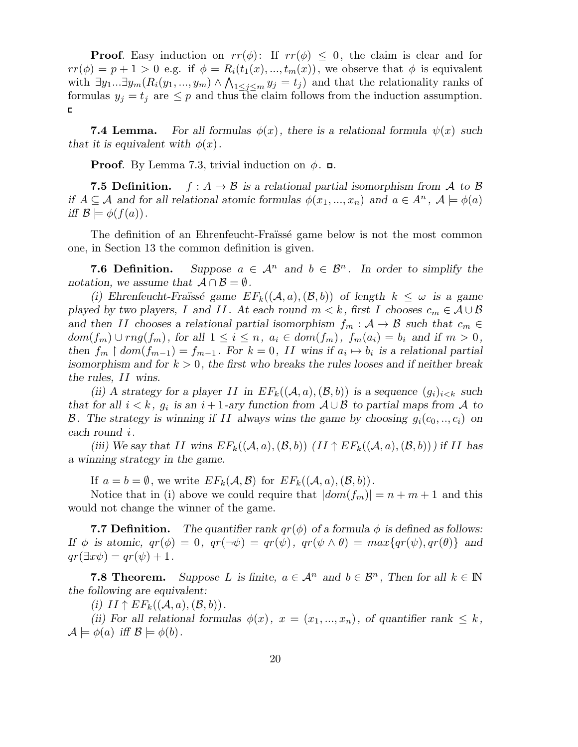**Proof**. Easy induction on $rr(\phi)$: If $rr(\phi) \le 0$, the claim is clear and for $rr(\phi) = p+1 > 0$ e.g. if $\phi = R_i(t_1(x), ..., t_m(x))$, we observe that $\phi$ is equivalent with $\exists y_1 ... \exists y_m (R_i(y_1, ..., y_m) \wedge \bigwedge_{1 \le j \le m} y_j = t_j)$ and that the relationality ranks of formulas $y_j = t_j$ are $\le p$ and thus the claim follows from the induction assumption. □

**7.4 Lemma.** *For all formulas $\phi(x)$, there is a relational formula $\psi(x)$ such that it is equivalent with $\phi(x)$.*

**Proof**. By Lemma 7.3, trivial induction on $\phi$. □.

**7.5 Definition.** *$f : A \to \mathcal{B}$ is a relational partial isomorphism from $\mathcal{A}$ to $\mathcal{B}$ if $A \subseteq \mathcal{A}$ and for all relational atomic formulas $\phi(x_1, ..., x_n)$ and $a \in A^n$, $\mathcal{A} \models \phi(a)$ iff $\mathcal{B} \models \phi(f(a))$.*

The definition of an Ehrenfeucht-Fraïssé game below is not the most common one, in Section 13 the common definition is given.

**7.6 Definition.** *Suppose $a \in \mathcal{A}^n$ and $b \in \mathcal{B}^n$. In order to simplify the notation, we assume that $\mathcal{A} \cap \mathcal{B} = \emptyset$.*

*(i) Ehrenfeucht-Fraïssé game $EF_k((\mathcal{A}, a), (\mathcal{B}, b))$ of length $k \le \omega$ is a game played by two players, $I$ and $II$. At each round $m < k$, first $I$ chooses $c_m \in \mathcal{A} \cup \mathcal{B}$ and then $II$ chooses a relational partial isomorphism $f_m : \mathcal{A} \to \mathcal{B}$ such that $c_m \in dom(f_m) \cup rng(f_m)$, for all $1 \le i \le n$, $a_i \in dom(f_m)$, $f_m(a_i) = b_i$ and if $m > 0$, then $f_m \restriction dom(f_{m-1}) = f_{m-1}$. For $k = 0$, $II$ wins if $a_i \mapsto b_i$ is a relational partial isomorphism and for $k > 0$, the first who breaks the rules looses and if neither break the rules, $II$ wins.*

*(ii) A strategy for a player $II$ in $EF_k((\mathcal{A}, a), (\mathcal{B}, b))$ is a sequence $(g_i)_{i<k}$ such that for all $i < k$, $g_i$ is an $i+1$-ary function from $\mathcal{A} \cup \mathcal{B}$ to partial maps from $\mathcal{A}$ to $\mathcal{B}$. The strategy is winning if $II$ always wins the game by choosing $g_i(c_0, .., c_i)$ on each round $i$.*

*(iii) We say that $II$ wins $EF_k((\mathcal{A}, a), (\mathcal{B}, b))$ ($II \uparrow EF_k((\mathcal{A}, a), (\mathcal{B}, b))$) if $II$ has a winning strategy in the game.*

If $a = b = \emptyset$, we write $EF_k(\mathcal{A}, \mathcal{B})$ for $EF_k((\mathcal{A}, a), (\mathcal{B}, b))$.

Notice that in (i) above we could require that $|dom(f_m)| = n + m + 1$ and this would not change the winner of the game.

**7.7 Definition.** *The quantifier rank $qr(\phi)$ of a formula $\phi$ is defined as follows: If $\phi$ is atomic, $qr(\phi) = 0$, $qr(\neg\psi) = qr(\psi)$, $qr(\psi \wedge \theta) = max\{qr(\psi), qr(\theta)\}$ and $qr(\exists x \psi) = qr(\psi) + 1$.*

**7.8 Theorem.** *Suppose $L$ is finite, $a \in \mathcal{A}^n$ and $b \in \mathcal{B}^n$, Then for all $k \in \mathbb{N}$ the following are equivalent:*

*(i) $II \uparrow EF_k((\mathcal{A}, a), (\mathcal{B}, b))$.*

*(ii) For all relational formulas $\phi(x)$, $x = (x_1, ..., x_n)$, of quantifier rank $\le k$, $\mathcal{A} \models \phi(a)$ iff $\mathcal{B} \models \phi(b)$.*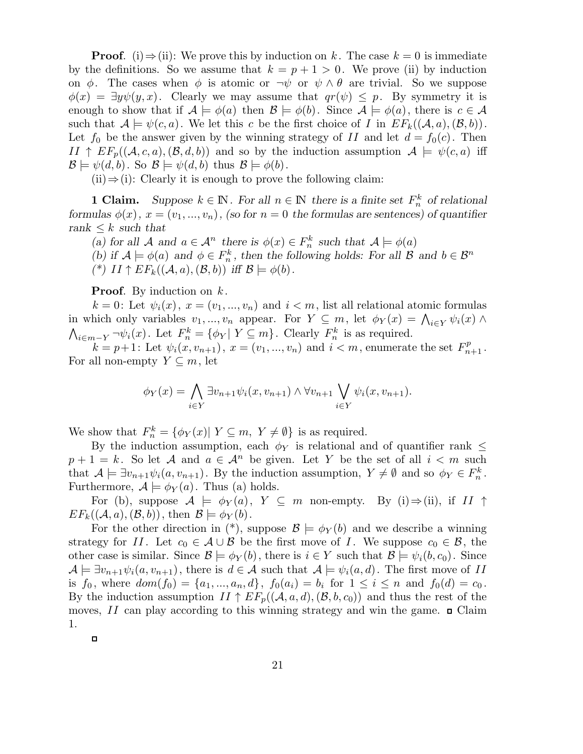**Proof**. (i)$\Rightarrow$(ii): We prove this by induction on $k$. The case $k = 0$ is immediate by the definitions. So we assume that $k = p + 1 > 0$. We prove (ii) by induction on $\phi$. The cases when $\phi$ is atomic or $\neg\psi$ or $\psi \wedge \theta$ are trivial. So we suppose $\phi(x) = \exists y \psi(y, x)$. Clearly we may assume that $qr(\psi) \leq p$. By symmetry it is enough to show that if $\mathcal{A} \models \phi(a)$ then $\mathcal{B} \models \phi(b)$. Since $\mathcal{A} \models \phi(a)$, there is $c \in \mathcal{A}$ such that $\mathcal{A} \models \psi(c, a)$. We let this $c$ be the first choice of $I$ in $EF_k((\mathcal{A}, a), (\mathcal{B}, b))$. Let $f_0$ be the answer given by the winning strategy of $II$ and let $d = f_0(c)$. Then $II \uparrow EF_p((\mathcal{A}, c, a), (\mathcal{B}, d, b))$ and so by the induction assumption $\mathcal{A} \models \psi(c, a)$ iff $\mathcal{B} \models \psi(d, b)$. So $\mathcal{B} \models \psi(d, b)$ thus $\mathcal{B} \models \phi(b)$.

(ii)$\Rightarrow$(i): Clearly it is enough to prove the following claim:

**1 Claim.** *Suppose $k \in \mathbb{N}$. For all $n \in \mathbb{N}$ there is a finite set $F^k_n$ of relational formulas $\phi(x)$, $x = (v_1, ..., v_n)$, (so for $n = 0$ the formulas are sentences) of quantifier rank $\leq k$ such that*

*(a) for all $\mathcal{A}$ and $a \in \mathcal{A}^n$ there is $\phi(x) \in F^k_n$ such that $\mathcal{A} \models \phi(a)$*

*(b) if $\mathcal{A} \models \phi(a)$ and $\phi \in F^k_n$, then the following holds: For all $\mathcal{B}$ and $b \in \mathcal{B}^n$*

*(\*) $II \uparrow EF_k((\mathcal{A}, a), (\mathcal{B}, b))$ iff $\mathcal{B} \models \phi(b)$.*

**Proof**. By induction on $k$.

$k = 0$: Let $\psi_i(x)$, $x = (v_1, ..., v_n)$ and $i < m$, list all relational atomic formulas in which only variables $v_1, ..., v_n$ appear. For $Y \subseteq m$, let $\phi_Y(x) = \bigwedge_{i \in Y} \psi_i(x) \wedge \bigwedge_{i \in m-Y} \neg\psi_i(x)$. Let $F^k_n = \{\phi_Y | \ Y \subseteq m\}$. Clearly $F^k_n$ is as required.

$k = p+1$: Let $\psi_i(x, v_{n+1})$, $x = (v_1, ..., v_n)$ and $i < m$, enumerate the set $F^p_{n+1}$. For all non-empty $Y \subseteq m$, let

$$\phi_Y(x) = \bigwedge_{i \in Y} \exists v_{n+1} \psi_i(x, v_{n+1}) \wedge \forall v_{n+1} \bigvee_{i \in Y} \psi_i(x, v_{n+1}).$$

We show that $F^k_n = \{\phi_Y(x) | \ Y \subseteq m, \ Y \neq \emptyset\}$ is as required.

By the induction assumption, each $\phi_Y$ is relational and of quantifier rank $\leq p + 1 = k$. So let $\mathcal{A}$ and $a \in \mathcal{A}^n$ be given. Let $Y$ be the set of all $i < m$ such that $\mathcal{A} \models \exists v_{n+1} \psi_i(a, v_{n+1})$. By the induction assumption, $Y \neq \emptyset$ and so $\phi_Y \in F^k_n$. Furthermore, $\mathcal{A} \models \phi_Y(a)$. Thus (a) holds.

For (b), suppose $\mathcal{A} \models \phi_Y(a)$, $Y \subseteq m$ non-empty. By (i)$\Rightarrow$(ii), if $II \uparrow EF_k((\mathcal{A}, a), (\mathcal{B}, b))$, then $\mathcal{B} \models \phi_Y(b)$.

For the other direction in (\*), suppose $\mathcal{B} \models \phi_Y(b)$ and we describe a winning strategy for $II$. Let $c_0 \in \mathcal{A} \cup \mathcal{B}$ be the first move of $I$. We suppose $c_0 \in \mathcal{B}$, the other case is similar. Since $\mathcal{B} \models \phi_Y(b)$, there is $i \in Y$ such that $\mathcal{B} \models \psi_i(b, c_0)$. Since $\mathcal{A} \models \exists v_{n+1} \psi_i(a, v_{n+1})$, there is $d \in \mathcal{A}$ such that $\mathcal{A} \models \psi_i(a, d)$. The first move of $II$ is $f_0$, where $dom(f_0) = \{a_1, ..., a_n, d\}$, $f_0(a_i) = b_i$ for $1 \leq i \leq n$ and $f_0(d) = c_0$. By the induction assumption $II \uparrow EF_p((\mathcal{A}, a, d), (\mathcal{B}, b, c_0))$ and thus the rest of the moves, $II$ can play according to this winning strategy and win the game. ▫ Claim 1.

▫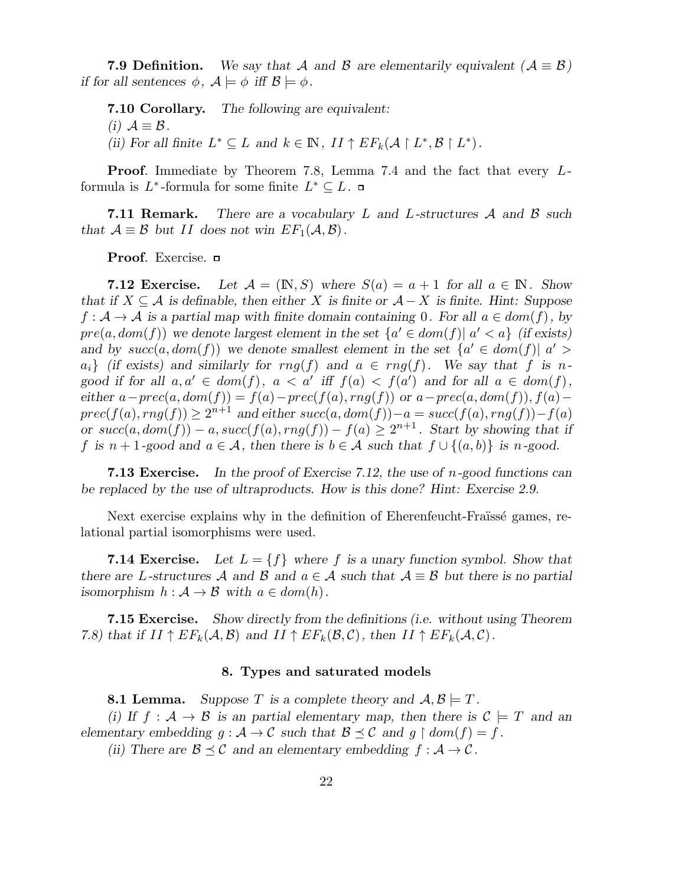**7.9 Definition.** *We say that $\mathcal{A}$ and $\mathcal{B}$ are elementarily equivalent ($\mathcal{A} \equiv \mathcal{B}$) if for all sentences $\phi$, $\mathcal{A} \models \phi$ iff $\mathcal{B} \models \phi$.*

**7.10 Corollary.** *The following are equivalent:*

*(i) $\mathcal{A} \equiv \mathcal{B}$.*

*(ii) For all finite $L^* \subseteq L$ and $k \in \mathbb{N}$, $II \uparrow EF_k(\mathcal{A} \restriction L^*, \mathcal{B} \restriction L^*)$.*

**Proof**. Immediate by Theorem 7.8, Lemma 7.4 and the fact that every $L$-formula is $L^*$-formula for some finite $L^* \subseteq L$. ▫

**7.11 Remark.** *There are a vocabulary $L$ and $L$-structures $\mathcal{A}$ and $\mathcal{B}$ such that $\mathcal{A} \equiv \mathcal{B}$ but $II$ does not win $EF_1(\mathcal{A}, \mathcal{B})$.*

**Proof**. Exercise. ▫

**7.12 Exercise.** *Let $\mathcal{A} = (\mathbb{N}, S)$ where $S(a) = a + 1$ for all $a \in \mathbb{N}$. Show that if $X \subseteq \mathcal{A}$ is definable, then either $X$ is finite or $\mathcal{A} - X$ is finite. Hint: Suppose $f : \mathcal{A} \to \mathcal{A}$ is a partial map with finite domain containing $0$. For all $a \in dom(f)$, by $prec(a, dom(f))$ we denote largest element in the set $\{a' \in dom(f) | \, a' < a\}$ (if exists) and by $succ(a, dom(f))$ we denote smallest element in the set $\{a' \in dom(f) | \, a' > a_i\}$ (if exists) and similarly for $rng(f)$ and $a \in rng(f)$. We say that $f$ is $n$-good if for all $a, a' \in dom(f)$, $a < a'$ iff $f(a) < f(a')$ and for all $a \in dom(f)$, either $a - prec(a, dom(f)) = f(a) - prec(f(a), rng(f))$ or $a - prec(a, dom(f)), f(a) - prec(f(a), rng(f)) \geq 2^{n+1}$ and either $succ(a, dom(f)) - a = succ(f(a), rng(f)) - f(a)$ or $succ(a, dom(f)) - a, succ(f(a), rng(f)) - f(a) \geq 2^{n+1}$. Start by showing that if $f$ is $n+1$-good and $a \in \mathcal{A}$, then there is $b \in \mathcal{A}$ such that $f \cup \{(a, b)\}$ is $n$-good.*

**7.13 Exercise.** *In the proof of Exercise 7.12, the use of $n$-good functions can be replaced by the use of ultraproducts. How is this done? Hint: Exercise 2.9.*

Next exercise explains why in the definition of Eherenfeucht-Fraïssé games, relational partial isomorphisms were used.

**7.14 Exercise.** *Let $L = \{f\}$ where $f$ is a unary function symbol. Show that there are $L$-structures $\mathcal{A}$ and $\mathcal{B}$ and $a \in \mathcal{A}$ such that $\mathcal{A} \equiv \mathcal{B}$ but there is no partial isomorphism $h : \mathcal{A} \to \mathcal{B}$ with $a \in dom(h)$.*

**7.15 Exercise.** *Show directly from the definitions (i.e. without using Theorem 7.8) that if $II \uparrow EF_k(\mathcal{A}, \mathcal{B})$ and $II \uparrow EF_k(\mathcal{B}, \mathcal{C})$, then $II \uparrow EF_k(\mathcal{A}, \mathcal{C})$.*

## 8. Types and saturated models

**8.1 Lemma.** *Suppose $T$ is a complete theory and $\mathcal{A}, \mathcal{B} \models T$.*

*(i) If $f : \mathcal{A} \to \mathcal{B}$ is an partial elementary map, then there is $\mathcal{C} \models T$ and an elementary embedding $g : \mathcal{A} \to \mathcal{C}$ such that $\mathcal{B} \preceq \mathcal{C}$ and $g \restriction dom(f) = f$.*

*(ii) There are $\mathcal{B} \preceq \mathcal{C}$ and an elementary embedding $f : \mathcal{A} \to \mathcal{C}$.*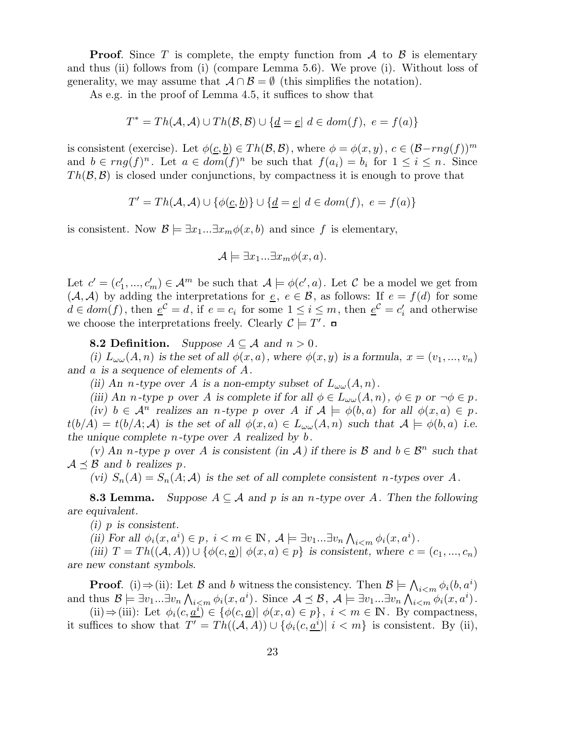**Proof**. Since $T$ is complete, the empty function from $\mathcal{A}$ to $\mathcal{B}$ is elementary and thus (ii) follows from (i) (compare Lemma 5.6). We prove (i). Without loss of generality, we may assume that $\mathcal{A} \cap \mathcal{B} = \emptyset$ (this simplifies the notation).

As e.g. in the proof of Lemma 4.5, it suffices to show that

$$T^* = Th(\mathcal{A}, \mathcal{A}) \cup Th(\mathcal{B}, \mathcal{B}) \cup \{\underline{d} = \underline{e} |\ d \in dom(f),\ e = f(a)\}$$

is consistent (exercise). Let $\phi(\underline{c}, \underline{b}) \in Th(\mathcal{B}, \mathcal{B})$, where $\phi = \phi(x, y)$, $c \in (\mathcal{B} - rng(f))^m$ and $b \in rng(f)^n$. Let $a \in dom(f)^n$ be such that $f(a_i) = b_i$ for $1 \leq i \leq n$. Since $Th(\mathcal{B}, \mathcal{B})$ is closed under conjunctions, by compactness it is enough to prove that

$$T' = Th(\mathcal{A}, \mathcal{A}) \cup \{\phi(\underline{c}, \underline{b})\} \cup \{\underline{d} = \underline{e} |\ d \in dom(f),\ e = f(a)\}$$

is consistent. Now $\mathcal{B} \models \exists x_1 ... \exists x_m \phi(x, b)$ and since $f$ is elementary,

$$\mathcal{A} \models \exists x_1 ... \exists x_m \phi(x, a).$$

Let $c' = (c'_1, ..., c'_m) \in \mathcal{A}^m$ be such that $\mathcal{A} \models \phi(c', a)$. Let $\mathcal{C}$ be a model we get from $(\mathcal{A}, \mathcal{A})$ by adding the interpretations for $\underline{e}$, $e \in \mathcal{B}$, as follows: If $e = f(d)$ for some $d \in dom(f)$, then $\underline{e}^{\mathcal{C}} = d$, if $e = c_i$ for some $1 \leq i \leq m$, then $\underline{e}^{\mathcal{C}} = c'_i$ and otherwise we choose the interpretations freely. Clearly $\mathcal{C} \models T'$. ▫

**8.2 Definition.** *Suppose $A \subseteq \mathcal{A}$ and $n > 0$.*

*(i) $L_{\omega\omega}(A, n)$ is the set of all $\phi(x, a)$, where $\phi(x, y)$ is a formula, $x = (v_1, ..., v_n)$ and $a$ is a sequence of elements of $A$.*

*(ii) An $n$-type over $A$ is a non-empty subset of $L_{\omega\omega}(A, n)$.*

*(iii) An $n$-type $p$ over $A$ is complete if for all $\phi \in L_{\omega\omega}(A, n)$, $\phi \in p$ or $\neg\phi \in p$.*

*(iv) $b \in \mathcal{A}^n$ realizes an $n$-type $p$ over $A$ if $\mathcal{A} \models \phi(b, a)$ for all $\phi(x, a) \in p$. $t(b/A) = t(b/A; \mathcal{A})$ is the set of all $\phi(x, a) \in L_{\omega\omega}(A, n)$ such that $\mathcal{A} \models \phi(b, a)$ i.e. the unique complete $n$-type over $A$ realized by $b$.*

*(v) An $n$-type $p$ over $A$ is consistent (in $\mathcal{A}$) if there is $\mathcal{B}$ and $b \in \mathcal{B}^n$ such that $\mathcal{A} \preceq \mathcal{B}$ and $b$ realizes $p$.*

*(vi) $S_n(A) = S_n(A; \mathcal{A})$ is the set of all complete consistent $n$-types over $A$.*

**8.3 Lemma.** *Suppose $A \subseteq \mathcal{A}$ and $p$ is an $n$-type over $A$. Then the following are equivalent.*

*(i) $p$ is consistent.*

*(ii) For all $\phi_i(x, a^i) \in p$, $i < m \in \mathbb{N}$, $\mathcal{A} \models \exists v_1 ... \exists v_n \bigwedge_{i<m} \phi_i(x, a^i)$.*

*(iii) $T = Th((\mathcal{A}, A)) \cup \{\phi(c, \underline{a}) |\ \phi(x, a) \in p\}$ is consistent, where $c = (c_1, ..., c_n)$ are new constant symbols.*

**Proof**. (i)⇒(ii): Let $\mathcal{B}$ and $b$ witness the consistency. Then $\mathcal{B} \models \bigwedge_{i<m} \phi_i(b, a^i)$ and thus $\mathcal{B} \models \exists v_1 ... \exists v_n \bigwedge_{i<m} \phi_i(x, a^i)$. Since $\mathcal{A} \preceq \mathcal{B}$, $\mathcal{A} \models \exists v_1 ... \exists v_n \bigwedge_{i<m} \phi_i(x, a^i)$.

(ii)⇒(iii): Let $\phi_i(c, \underline{a^i}) \in \{\phi(c, \underline{a}) |\ \phi(x, a) \in p\}$, $i < m \in \mathbb{N}$. By compactness, it suffices to show that $T' = Th((\mathcal{A}, A)) \cup \{\phi_i(c, \underline{a^i}) |\ i < m\}$ is consistent. By (ii),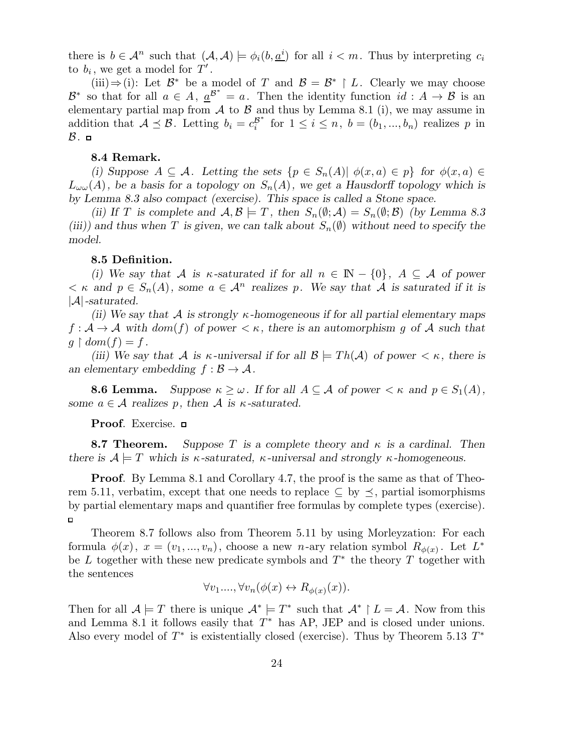there is $b \in \mathcal{A}^n$ such that $(\mathcal{A}, \mathcal{A}) \models \phi_i(b, \underline{a}^i)$ for all $i < m$. Thus by interpreting $c_i$ to $b_i$, we get a model for $T'$.

(iii)$\Rightarrow$(i): Let $\mathcal{B}^*$ be a model of $T$ and $\mathcal{B} = \mathcal{B}^* \restriction L$. Clearly we may choose $\mathcal{B}^*$ so that for all $a \in A$, $\underline{a}^{\mathcal{B}^*} = a$. Then the identity function $id : A \to \mathcal{B}$ is an elementary partial map from $\mathcal{A}$ to $\mathcal{B}$ and thus by Lemma 8.1 (i), we may assume in addition that $\mathcal{A} \preceq \mathcal{B}$. Letting $b_i = c_i^{\mathcal{B}^*}$ for $1 \le i \le n$, $b = (b_1, ..., b_n)$ realizes $p$ in $\mathcal{B}$. □

**8.4 Remark.**

*(i) Suppose $A \subseteq \mathcal{A}$. Letting the sets $\{p \in S_n(A) | \ \phi(x, a) \in p\}$ for $\phi(x, a) \in L_{\omega\omega}(A)$, be a basis for a topology on $S_n(A)$, we get a Hausdorff topology which is by Lemma 8.3 also compact (exercise). This space is called a Stone space.*

*(ii) If $T$ is complete and $\mathcal{A}, \mathcal{B} \models T$, then $S_n(\emptyset; \mathcal{A}) = S_n(\emptyset; \mathcal{B})$ (by Lemma 8.3 (iii)) and thus when $T$ is given, we can talk about $S_n(\emptyset)$ without need to specify the model.*

**8.5 Definition.**

*(i) We say that $\mathcal{A}$ is $\kappa$-saturated if for all $n \in \mathbb{N} - \{0\}$, $A \subseteq \mathcal{A}$ of power $< \kappa$ and $p \in S_n(A)$, some $a \in \mathcal{A}^n$ realizes $p$. We say that $\mathcal{A}$ is saturated if it is $|\mathcal{A}|$-saturated.*

*(ii) We say that $\mathcal{A}$ is strongly $\kappa$-homogeneous if for all partial elementary maps $f : \mathcal{A} \to \mathcal{A}$ with $dom(f)$ of power $< \kappa$, there is an automorphism $g$ of $\mathcal{A}$ such that $g \restriction dom(f) = f$.*

*(iii) We say that $\mathcal{A}$ is $\kappa$-universal if for all $\mathcal{B} \models Th(\mathcal{A})$ of power $< \kappa$, there is an elementary embedding $f : \mathcal{B} \to \mathcal{A}$.*

**8.6 Lemma.** *Suppose $\kappa \ge \omega$. If for all $A \subseteq \mathcal{A}$ of power $< \kappa$ and $p \in S_1(A)$, some $a \in \mathcal{A}$ realizes $p$, then $\mathcal{A}$ is $\kappa$-saturated.*

**Proof**. Exercise. □

**8.7 Theorem.** *Suppose $T$ is a complete theory and $\kappa$ is a cardinal. Then there is $\mathcal{A} \models T$ which is $\kappa$-saturated, $\kappa$-universal and strongly $\kappa$-homogeneous.*

**Proof**. By Lemma 8.1 and Corollary 4.7, the proof is the same as that of Theorem 5.11, verbatim, except that one needs to replace $\subseteq$ by $\preceq$, partial isomorphisms by partial elementary maps and quantifier free formulas by complete types (exercise). □

Theorem 8.7 follows also from Theorem 5.11 by using Morleyzation: For each formula $\phi(x)$, $x = (v_1, ..., v_n)$, choose a new $n$-ary relation symbol $R_{\phi(x)}$. Let $L^*$ be $L$ together with these new predicate symbols and $T^*$ the theory $T$ together with the sentences

$$\forall v_1 ...., \forall v_n (\phi(x) \leftrightarrow R_{\phi(x)}(x)).$$

Then for all $\mathcal{A} \models T$ there is unique $\mathcal{A}^* \models T^*$ such that $\mathcal{A}^* \restriction L = \mathcal{A}$. Now from this and Lemma 8.1 it follows easily that $T^*$ has AP, JEP and is closed under unions. Also every model of $T^*$ is existentially closed (exercise). Thus by Theorem 5.13 $T^*$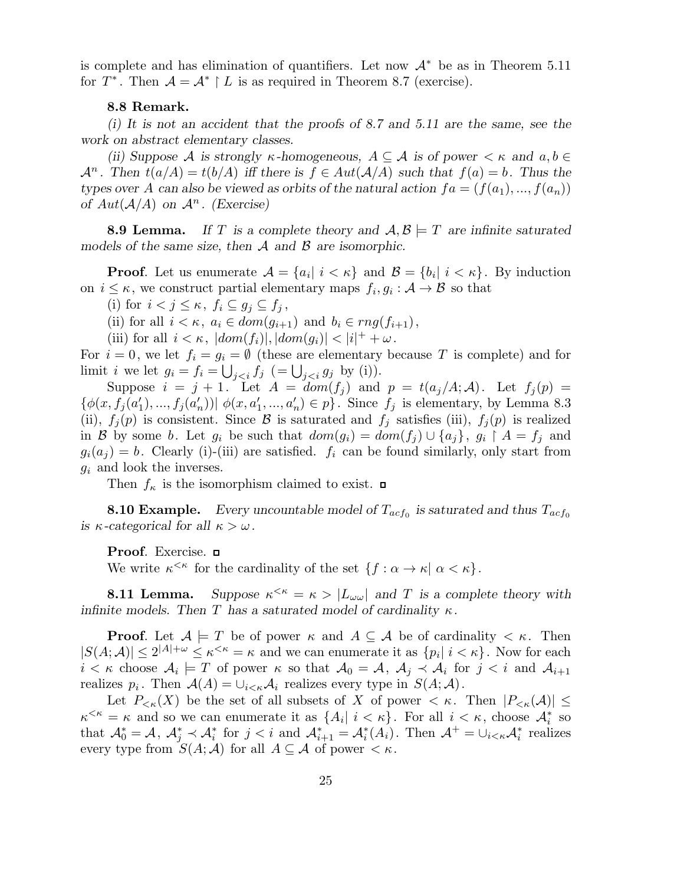is complete and has elimination of quantifiers. Let now $\mathcal{A}^*$ be as in Theorem 5.11 for $T^*$. Then $\mathcal{A} = \mathcal{A}^* \restriction L$ is as required in Theorem 8.7 (exercise).

**8.8 Remark.**

*(i) It is not an accident that the proofs of 8.7 and 5.11 are the same, see the work on abstract elementary classes.*

*(ii) Suppose $\mathcal{A}$ is strongly $\kappa$-homogeneous, $A \subseteq \mathcal{A}$ is of power $< \kappa$ and $a, b \in \mathcal{A}^n$. Then $t(a/A) = t(b/A)$ iff there is $f \in Aut(\mathcal{A}/A)$ such that $f(a) = b$. Thus the types over $A$ can also be viewed as orbits of the natural action $fa = (f(a_1), ..., f(a_n))$ of $Aut(\mathcal{A}/A)$ on $\mathcal{A}^n$. (Exercise)*

**8.9 Lemma.** *If $T$ is a complete theory and $\mathcal{A}, \mathcal{B} \models T$ are infinite saturated models of the same size, then $\mathcal{A}$ and $\mathcal{B}$ are isomorphic.*

**Proof**. Let us enumerate $\mathcal{A} = \{a_i |\ i < \kappa\}$ and $\mathcal{B} = \{b_i |\ i < \kappa\}$. By induction on $i \leq \kappa$, we construct partial elementary maps $f_i, g_i : \mathcal{A} \to \mathcal{B}$ so that

(i) for $i < j \leq \kappa$, $f_i \subseteq g_j \subseteq f_j$,

(ii) for all $i < \kappa$, $a_i \in dom(g_{i+1})$ and $b_i \in rng(f_{i+1})$,

(iii) for all $i < \kappa$, $|dom(f_i)|, |dom(g_i)| < |i|^+ + \omega$.

For $i = 0$, we let $f_i = g_i = \emptyset$ (these are elementary because $T$ is complete) and for limit $i$ we let $g_i = f_i = \bigcup_{j<i} f_j$ $(= \bigcup_{j<i} g_j$ by (i)).

Suppose $i = j + 1$. Let $A = dom(f_j)$ and $p = t(a_j/A; \mathcal{A})$. Let $f_j(p) = \{\phi(x, f_j(a'_1), ..., f_j(a'_n)) |\ \phi(x, a'_1, ..., a'_n) \in p\}$. Since $f_j$ is elementary, by Lemma 8.3 (ii), $f_j(p)$ is consistent. Since $\mathcal{B}$ is saturated and $f_j$ satisfies (iii), $f_j(p)$ is realized in $\mathcal{B}$ by some $b$. Let $g_i$ be such that $dom(g_i) = dom(f_j) \cup \{a_j\}$, $g_i \restriction A = f_j$ and $g_i(a_j) = b$. Clearly (i)-(iii) are satisfied. $f_i$ can be found similarly, only start from $g_i$ and look the inverses.

Then $f_\kappa$ is the isomorphism claimed to exist. □

**8.10 Example.** *Every uncountable model of $T_{acf_0}$ is saturated and thus $T_{acf_0}$ is $\kappa$-categorical for all $\kappa > \omega$.*

**Proof**. Exercise. □

We write $\kappa^{<\kappa}$ for the cardinality of the set $\{f : \alpha \to \kappa |\ \alpha < \kappa\}$.

**8.11 Lemma.** *Suppose $\kappa^{<\kappa} = \kappa > |L_{\omega\omega}|$ and $T$ is a complete theory with infinite models. Then $T$ has a saturated model of cardinality $\kappa$.*

**Proof**. Let $\mathcal{A} \models T$ be of power $\kappa$ and $A \subseteq \mathcal{A}$ be of cardinality $< \kappa$. Then $|S(A; \mathcal{A})| \leq 2^{|A|+\omega} \leq \kappa^{<\kappa} = \kappa$ and we can enumerate it as $\{p_i |\ i < \kappa\}$. Now for each $i < \kappa$ choose $\mathcal{A}_i \models T$ of power $\kappa$ so that $\mathcal{A}_0 = \mathcal{A}$, $\mathcal{A}_j \prec \mathcal{A}_i$ for $j < i$ and $\mathcal{A}_{i+1}$ realizes $p_i$. Then $\mathcal{A}(A) = \cup_{i<\kappa}\mathcal{A}_i$ realizes every type in $S(A; \mathcal{A})$.

Let $P_{<\kappa}(X)$ be the set of all subsets of $X$ of power $< \kappa$. Then $|P_{<\kappa}(\mathcal{A})| \leq \kappa^{<\kappa} = \kappa$ and so we can enumerate it as $\{A_i |\ i < \kappa\}$. For all $i < \kappa$, choose $\mathcal{A}^*_i$ so that $\mathcal{A}^*_0 = \mathcal{A}$, $\mathcal{A}^*_j \prec \mathcal{A}^*_i$ for $j < i$ and $\mathcal{A}^*_{i+1} = \mathcal{A}^*_i(A_i)$. Then $\mathcal{A}^+ = \cup_{i<\kappa}\mathcal{A}^*_i$ realizes every type from $S(A; \mathcal{A})$ for all $A \subseteq \mathcal{A}$ of power $< \kappa$.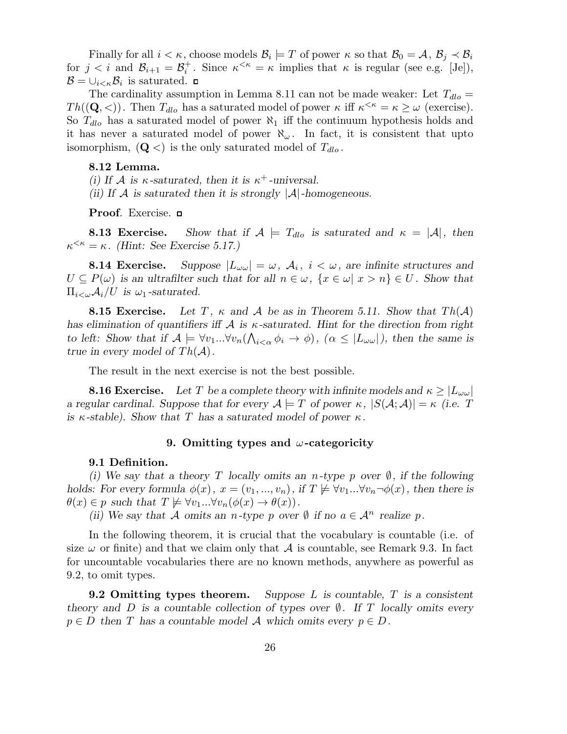Finally for all $i < \kappa$, choose models $\mathcal{B}_i \models T$ of power $\kappa$ so that $\mathcal{B}_0 = \mathcal{A}$, $\mathcal{B}_j \prec \mathcal{B}_i$ for $j < i$ and $\mathcal{B}_{i+1} = \mathcal{B}_i^+$. Since $\kappa^{<\kappa} = \kappa$ implies that $\kappa$ is regular (see e.g. [Je]), $\mathcal{B} = \cup_{i<\kappa} \mathcal{B}_i$ is saturated. □

The cardinality assumption in Lemma 8.11 can not be made weaker: Let $T_{dlo} = Th((\mathbf{Q}, <))$. Then $T_{dlo}$ has a saturated model of power $\kappa$ iff $\kappa^{<\kappa} = \kappa \geq \omega$ (exercise). So $T_{dlo}$ has a saturated model of power $\aleph_1$ iff the continuum hypothesis holds and it has never a saturated model of power $\aleph_\omega$. In fact, it is consistent that upto isomorphism, $(\mathbf{Q} <)$ is the only saturated model of $T_{dlo}$.

**8.12 Lemma.**
*(i) If $\mathcal{A}$ is $\kappa$-saturated, then it is $\kappa^+$-universal.*
*(ii) If $\mathcal{A}$ is saturated then it is strongly $|\mathcal{A}|$-homogeneous.*

**Proof**. Exercise. □

**8.13 Exercise.** *Show that if $\mathcal{A} \models T_{dlo}$ is saturated and $\kappa = |\mathcal{A}|$, then $\kappa^{<\kappa} = \kappa$. (Hint: See Exercise 5.17.)*

**8.14 Exercise.** *Suppose $|L_{\omega\omega}| = \omega$, $\mathcal{A}_i$, $i < \omega$, are infinite structures and $U \subseteq P(\omega)$ is an ultrafilter such that for all $n \in \omega$, $\{x \in \omega | \ x > n\} \in U$. Show that $\Pi_{i<\omega} \mathcal{A}_i / U$ is $\omega_1$-saturated.*

**8.15 Exercise.** *Let $T$, $\kappa$ and $\mathcal{A}$ be as in Theorem 5.11. Show that $Th(\mathcal{A})$ has elimination of quantifiers iff $\mathcal{A}$ is $\kappa$-saturated. Hint for the direction from right to left: Show that if $\mathcal{A} \models \forall v_1 ... \forall v_n (\bigwedge_{i<\alpha} \phi_i \rightarrow \phi)$, $(\alpha \leq |L_{\omega\omega}|)$, then the same is true in every model of $Th(\mathcal{A})$.*

The result in the next exercise is not the best possible.

**8.16 Exercise.** *Let $T$ be a complete theory with infinite models and $\kappa \geq |L_{\omega\omega}|$ a regular cardinal. Suppose that for every $\mathcal{A} \models T$ of power $\kappa$, $|S(\mathcal{A}; \mathcal{A})| = \kappa$ (i.e. $T$ is $\kappa$-stable). Show that $T$ has a saturated model of power $\kappa$.*

## 9. Omitting types and $\omega$-categoricity

**9.1 Definition.**
*(i) We say that a theory $T$ locally omits an $n$-type $p$ over $\emptyset$, if the following holds: For every formula $\phi(x)$, $x = (v_1, ..., v_n)$, if $T \not\models \forall v_1 ... \forall v_n \neg \phi(x)$, then there is $\theta(x) \in p$ such that $T \not\models \forall v_1 ... \forall v_n (\phi(x) \rightarrow \theta(x))$.*
*(ii) We say that $\mathcal{A}$ omits an $n$-type $p$ over $\emptyset$ if no $a \in \mathcal{A}^n$ realize $p$.*

In the following theorem, it is crucial that the vocabulary is countable (i.e. of size $\omega$ or finite) and that we claim only that $\mathcal{A}$ is countable, see Remark 9.3. In fact for uncountable vocabularies there are no known methods, anywhere as powerful as 9.2, to omit types.

**9.2 Omitting types theorem.** *Suppose $L$ is countable, $T$ is a consistent theory and $D$ is a countable collection of types over $\emptyset$. If $T$ locally omits every $p \in D$ then $T$ has a countable model $\mathcal{A}$ which omits every $p \in D$.*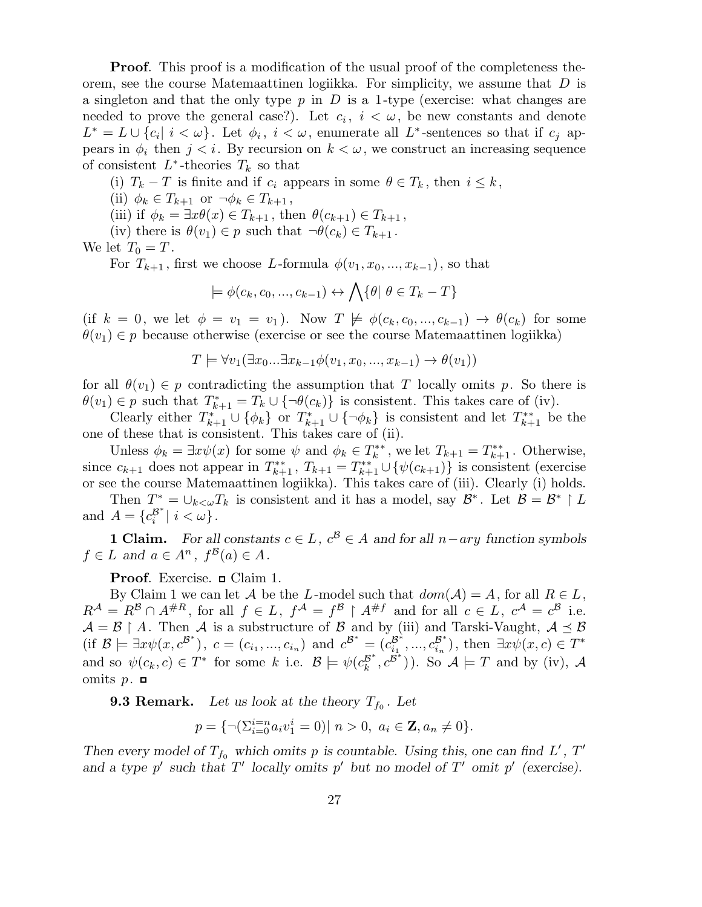**Proof**. This proof is a modification of the usual proof of the completeness theorem, see the course Matemaattinen logiikka. For simplicity, we assume that $D$ is a singleton and that the only type $p$ in $D$ is a 1-type (exercise: what changes are needed to prove the general case?). Let $c_i$, $i < \omega$, be new constants and denote $L^* = L \cup \{c_i | \; i < \omega\}$. Let $\phi_i$, $i < \omega$, enumerate all $L^*$-sentences so that if $c_j$ appears in $\phi_i$ then $j < i$. By recursion on $k < \omega$, we construct an increasing sequence of consistent $L^*$-theories $T_k$ so that

(i) $T_k - T$ is finite and if $c_i$ appears in some $\theta \in T_k$, then $i \leq k$,

(ii) $\phi_k \in T_{k+1}$ or $\neg\phi_k \in T_{k+1}$,

(iii) if $\phi_k = \exists x\theta(x) \in T_{k+1}$, then $\theta(c_{k+1}) \in T_{k+1}$,

(iv) there is $\theta(v_1) \in p$ such that $\neg\theta(c_k) \in T_{k+1}$.

We let $T_0 = T$.

For $T_{k+1}$, first we choose $L$-formula $\phi(v_1, x_0, ..., x_{k-1})$, so that

$$\models \phi(c_k, c_0, ..., c_{k-1}) \leftrightarrow \bigwedge\{\theta | \; \theta \in T_k - T\}$$

(if $k = 0$, we let $\phi = v_1 = v_1$). Now $T \not\models \phi(c_k, c_0, ..., c_{k-1}) \rightarrow \theta(c_k)$ for some $\theta(v_1) \in p$ because otherwise (exercise or see the course Matemaattinen logiikka)

$$T \models \forall v_1(\exists x_0 ... \exists x_{k-1}\phi(v_1, x_0, ..., x_{k-1}) \rightarrow \theta(v_1))$$

for all $\theta(v_1) \in p$ contradicting the assumption that $T$ locally omits $p$. So there is $\theta(v_1) \in p$ such that $T^*_{k+1} = T_k \cup \{\neg\theta(c_k)\}$ is consistent. This takes care of (iv).

Clearly either $T^*_{k+1} \cup \{\phi_k\}$ or $T^*_{k+1} \cup \{\neg\phi_k\}$ is consistent and let $T^{**}_{k+1}$ be the one of these that is consistent. This takes care of (ii).

Unless $\phi_k = \exists x\psi(x)$ for some $\psi$ and $\phi_k \in T^{**}_k$, we let $T_{k+1} = T^{**}_{k+1}$. Otherwise, since $c_{k+1}$ does not appear in $T^{**}_{k+1}$, $T_{k+1} = T^{**}_{k+1} \cup \{\psi(c_{k+1})\}$ is consistent (exercise or see the course Matemaattinen logiikka). This takes care of (iii). Clearly (i) holds.

Then $T^* = \cup_{k<\omega} T_k$ is consistent and it has a model, say $\mathcal{B}^*$. Let $\mathcal{B} = \mathcal{B}^* \restriction L$ and $A = \{c_i^{\mathcal{B}^*} | \; i < \omega\}$.

**1 Claim.** *For all constants $c \in L$, $c^{\mathcal{B}} \in A$ and for all $n-ary$ function symbols $f \in L$ and $a \in A^n$, $f^{\mathcal{B}}(a) \in A$.*

**Proof**. Exercise. ◻ Claim 1.

By Claim 1 we can let $\mathcal{A}$ be the $L$-model such that $dom(\mathcal{A}) = A$, for all $R \in L$, $R^{\mathcal{A}} = R^{\mathcal{B}} \cap A^{\#R}$, for all $f \in L$, $f^{\mathcal{A}} = f^{\mathcal{B}} \restriction A^{\#f}$ and for all $c \in L$, $c^{\mathcal{A}} = c^{\mathcal{B}}$ i.e. $\mathcal{A} = \mathcal{B} \restriction A$. Then $\mathcal{A}$ is a substructure of $\mathcal{B}$ and by (iii) and Tarski-Vaught, $\mathcal{A} \preceq \mathcal{B}$ (if $\mathcal{B} \models \exists x\psi(x, c^{\mathcal{B}^*})$, $c = (c_{i_1}, ..., c_{i_n})$ and $c^{\mathcal{B}^*} = (c_{i_1}^{\mathcal{B}^*}, ..., c_{i_n}^{\mathcal{B}^*})$, then $\exists x\psi(x, c) \in T^*$ and so $\psi(c_k, c) \in T^*$ for some $k$ i.e. $\mathcal{B} \models \psi(c_k^{\mathcal{B}^*}, c^{\mathcal{B}^*})$). So $\mathcal{A} \models T$ and by (iv), $\mathcal{A}$ omits $p$. ◻

**9.3 Remark.** *Let us look at the theory $T_{f_0}$. Let*

$$p = \{\neg(\Sigma_{i=0}^{i=n} a_i v_1^i = 0) | \; n > 0, \; a_i \in \mathbf{Z}, a_n \neq 0\}.$$

*Then every model of $T_{f_0}$ which omits $p$ is countable. Using this, one can find $L'$, $T'$ and a type $p'$ such that $T'$ locally omits $p'$ but no model of $T'$ omit $p'$ (exercise).*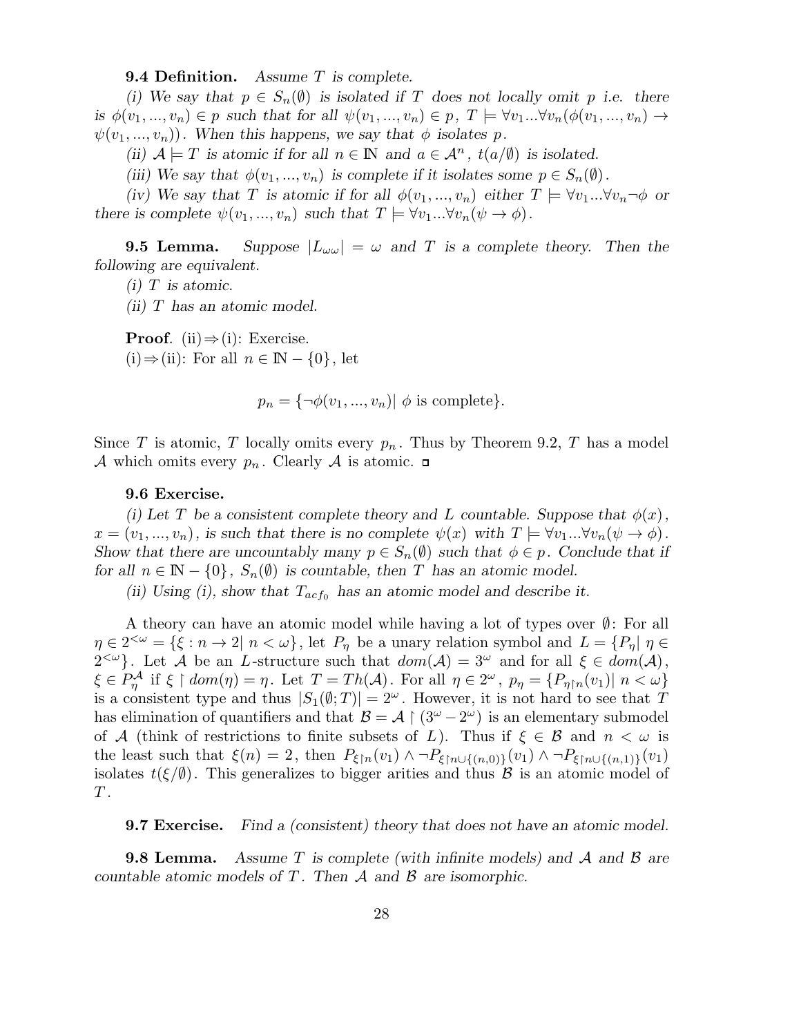**9.4 Definition.** *Assume $T$ is complete.*

*(i) We say that $p \in S_n(\emptyset)$ is isolated if $T$ does not locally omit $p$ i.e. there is $\phi(v_1, ..., v_n) \in p$ such that for all $\psi(v_1, ..., v_n) \in p$, $T \models \forall v_1 ... \forall v_n(\phi(v_1, ..., v_n) \to \psi(v_1, ..., v_n))$. When this happens, we say that $\phi$ isolates $p$.*

*(ii) $\mathcal{A} \models T$ is atomic if for all $n \in \mathbb{N}$ and $a \in \mathcal{A}^n$, $t(a/\emptyset)$ is isolated.*

*(iii) We say that $\phi(v_1, ..., v_n)$ is complete if it isolates some $p \in S_n(\emptyset)$.*

*(iv) We say that $T$ is atomic if for all $\phi(v_1, ..., v_n)$ either $T \models \forall v_1 ... \forall v_n \neg\phi$ or there is complete $\psi(v_1, ..., v_n)$ such that $T \models \forall v_1 ... \forall v_n(\psi \to \phi)$.*

**9.5 Lemma.** *Suppose $|L_{\omega\omega}| = \omega$ and $T$ is a complete theory. Then the following are equivalent.*

*(i) $T$ is atomic.*

*(ii) $T$ has an atomic model.*

**Proof**. (ii)$\Rightarrow$(i): Exercise.

(i)$\Rightarrow$(ii): For all $n \in \mathbb{N} - \{0\}$, let

$$p_n = \{\neg\phi(v_1, ..., v_n) |\ \phi \text{ is complete}\}.$$

Since $T$ is atomic, $T$ locally omits every $p_n$. Thus by Theorem 9.2, $T$ has a model $\mathcal{A}$ which omits every $p_n$. Clearly $\mathcal{A}$ is atomic. $\square$

**9.6 Exercise.**

*(i) Let $T$ be a consistent complete theory and $L$ countable. Suppose that $\phi(x)$, $x = (v_1, ..., v_n)$, is such that there is no complete $\psi(x)$ with $T \models \forall v_1 ... \forall v_n(\psi \to \phi)$. Show that there are uncountably many $p \in S_n(\emptyset)$ such that $\phi \in p$. Conclude that if for all $n \in \mathbb{N} - \{0\}$, $S_n(\emptyset)$ is countable, then $T$ has an atomic model.*

*(ii) Using (i), show that $T_{acf_0}$ has an atomic model and describe it.*

A theory can have an atomic model while having a lot of types over $\emptyset$: For all $\eta \in 2^{<\omega} = \{\xi : n \to 2 |\ n < \omega\}$, let $P_\eta$ be a unary relation symbol and $L = \{P_\eta |\ \eta \in 2^{<\omega}\}$. Let $\mathcal{A}$ be an $L$-structure such that $dom(\mathcal{A}) = 3^\omega$ and for all $\xi \in dom(\mathcal{A})$, $\xi \in P_\eta^{\mathcal{A}}$ if $\xi \restriction dom(\eta) = \eta$. Let $T = Th(\mathcal{A})$. For all $\eta \in 2^\omega$, $p_\eta = \{P_{\eta \restriction n}(v_1) |\ n < \omega\}$ is a consistent type and thus $|S_1(\emptyset; T)| = 2^\omega$. However, it is not hard to see that $T$ has elimination of quantifiers and that $\mathcal{B} = \mathcal{A} \restriction (3^\omega - 2^\omega)$ is an elementary submodel of $\mathcal{A}$ (think of restrictions to finite subsets of $L$). Thus if $\xi \in \mathcal{B}$ and $n < \omega$ is the least such that $\xi(n) = 2$, then $P_{\xi \restriction n}(v_1) \wedge \neg P_{\xi \restriction n \cup \{(n,0)\}}(v_1) \wedge \neg P_{\xi \restriction n \cup \{(n,1)\}}(v_1)$ isolates $t(\xi/\emptyset)$. This generalizes to bigger arities and thus $\mathcal{B}$ is an atomic model of $T$.

**9.7 Exercise.** *Find a (consistent) theory that does not have an atomic model.*

**9.8 Lemma.** *Assume $T$ is complete (with infinite models) and $\mathcal{A}$ and $\mathcal{B}$ are countable atomic models of $T$. Then $\mathcal{A}$ and $\mathcal{B}$ are isomorphic.*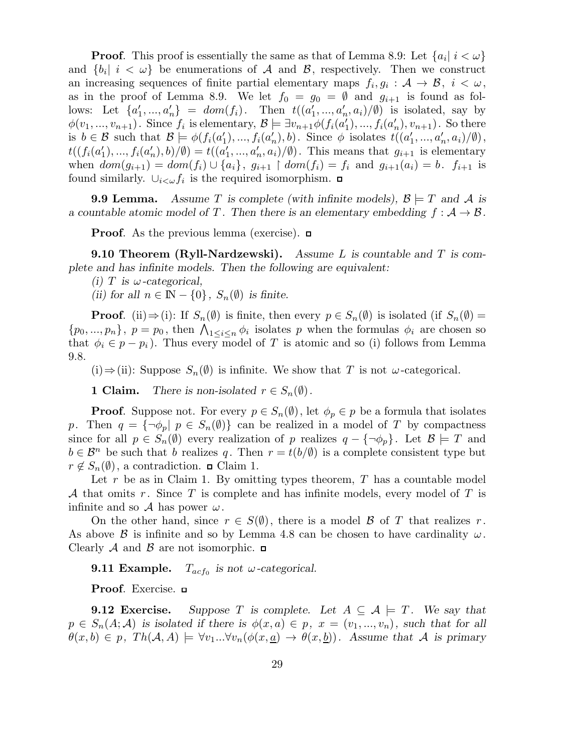**Proof**. This proof is essentially the same as that of Lemma 8.9: Let $\{a_i|\ i<\omega\}$ and $\{b_i|\ i<\omega\}$ be enumerations of $\mathcal{A}$ and $\mathcal{B}$, respectively. Then we construct an increasing sequences of finite partial elementary maps $f_i, g_i : \mathcal{A} \to \mathcal{B}$, $i<\omega$, as in the proof of Lemma 8.9. We let $f_0 = g_0 = \emptyset$ and $g_{i+1}$ is found as follows: Let $\{a'_1, ..., a'_n\} = dom(f_i)$. Then $t((a'_1, ..., a'_n, a_i)/\emptyset)$ is isolated, say by $\phi(v_1, ..., v_{n+1})$. Since $f_i$ is elementary, $\mathcal{B} \models \exists v_{n+1}\phi(f_i(a'_1), ..., f_i(a'_n), v_{n+1})$. So there is $b \in \mathcal{B}$ such that $\mathcal{B} \models \phi(f_i(a'_1), ..., f_i(a'_n), b)$. Since $\phi$ isolates $t((a'_1, ..., a'_n, a_i)/\emptyset)$, $t((f_i(a'_1), ..., f_i(a'_n), b)/\emptyset) = t((a'_1, ..., a'_n, a_i)/\emptyset)$. This means that $g_{i+1}$ is elementary when $dom(g_{i+1}) = dom(f_i) \cup \{a_i\}$, $g_{i+1} \restriction dom(f_i) = f_i$ and $g_{i+1}(a_i) = b$. $f_{i+1}$ is found similarly. $\cup_{i<\omega} f_i$ is the required isomorphism. □

**9.9 Lemma.** *Assume $T$ is complete (with infinite models), $\mathcal{B} \models T$ and $\mathcal{A}$ is a countable atomic model of $T$. Then there is an elementary embedding $f : \mathcal{A} \to \mathcal{B}$.*

**Proof**. As the previous lemma (exercise). □

**9.10 Theorem (Ryll-Nardzewski).** *Assume $L$ is countable and $T$ is complete and has infinite models. Then the following are equivalent:*

*(i) $T$ is $\omega$-categorical,*

*(ii) for all $n \in \mathbb{N} - \{0\}$, $S_n(\emptyset)$ is finite.*

**Proof**. (ii)$\Rightarrow$(i): If $S_n(\emptyset)$ is finite, then every $p \in S_n(\emptyset)$ is isolated (if $S_n(\emptyset) = \{p_0, ..., p_n\}$, $p = p_0$, then $\bigwedge_{1 \le i \le n} \phi_i$ isolates $p$ when the formulas $\phi_i$ are chosen so that $\phi_i \in p - p_i$). Thus every model of $T$ is atomic and so (i) follows from Lemma 9.8.

(i)$\Rightarrow$(ii): Suppose $S_n(\emptyset)$ is infinite. We show that $T$ is not $\omega$-categorical.

**1 Claim.** *There is non-isolated $r \in S_n(\emptyset)$.*

**Proof**. Suppose not. For every $p \in S_n(\emptyset)$, let $\phi_p \in p$ be a formula that isolates $p$. Then $q = \{\neg\phi_p|\ p \in S_n(\emptyset)\}$ can be realized in a model of $T$ by compactness since for all $p \in S_n(\emptyset)$ every realization of $p$ realizes $q - \{\neg\phi_p\}$. Let $\mathcal{B} \models T$ and $b \in \mathcal{B}^n$ be such that $b$ realizes $q$. Then $r = t(b/\emptyset)$ is a complete consistent type but $r \notin S_n(\emptyset)$, a contradiction. □ Claim 1.

Let $r$ be as in Claim 1. By omitting types theorem, $T$ has a countable model $\mathcal{A}$ that omits $r$. Since $T$ is complete and has infinite models, every model of $T$ is infinite and so $\mathcal{A}$ has power $\omega$.

On the other hand, since $r \in S(\emptyset)$, there is a model $\mathcal{B}$ of $T$ that realizes $r$. As above $\mathcal{B}$ is infinite and so by Lemma 4.8 can be chosen to have cardinality $\omega$. Clearly $\mathcal{A}$ and $\mathcal{B}$ are not isomorphic. □

**9.11 Example.** *$T_{acf_0}$ is not $\omega$-categorical.*

**Proof**. Exercise. □

**9.12 Exercise.** *Suppose $T$ is complete. Let $A \subseteq \mathcal{A} \models T$. We say that $p \in S_n(A; \mathcal{A})$ is isolated if there is $\phi(x, a) \in p$, $x = (v_1, ..., v_n)$, such that for all $\theta(x, b) \in p$, $Th(\mathcal{A}, A) \models \forall v_1 ... \forall v_n(\phi(x, \underline{a}) \to \theta(x, \underline{b}))$. Assume that $\mathcal{A}$ is primary*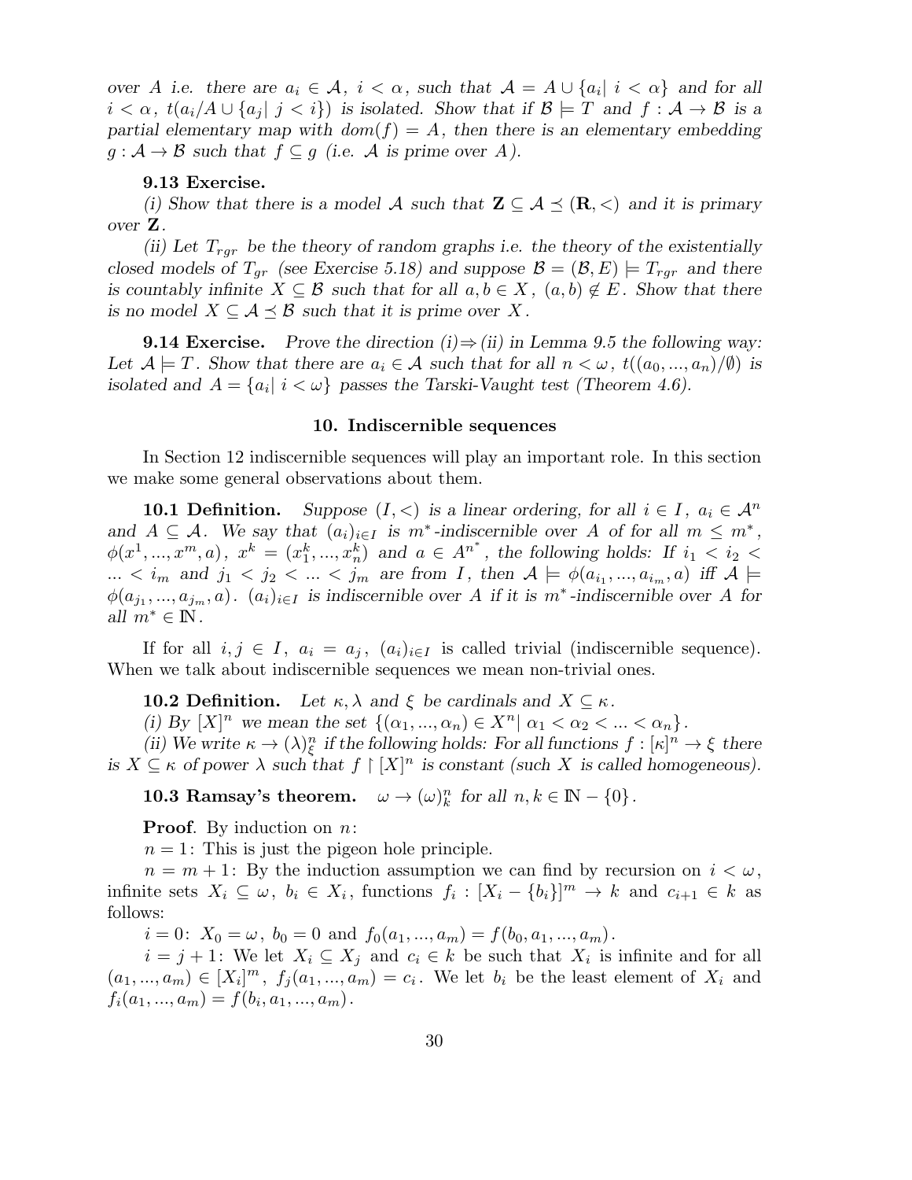*over $A$ i.e. there are $a_i \in \mathcal{A}$, $i < \alpha$, such that $\mathcal{A} = A \cup \{a_i |\ i < \alpha\}$ and for all $i < \alpha$, $t(a_i/A \cup \{a_j |\ j < i\})$ is isolated. Show that if $\mathcal{B} \models T$ and $f : \mathcal{A} \to \mathcal{B}$ is a partial elementary map with $dom(f) = A$, then there is an elementary embedding $g : \mathcal{A} \to \mathcal{B}$ such that $f \subseteq g$ (i.e. $\mathcal{A}$ is prime over $A$).*

**9.13 Exercise.**

*(i) Show that there is a model $\mathcal{A}$ such that $\mathbf{Z} \subseteq \mathcal{A} \preceq (\mathbf{R}, <)$ and it is primary over $\mathbf{Z}$.*

*(ii) Let $T_{rgr}$ be the theory of random graphs i.e. the theory of the existentially closed models of $T_{gr}$ (see Exercise 5.18) and suppose $\mathcal{B} = (\mathcal{B}, E) \models T_{rgr}$ and there is countably infinite $X \subseteq \mathcal{B}$ such that for all $a, b \in X$, $(a, b) \notin E$. Show that there is no model $X \subseteq \mathcal{A} \preceq \mathcal{B}$ such that it is prime over $X$.*

**9.14 Exercise.** *Prove the direction (i)$\Rightarrow$(ii) in Lemma 9.5 the following way: Let $\mathcal{A} \models T$. Show that there are $a_i \in \mathcal{A}$ such that for all $n < \omega$, $t((a_0, ..., a_n)/\emptyset)$ is isolated and $A = \{a_i |\ i < \omega\}$ passes the Tarski-Vaught test (Theorem 4.6).*

## 10. Indiscernible sequences

In Section 12 indiscernible sequences will play an important role. In this section we make some general observations about them.

**10.1 Definition.** *Suppose $(I, <)$ is a linear ordering, for all $i \in I$, $a_i \in \mathcal{A}^n$ and $A \subseteq \mathcal{A}$. We say that $(a_i)_{i \in I}$ is $m^*$-indiscernible over $A$ of for all $m \leq m^*$, $\phi(x^1, ..., x^m, a)$, $x^k = (x^k_1, ..., x^k_n)$ and $a \in A^{n^*}$, the following holds: If $i_1 < i_2 < ... < i_m$ and $j_1 < j_2 < ... < j_m$ are from $I$, then $\mathcal{A} \models \phi(a_{i_1}, ..., a_{i_m}, a)$ iff $\mathcal{A} \models \phi(a_{j_1}, ..., a_{j_m}, a)$. $(a_i)_{i \in I}$ is indiscernible over $A$ if it is $m^*$-indiscernible over $A$ for all $m^* \in \mathbb{N}$.*

If for all $i, j \in I$, $a_i = a_j$, $(a_i)_{i \in I}$ is called trivial (indiscernible sequence). When we talk about indiscernible sequences we mean non-trivial ones.

**10.2 Definition.** *Let $\kappa, \lambda$ and $\xi$ be cardinals and $X \subseteq \kappa$.*

*(i) By $[X]^n$ we mean the set $\{(\alpha_1, ..., \alpha_n) \in X^n |\ \alpha_1 < \alpha_2 < ... < \alpha_n\}$.*

*(ii) We write $\kappa \to (\lambda)^n_\xi$ if the following holds: For all functions $f : [\kappa]^n \to \xi$ there is $X \subseteq \kappa$ of power $\lambda$ such that $f \restriction [X]^n$ is constant (such $X$ is called homogeneous).*

**10.3 Ramsay's theorem.** *$\omega \to (\omega)^n_k$ for all $n, k \in \mathbb{N} - \{0\}$.*

**Proof**. By induction on $n$:

$n = 1$: This is just the pigeon hole principle.

$n = m + 1$: By the induction assumption we can find by recursion on $i < \omega$, infinite sets $X_i \subseteq \omega$, $b_i \in X_i$, functions $f_i : [X_i - \{b_i\}]^m \to k$ and $c_{i+1} \in k$ as follows:

$i = 0$: $X_0 = \omega$, $b_0 = 0$ and $f_0(a_1, ..., a_m) = f(b_0, a_1, ..., a_m)$.

$i = j + 1$: We let $X_i \subseteq X_j$ and $c_i \in k$ be such that $X_i$ is infinite and for all $(a_1, ..., a_m) \in [X_i]^m$, $f_j(a_1, ..., a_m) = c_i$. We let $b_i$ be the least element of $X_i$ and $f_i(a_1, ..., a_m) = f(b_i, a_1, ..., a_m)$.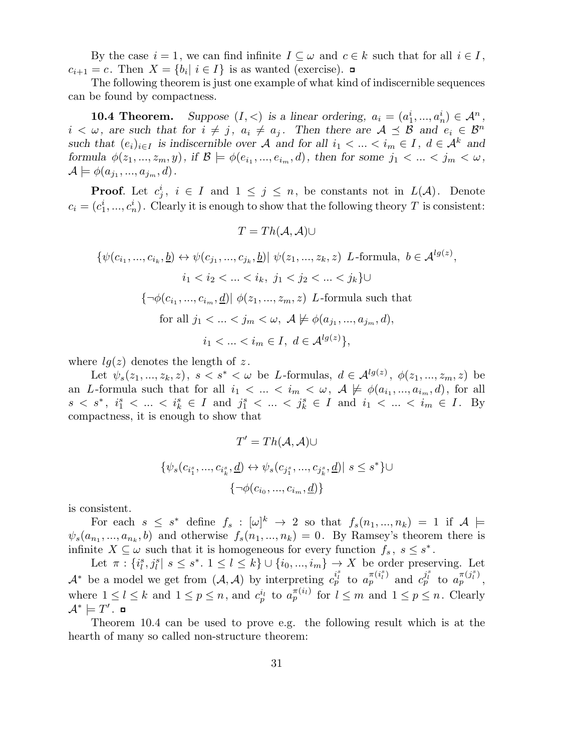By the case $i = 1$, we can find infinite $I \subseteq \omega$ and $c \in k$ such that for all $i \in I$, $c_{i+1} = c$. Then $X = \{b_i | \ i \in I\}$ is as wanted (exercise). ◽

The following theorem is just one example of what kind of indiscernible sequences can be found by compactness.

**10.4 Theorem.** *Suppose $(I, <)$ is a linear ordering, $a_i = (a^i_1, ..., a^i_n) \in \mathcal{A}^n$, $i < \omega$, are such that for $i \neq j$, $a_i \neq a_j$. Then there are $\mathcal{A} \preceq \mathcal{B}$ and $e_i \in \mathcal{B}^n$ such that $(e_i)_{i \in I}$ is indiscernible over $\mathcal{A}$ and for all $i_1 < ... < i_m \in I$, $d \in \mathcal{A}^k$ and formula $\phi(z_1, ..., z_m, y)$, if $\mathcal{B} \models \phi(e_{i_1}, ..., e_{i_m}, d)$, then for some $j_1 < ... < j_m < \omega$, $\mathcal{A} \models \phi(a_{j_1}, ..., a_{j_m}, d)$.*

**Proof**. Let $c^i_j$, $i \in I$ and $1 \leq j \leq n$, be constants not in $L(\mathcal{A})$. Denote $c_i = (c^i_1, ..., c^i_n)$. Clearly it is enough to show that the following theory $T$ is consistent:

$$T = Th(\mathcal{A}, \mathcal{A}) \cup$$

$$\{\psi(c_{i_1}, ..., c_{i_k}, \underline{b}) \leftrightarrow \psi(c_{j_1}, ..., c_{j_k}, \underline{b}) | \ \psi(z_1, ..., z_k, z) \ L\text{-formula}, \ b \in \mathcal{A}^{lg(z)},$$

$$i_1 < i_2 < ... < i_k, \ j_1 < j_2 < ... < j_k\} \cup$$

$$\{\neg\phi(c_{i_1}, ..., c_{i_m}, \underline{d}) | \ \phi(z_1, ..., z_m, z) \ L\text{-formula such that}$$

$$\text{for all } j_1 < ... < j_m < \omega, \ \mathcal{A} \not\models \phi(a_{j_1}, ..., a_{j_m}, d),$$

$$i_1 < ... < i_m \in I, \ d \in \mathcal{A}^{lg(z)}\},$$

where $lg(z)$ denotes the length of $z$.

Let $\psi_s(z_1, ..., z_k, z)$, $s < s^* < \omega$ be $L$-formulas, $d \in \mathcal{A}^{lg(z)}$, $\phi(z_1, ..., z_m, z)$ be an $L$-formula such that for all $i_1 < ... < i_m < \omega$, $\mathcal{A} \not\models \phi(a_{i_1}, ..., a_{i_m}, d)$, for all $s < s^*$, $i^s_1 < ... < i^s_k \in I$ and $j^s_1 < ... < j^s_k \in I$ and $i_1 < ... < i_m \in I$. By compactness, it is enough to show that

$$T' = Th(\mathcal{A}, \mathcal{A}) \cup$$

$$\{\psi_s(c_{i^s_1}, ..., c_{i^s_k}, \underline{d}) \leftrightarrow \psi_s(c_{j^s_1}, ..., c_{j^s_k}, \underline{d}) | \ s \leq s^*\} \cup$$

$$\{\neg\phi(c_{i_0}, ..., c_{i_m}, \underline{d})\}$$

is consistent.

For each $s \leq s^*$ define $f_s : [\omega]^k \to 2$ so that $f_s(n_1, ..., n_k) = 1$ if $\mathcal{A} \models \psi_s(a_{n_1}, ..., a_{n_k}, b)$ and otherwise $f_s(n_1, ..., n_k) = 0$. By Ramsey's theorem there is infinite $X \subseteq \omega$ such that it is homogeneous for every function $f_s$, $s \leq s^*$.

Let $\pi : \{i^s_l, j^s_l | \ s \leq s^*. \ 1 \leq l \leq k\} \cup \{i_0, ..., i_m\} \to X$ be order preserving. Let $\mathcal{A}^*$ be a model we get from $(\mathcal{A}, \mathcal{A})$ by interpreting $c^{i^s_l}_p$ to $a^{\pi(i^s_l)}_p$ and $c^{j^s_l}_p$ to $a^{\pi(j^s_l)}_p$, where $1 \leq l \leq k$ and $1 \leq p \leq n$, and $c^{i_l}_p$ to $a^{\pi(i_l)}_p$ for $l \leq m$ and $1 \leq p \leq n$. Clearly $\mathcal{A}^* \models T'$. ◽

Theorem 10.4 can be used to prove e.g. the following result which is at the hearth of many so called non-structure theorem: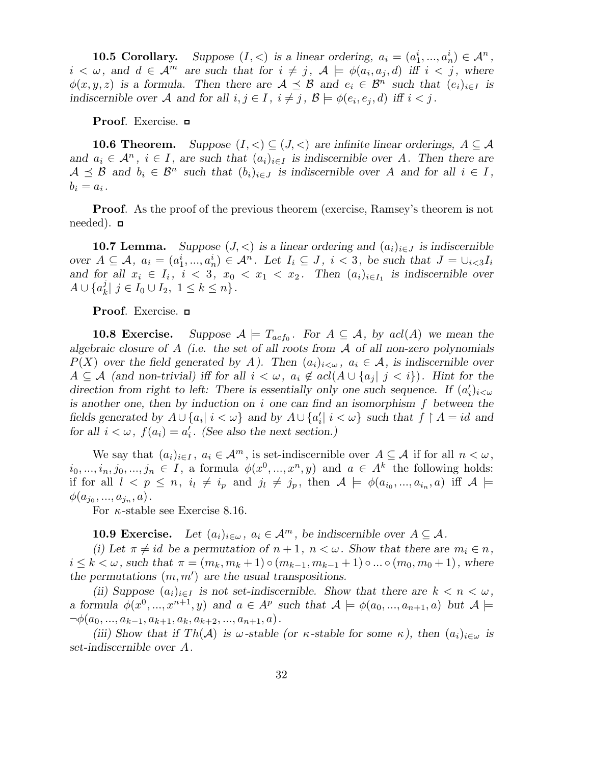**10.5 Corollary.** *Suppose $(I,<)$ is a linear ordering, $a_i = (a_1^i, ..., a_n^i) \in \mathcal{A}^n$, $i < \omega$, and $d \in \mathcal{A}^m$ are such that for $i \neq j$, $\mathcal{A} \models \phi(a_i, a_j, d)$ iff $i < j$, where $\phi(x, y, z)$ is a formula. Then there are $\mathcal{A} \preceq \mathcal{B}$ and $e_i \in \mathcal{B}^n$ such that $(e_i)_{i \in I}$ is indiscernible over $\mathcal{A}$ and for all $i, j \in I$, $i \neq j$, $\mathcal{B} \models \phi(e_i, e_j, d)$ iff $i < j$.*

**Proof**. Exercise. ▫

**10.6 Theorem.** *Suppose $(I,<) \subseteq (J,<)$ are infinite linear orderings, $A \subseteq \mathcal{A}$ and $a_i \in \mathcal{A}^n$, $i \in I$, are such that $(a_i)_{i \in I}$ is indiscernible over $A$. Then there are $\mathcal{A} \preceq \mathcal{B}$ and $b_i \in \mathcal{B}^n$ such that $(b_i)_{i \in J}$ is indiscernible over $A$ and for all $i \in I$, $b_i = a_i$.*

**Proof**. As the proof of the previous theorem (exercise, Ramsey's theorem is not needed). ▫

**10.7 Lemma.** *Suppose $(J,<)$ is a linear ordering and $(a_i)_{i \in J}$ is indiscernible over $A \subseteq \mathcal{A}$, $a_i = (a_1^i, ..., a_n^i) \in \mathcal{A}^n$. Let $I_i \subseteq J$, $i < 3$, be such that $J = \cup_{i<3} I_i$ and for all $x_i \in I_i$, $i < 3$, $x_0 < x_1 < x_2$. Then $(a_i)_{i \in I_1}$ is indiscernible over $A \cup \{a_k^j |\ j \in I_0 \cup I_2,\ 1 \leq k \leq n\}$.*

**Proof**. Exercise. ▫

**10.8 Exercise.** *Suppose $\mathcal{A} \models T_{acf_0}$. For $A \subseteq \mathcal{A}$, by $acl(A)$ we mean the algebraic closure of $A$ (i.e. the set of all roots from $\mathcal{A}$ of all non-zero polynomials $P(X)$ over the field generated by $A$). Then $(a_i)_{i<\omega}$, $a_i \in \mathcal{A}$, is indiscernible over $A \subseteq \mathcal{A}$ (and non-trivial) iff for all $i < \omega$, $a_i \notin acl(A \cup \{a_j |\ j < i\})$. Hint for the direction from right to left: There is essentially only one such sequence. If $(a'_i)_{i<\omega}$ is another one, then by induction on $i$ one can find an isomorphism $f$ between the fields generated by $A \cup \{a_i |\ i < \omega\}$ and by $A \cup \{a'_i |\ i < \omega\}$ such that $f \restriction A = id$ and for all $i < \omega$, $f(a_i) = a'_i$. (See also the next section.)*

We say that $(a_i)_{i \in I}$, $a_i \in \mathcal{A}^m$, is set-indiscernible over $A \subseteq \mathcal{A}$ if for all $n < \omega$, $i_0, ..., i_n, j_0, ..., j_n \in I$, a formula $\phi(x^0, ..., x^n, y)$ and $a \in A^k$ the following holds: if for all $l < p \leq n$, $i_l \neq i_p$ and $j_l \neq j_p$, then $\mathcal{A} \models \phi(a_{i_0}, ..., a_{i_n}, a)$ iff $\mathcal{A} \models \phi(a_{j_0}, ..., a_{j_n}, a)$.

For $\kappa$-stable see Exercise 8.16.

**10.9 Exercise.** *Let $(a_i)_{i \in \omega}$, $a_i \in \mathcal{A}^m$, be indiscernible over $A \subseteq \mathcal{A}$.*

*(i) Let $\pi \neq id$ be a permutation of $n+1$, $n < \omega$. Show that there are $m_i \in n$, $i \leq k < \omega$, such that $\pi = (m_k, m_k + 1) \circ (m_{k-1}, m_{k-1} + 1) \circ ... \circ (m_0, m_0 + 1)$, where the permutations $(m, m')$ are the usual transpositions.*

*(ii) Suppose $(a_i)_{i \in I}$ is not set-indiscernible. Show that there are $k < n < \omega$, a formula $\phi(x^0, ..., x^{n+1}, y)$ and $a \in A^p$ such that $\mathcal{A} \models \phi(a_0, ..., a_{n+1}, a)$ but $\mathcal{A} \models \neg\phi(a_0, ..., a_{k-1}, a_{k+1}, a_k, a_{k+2}, ..., a_{n+1}, a)$.*

*(iii) Show that if $Th(\mathcal{A})$ is $\omega$-stable (or $\kappa$-stable for some $\kappa$), then $(a_i)_{i \in \omega}$ is set-indiscernible over $A$.*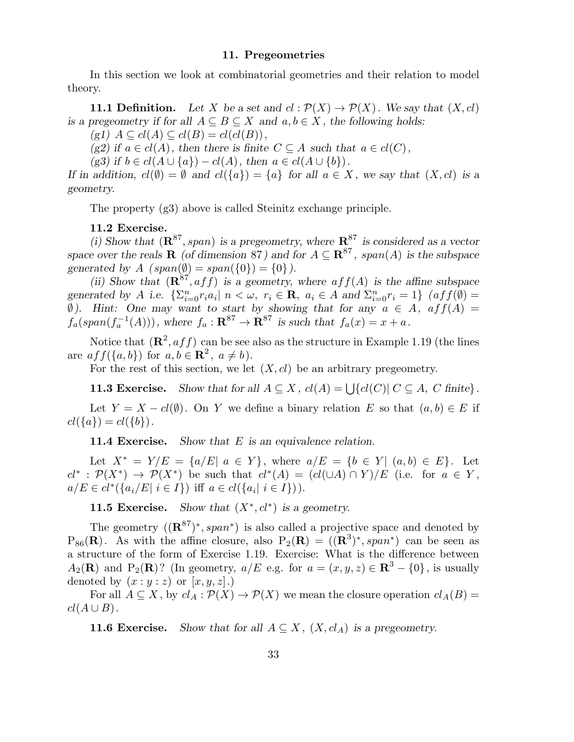## 11. Pregeometries

In this section we look at combinatorial geometries and their relation to model theory.

**11.1 Definition.** *Let $X$ be a set and $cl : \mathcal{P}(X) \to \mathcal{P}(X)$. We say that $(X, cl)$ is a pregeometry if for all $A \subseteq B \subseteq X$ and $a, b \in X$, the following holds:*

*(g1) $A \subseteq cl(A) \subseteq cl(B) = cl(cl(B))$,*

*(g2) if $a \in cl(A)$, then there is finite $C \subseteq A$ such that $a \in cl(C)$,*

*(g3) if $b \in cl(A \cup \{a\}) - cl(A)$, then $a \in cl(A \cup \{b\})$.*

*If in addition, $cl(\emptyset) = \emptyset$ and $cl(\{a\}) = \{a\}$ for all $a \in X$, we say that $(X, cl)$ is a geometry.*

The property (g3) above is called Steinitz exchange principle.

**11.2 Exercise.**

*(i) Show that $(\mathbf{R}^{87}, span)$ is a pregeometry, where $\mathbf{R}^{87}$ is considered as a vector space over the reals $\mathbf{R}$ (of dimension 87) and for $A \subseteq \mathbf{R}^{87}$, $span(A)$ is the subspace generated by $A$ ($span(\emptyset) = span(\{0\}) = \{0\}$).*

*(ii) Show that $(\mathbf{R}^{87}, aff)$ is a geometry, where $aff(A)$ is the affine subspace generated by $A$ i.e. $\{\Sigma_{i=0}^{n} r_i a_i |\ n < \omega,\ r_i \in \mathbf{R},\ a_i \in A$ and $\Sigma_{i=0}^{n} r_i = 1\}$ ($aff(\emptyset) = \emptyset$). Hint: One may want to start by showing that for any $a \in A$, $aff(A) = f_a(span(f_a^{-1}(A)))$, where $f_a : \mathbf{R}^{87} \to \mathbf{R}^{87}$ is such that $f_a(x) = x + a$.*

Notice that $(\mathbf{R}^2, aff)$ can be see also as the structure in Example 1.19 (the lines are $aff(\{a, b\})$ for $a, b \in \mathbf{R}^2$, $a \neq b$).

For the rest of this section, we let $(X, cl)$ be an arbitrary pregeometry.

**11.3 Exercise.** *Show that for all $A \subseteq X$, $cl(A) = \bigcup \{cl(C) |\ C \subseteq A,\ C$ finite$\}$.*

Let $Y = X - cl(\emptyset)$. On $Y$ we define a binary relation $E$ so that $(a, b) \in E$ if $cl(\{a\}) = cl(\{b\})$.

**11.4 Exercise.** *Show that $E$ is an equivalence relation.*

Let $X^* = Y/E = \{a/E |\ a \in Y\}$, where $a/E = \{b \in Y |\ (a, b) \in E\}$. Let $cl^* : \mathcal{P}(X^*) \to \mathcal{P}(X^*)$ be such that $cl^*(A) = (cl(\cup A) \cap Y)/E$ (i.e. for $a \in Y$, $a/E \in cl^*(\{a_i/E |\ i \in I\})$ iff $a \in cl(\{a_i |\ i \in I\})$).

**11.5 Exercise.** *Show that $(X^*, cl^*)$ is a geometry.*

The geometry $((\mathbf{R}^{87})^*, span^*)$ is also called a projective space and denoted by $\mathrm{P}_{86}(\mathbf{R})$. As with the affine closure, also $\mathrm{P}_2(\mathbf{R}) = ((\mathbf{R}^3)^*, span^*)$ can be seen as a structure of the form of Exercise 1.19. Exercise: What is the difference between $A_2(\mathbf{R})$ and $\mathrm{P}_2(\mathbf{R})$? (In geometry, $a/E$ e.g. for $a = (x, y, z) \in \mathbf{R}^3 - \{0\}$, is usually denoted by $(x : y : z)$ or $[x, y, z]$.)

For all $A \subseteq X$, by $cl_A : \mathcal{P}(X) \to \mathcal{P}(X)$ we mean the closure operation $cl_A(B) = cl(A \cup B)$.

**11.6 Exercise.** *Show that for all $A \subseteq X$, $(X, cl_A)$ is a pregeometry.*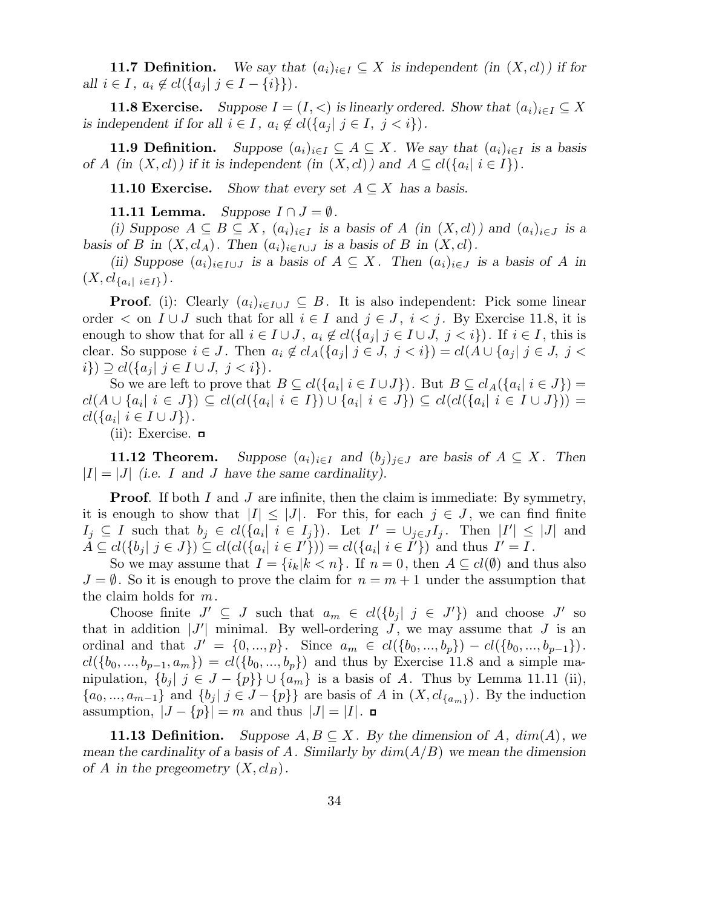**11.7 Definition.** *We say that $(a_i)_{i\in I} \subseteq X$ is independent (in $(X, cl)$) if for all $i \in I$, $a_i \notin cl(\{a_j|\ j \in I - \{i\}\})$.*

**11.8 Exercise.** *Suppose $I = (I, <)$ is linearly ordered. Show that $(a_i)_{i\in I} \subseteq X$ is independent if for all $i \in I$, $a_i \notin cl(\{a_j|\ j \in I,\ j < i\})$.*

**11.9 Definition.** *Suppose $(a_i)_{i\in I} \subseteq A \subseteq X$. We say that $(a_i)_{i\in I}$ is a basis of $A$ (in $(X, cl)$) if it is independent (in $(X, cl)$) and $A \subseteq cl(\{a_i|\ i \in I\})$.*

**11.10 Exercise.** *Show that every set $A \subseteq X$ has a basis.*

**11.11 Lemma.** *Suppose $I \cap J = \emptyset$.*

*(i) Suppose $A \subseteq B \subseteq X$, $(a_i)_{i\in I}$ is a basis of $A$ (in $(X, cl)$) and $(a_i)_{i\in J}$ is a basis of $B$ in $(X, cl_A)$. Then $(a_i)_{i\in I\cup J}$ is a basis of $B$ in $(X, cl)$.*

*(ii) Suppose $(a_i)_{i\in I\cup J}$ is a basis of $A \subseteq X$. Then $(a_i)_{i\in J}$ is a basis of $A$ in $(X, cl_{\{a_i|\ i\in I\}})$.*

**Proof**. (i): Clearly $(a_i)_{i\in I\cup J} \subseteq B$. It is also independent: Pick some linear order $<$ on $I \cup J$ such that for all $i \in I$ and $j \in J$, $i < j$. By Exercise 11.8, it is enough to show that for all $i \in I \cup J$, $a_i \notin cl(\{a_j|\ j \in I \cup J,\ j < i\})$. If $i \in I$, this is clear. So suppose $i \in J$. Then $a_i \notin cl_A(\{a_j|\ j \in J,\ j < i\}) = cl(A \cup \{a_j|\ j \in J,\ j < i\}) \supseteq cl(\{a_j|\ j \in I \cup J,\ j < i\})$.

So we are left to prove that $B \subseteq cl(\{a_i|\ i \in I \cup J\})$. But $B \subseteq cl_A(\{a_i|\ i \in J\}) = cl(A \cup \{a_i|\ i \in J\}) \subseteq cl(cl(\{a_i|\ i \in I\}) \cup \{a_i|\ i \in J\}) \subseteq cl(cl(\{a_i|\ i \in I \cup J\})) = cl(\{a_i|\ i \in I \cup J\})$.

(ii): Exercise. □

**11.12 Theorem.** *Suppose $(a_i)_{i\in I}$ and $(b_j)_{j\in J}$ are basis of $A \subseteq X$. Then $|I| = |J|$ (i.e. $I$ and $J$ have the same cardinality).*

**Proof**. If both $I$ and $J$ are infinite, then the claim is immediate: By symmetry, it is enough to show that $|I| \leq |J|$. For this, for each $j \in J$, we can find finite $I_j \subseteq I$ such that $b_j \in cl(\{a_i|\ i \in I_j\})$. Let $I' = \cup_{j\in J} I_j$. Then $|I'| \leq |J|$ and $A \subseteq cl(\{b_j|\ j \in J\}) \subseteq cl(cl(\{a_i|\ i \in I'\})) = cl(\{a_i|\ i \in I'\})$ and thus $I' = I$.

So we may assume that $I = \{i_k | k < n\}$. If $n = 0$, then $A \subseteq cl(\emptyset)$ and thus also $J = \emptyset$. So it is enough to prove the claim for $n = m + 1$ under the assumption that the claim holds for $m$.

Choose finite $J' \subseteq J$ such that $a_m \in cl(\{b_j|\ j \in J'\})$ and choose $J'$ so that in addition $|J'|$ minimal. By well-ordering $J$, we may assume that $J$ is an ordinal and that $J' = \{0, ..., p\}$. Since $a_m \in cl(\{b_0, ..., b_p\}) - cl(\{b_0, ..., b_{p-1}\})$. $cl(\{b_0, ..., b_{p-1}, a_m\}) = cl(\{b_0, ..., b_p\})$ and thus by Exercise 11.8 and a simple manipulation, $\{b_j|\ j \in J - \{p\}\} \cup \{a_m\}$ is a basis of $A$. Thus by Lemma 11.11 (ii), $\{a_0, ..., a_{m-1}\}$ and $\{b_j|\ j \in J - \{p\}\}$ are basis of $A$ in $(X, cl_{\{a_m\}})$. By the induction assumption, $|J - \{p\}| = m$ and thus $|J| = |I|$. □

**11.13 Definition.** *Suppose $A, B \subseteq X$. By the dimension of $A$, $dim(A)$, we mean the cardinality of a basis of $A$. Similarly by $dim(A/B)$ we mean the dimension of $A$ in the pregeometry $(X, cl_B)$.*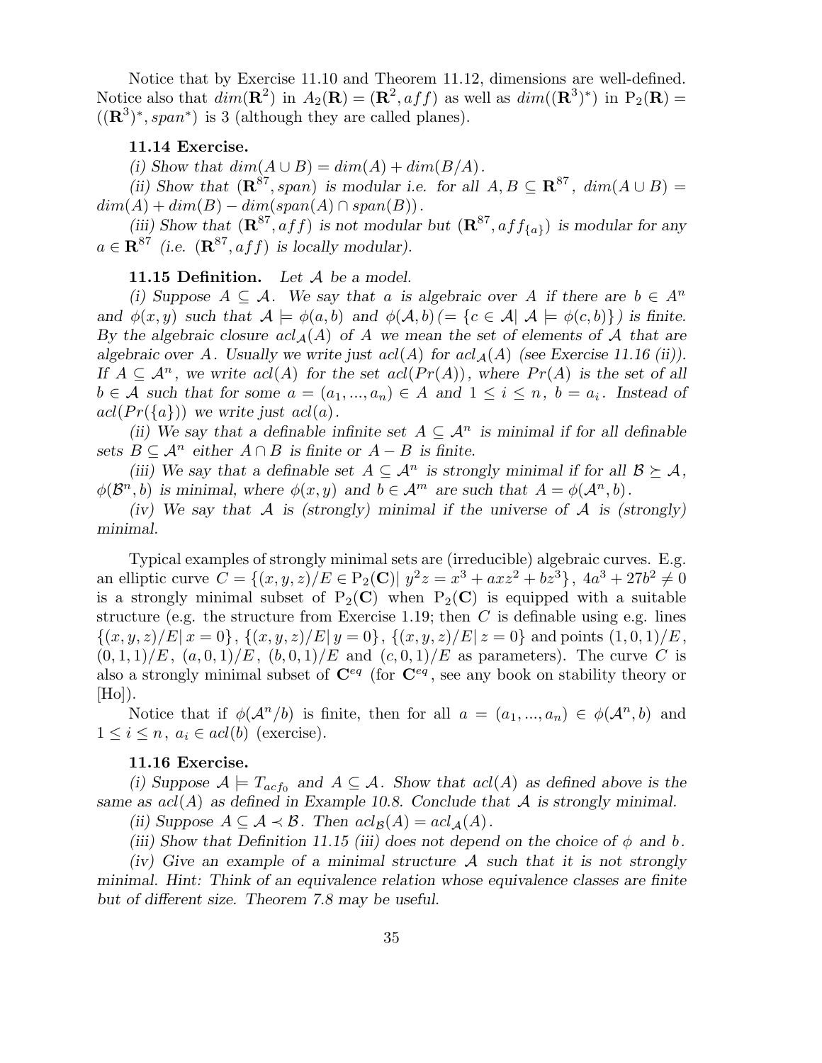Notice that by Exercise 11.10 and Theorem 11.12, dimensions are well-defined. Notice also that $dim(\mathbf{R}^2)$ in $A_2(\mathbf{R}) = (\mathbf{R}^2, aff)$ as well as $dim((\mathbf{R}^3)^*)$ in $\mathrm{P}_2(\mathbf{R}) = ((\mathbf{R}^3)^*, span^*)$ is 3 (although they are called planes).

**11.14 Exercise.**

*(i) Show that $dim(A \cup B) = dim(A) + dim(B/A)$.*

*(ii) Show that $(\mathbf{R}^{87}, span)$ is modular i.e. for all $A, B \subseteq \mathbf{R}^{87}$, $dim(A \cup B) = dim(A) + dim(B) - dim(span(A) \cap span(B))$.*

*(iii) Show that $(\mathbf{R}^{87}, aff)$ is not modular but $(\mathbf{R}^{87}, aff_{\{a\}})$ is modular for any $a \in \mathbf{R}^{87}$ (i.e. $(\mathbf{R}^{87}, aff)$ is locally modular).*

**11.15 Definition.** *Let $\mathcal{A}$ be a model.*

*(i) Suppose $A \subseteq \mathcal{A}$. We say that $a$ is algebraic over $A$ if there are $b \in A^n$ and $\phi(x, y)$ such that $\mathcal{A} \models \phi(a, b)$ and $\phi(\mathcal{A}, b) (= \{c \in \mathcal{A} | \mathcal{A} \models \phi(c, b)\})$ is finite. By the algebraic closure $acl_{\mathcal{A}}(A)$ of $A$ we mean the set of elements of $\mathcal{A}$ that are algebraic over $A$. Usually we write just $acl(A)$ for $acl_{\mathcal{A}}(A)$ (see Exercise 11.16 (ii)). If $A \subseteq \mathcal{A}^n$, we write $acl(A)$ for the set $acl(Pr(A))$, where $Pr(A)$ is the set of all $b \in \mathcal{A}$ such that for some $a = (a_1, ..., a_n) \in A$ and $1 \le i \le n$, $b = a_i$. Instead of $acl(Pr(\{a\}))$ we write just $acl(a)$.*

*(ii) We say that a definable infinite set $A \subseteq \mathcal{A}^n$ is minimal if for all definable sets $B \subseteq \mathcal{A}^n$ either $A \cap B$ is finite or $A - B$ is finite.*

*(iii) We say that a definable set $A \subseteq \mathcal{A}^n$ is strongly minimal if for all $\mathcal{B} \succeq \mathcal{A}$, $\phi(\mathcal{B}^n, b)$ is minimal, where $\phi(x, y)$ and $b \in \mathcal{A}^m$ are such that $A = \phi(\mathcal{A}^n, b)$.*

*(iv) We say that $\mathcal{A}$ is (strongly) minimal if the universe of $\mathcal{A}$ is (strongly) minimal.*

Typical examples of strongly minimal sets are (irreducible) algebraic curves. E.g. an elliptic curve $C = \{(x, y, z)/E \in \mathrm{P}_2(\mathbf{C}) |\ y^2 z = x^3 + axz^2 + bz^3\}$, $4a^3 + 27b^2 \neq 0$ is a strongly minimal subset of $\mathrm{P}_2(\mathbf{C})$ when $\mathrm{P}_2(\mathbf{C})$ is equipped with a suitable structure (e.g. the structure from Exercise 1.19; then $C$ is definable using e.g. lines $\{(x, y, z)/E |\ x = 0\}$, $\{(x, y, z)/E |\ y = 0\}$, $\{(x, y, z)/E |\ z = 0\}$ and points $(1, 0, 1)/E$, $(0, 1, 1)/E$, $(a, 0, 1)/E$, $(b, 0, 1)/E$ and $(c, 0, 1)/E$ as parameters). The curve $C$ is also a strongly minimal subset of $\mathbf{C}^{eq}$ (for $\mathbf{C}^{eq}$, see any book on stability theory or [Ho]).

Notice that if $\phi(\mathcal{A}^n/b)$ is finite, then for all $a = (a_1, ..., a_n) \in \phi(\mathcal{A}^n, b)$ and $1 \le i \le n$, $a_i \in acl(b)$ (exercise).

**11.16 Exercise.**

*(i) Suppose $\mathcal{A} \models T_{acf_0}$ and $A \subseteq \mathcal{A}$. Show that $acl(A)$ as defined above is the same as $acl(A)$ as defined in Example 10.8. Conclude that $\mathcal{A}$ is strongly minimal.*

*(ii) Suppose $A \subseteq \mathcal{A} \prec \mathcal{B}$. Then $acl_{\mathcal{B}}(A) = acl_{\mathcal{A}}(A)$.*

*(iii) Show that Definition 11.15 (iii) does not depend on the choice of $\phi$ and $b$.*

*(iv) Give an example of a minimal structure $\mathcal{A}$ such that it is not strongly minimal. Hint: Think of an equivalence relation whose equivalence classes are finite but of different size. Theorem 7.8 may be useful.*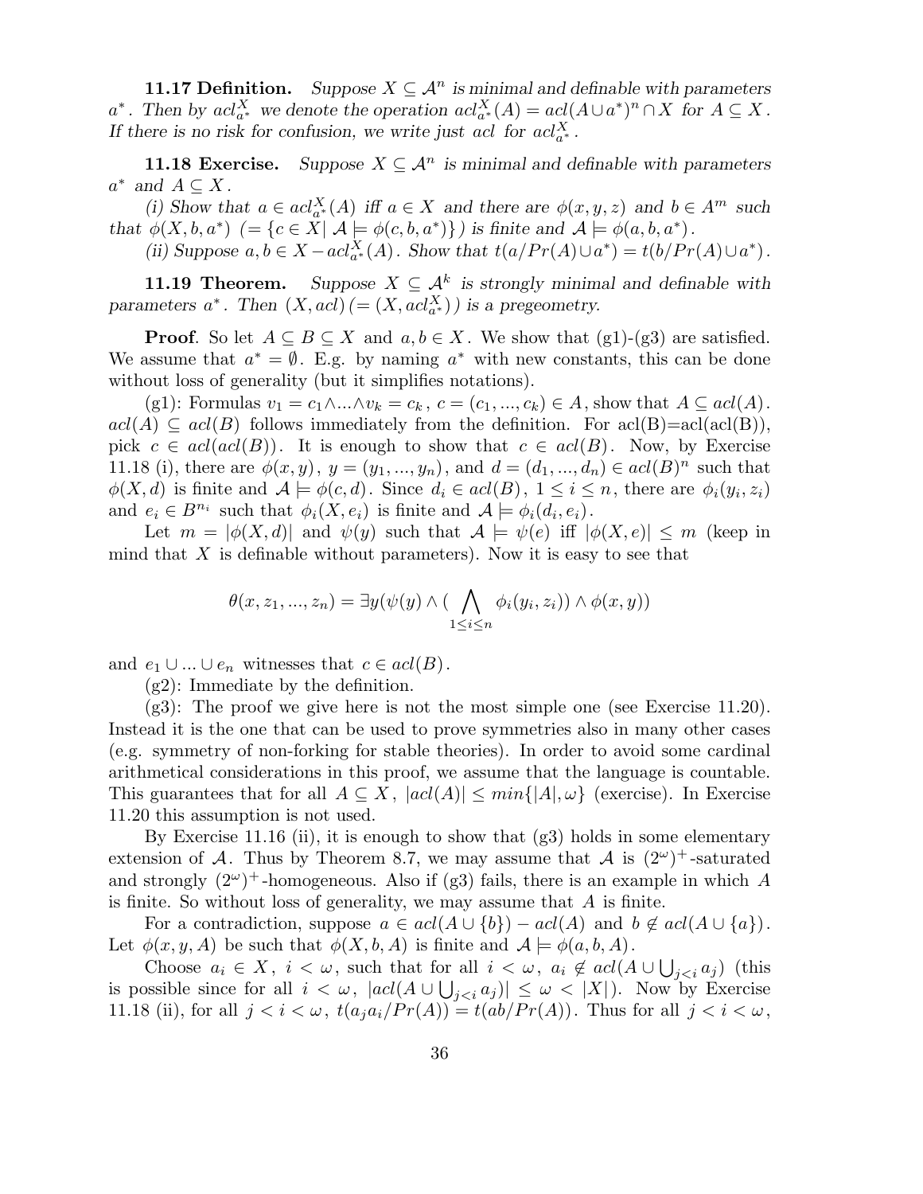**11.17 Definition.** *Suppose $X \subseteq \mathcal{A}^n$ is minimal and definable with parameters $a^*$. Then by $acl^X_{a^*}$ we denote the operation $acl^X_{a^*}(A) = acl(A \cup a^*)^n \cap X$ for $A \subseteq X$. If there is no risk for confusion, we write just $acl$ for $acl^X_{a^*}$.*

**11.18 Exercise.** *Suppose $X \subseteq \mathcal{A}^n$ is minimal and definable with parameters $a^*$ and $A \subseteq X$.*

*(i) Show that $a \in acl^X_{a^*}(A)$ iff $a \in X$ and there are $\phi(x, y, z)$ and $b \in A^m$ such that $\phi(X, b, a^*)$ $(= \{c \in X | \mathcal{A} \models \phi(c, b, a^*)\})$ is finite and $\mathcal{A} \models \phi(a, b, a^*)$.*

*(ii) Suppose $a, b \in X - acl^X_{a^*}(A)$. Show that $t(a/Pr(A) \cup a^*) = t(b/Pr(A) \cup a^*)$.*

**11.19 Theorem.** *Suppose $X \subseteq \mathcal{A}^k$ is strongly minimal and definable with parameters $a^*$. Then $(X, acl)$ $(= (X, acl^X_{a^*}))$ is a pregeometry.*

**Proof**. So let $A \subseteq B \subseteq X$ and $a, b \in X$. We show that (g1)-(g3) are satisfied. We assume that $a^* = \emptyset$. E.g. by naming $a^*$ with new constants, this can be done without loss of generality (but it simplifies notations).

(g1): Formulas $v_1 = c_1 \wedge ... \wedge v_k = c_k$, $c = (c_1, ..., c_k) \in A$, show that $A \subseteq acl(A)$. $acl(A) \subseteq acl(B)$ follows immediately from the definition. For acl(B)=acl(acl(B)), pick $c \in acl(acl(B))$. It is enough to show that $c \in acl(B)$. Now, by Exercise 11.18 (i), there are $\phi(x, y)$, $y = (y_1, ..., y_n)$, and $d = (d_1, ..., d_n) \in acl(B)^n$ such that $\phi(X, d)$ is finite and $\mathcal{A} \models \phi(c, d)$. Since $d_i \in acl(B)$, $1 \leq i \leq n$, there are $\phi_i(y_i, z_i)$ and $e_i \in B^{n_i}$ such that $\phi_i(X, e_i)$ is finite and $\mathcal{A} \models \phi_i(d_i, e_i)$.

Let $m = |\phi(X, d)|$ and $\psi(y)$ such that $\mathcal{A} \models \psi(e)$ iff $|\phi(X, e)| \leq m$ (keep in mind that $X$ is definable without parameters). Now it is easy to see that

$$\theta(x, z_1, ..., z_n) = \exists y(\psi(y) \wedge (\bigwedge_{1 \leq i \leq n} \phi_i(y_i, z_i)) \wedge \phi(x, y))$$

and $e_1 \cup ... \cup e_n$ witnesses that $c \in acl(B)$.

(g2): Immediate by the definition.

(g3): The proof we give here is not the most simple one (see Exercise 11.20). Instead it is the one that can be used to prove symmetries also in many other cases (e.g. symmetry of non-forking for stable theories). In order to avoid some cardinal arithmetical considerations in this proof, we assume that the language is countable. This guarantees that for all $A \subseteq X$, $|acl(A)| \leq min\{|A|, \omega\}$ (exercise). In Exercise 11.20 this assumption is not used.

By Exercise 11.16 (ii), it is enough to show that (g3) holds in some elementary extension of $\mathcal{A}$. Thus by Theorem 8.7, we may assume that $\mathcal{A}$ is $(2^\omega)^+$-saturated and strongly $(2^\omega)^+$-homogeneous. Also if (g3) fails, there is an example in which $A$ is finite. So without loss of generality, we may assume that $A$ is finite.

For a contradiction, suppose $a \in acl(A \cup \{b\}) - acl(A)$ and $b \notin acl(A \cup \{a\})$. Let $\phi(x, y, A)$ be such that $\phi(X, b, A)$ is finite and $\mathcal{A} \models \phi(a, b, A)$.

Choose $a_i \in X$, $i < \omega$, such that for all $i < \omega$, $a_i \notin acl(A \cup \bigcup_{j<i} a_j)$ (this is possible since for all $i < \omega$, $|acl(A \cup \bigcup_{j<i} a_j)| \leq \omega < |X|$). Now by Exercise 11.18 (ii), for all $j < i < \omega$, $t(a_j a_i/Pr(A)) = t(ab/Pr(A))$. Thus for all $j < i < \omega$,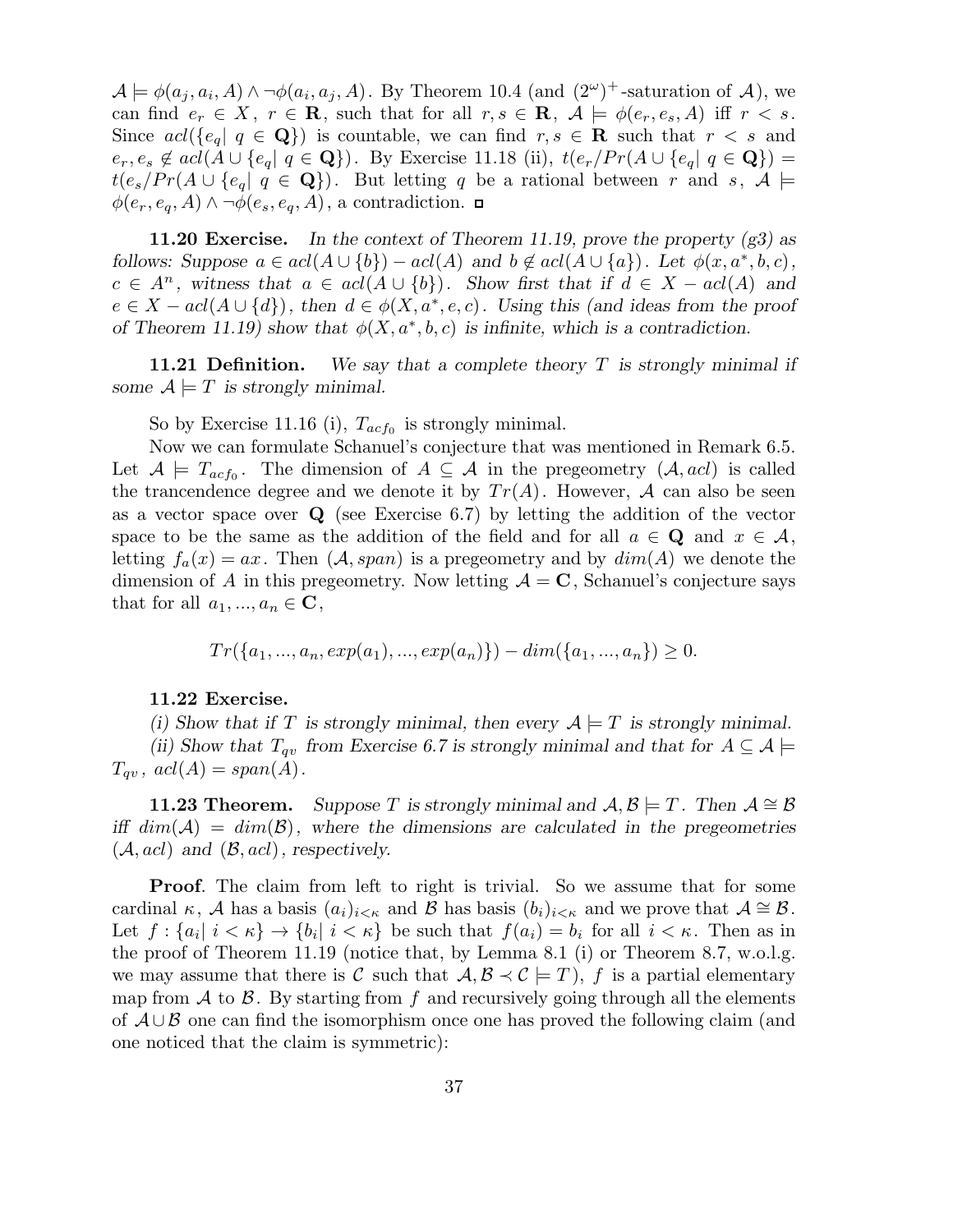$\mathcal{A} \models \phi(a_j, a_i, A) \wedge \neg\phi(a_i, a_j, A)$. By Theorem 10.4 (and $(2^\omega)^+$-saturation of $\mathcal{A}$), we can find $e_r \in X$, $r \in \mathbf{R}$, such that for all $r, s \in \mathbf{R}$, $\mathcal{A} \models \phi(e_r, e_s, A)$ iff $r < s$. Since $acl(\{e_q |\ q \in \mathbf{Q}\})$ is countable, we can find $r, s \in \mathbf{R}$ such that $r < s$ and $e_r, e_s \notin acl(A \cup \{e_q |\ q \in \mathbf{Q}\})$. By Exercise 11.18 (ii), $t(e_r/Pr(A \cup \{e_q |\ q \in \mathbf{Q}\}) = t(e_s/Pr(A \cup \{e_q |\ q \in \mathbf{Q}\})$. But letting $q$ be a rational between $r$ and $s$, $\mathcal{A} \models \phi(e_r, e_q, A) \wedge \neg\phi(e_s, e_q, A)$, a contradiction. □

**11.20 Exercise.** *In the context of Theorem 11.19, prove the property (g3) as follows: Suppose $a \in acl(A \cup \{b\}) - acl(A)$ and $b \notin acl(A \cup \{a\})$. Let $\phi(x, a^*, b, c)$, $c \in A^n$, witness that $a \in acl(A \cup \{b\})$. Show first that if $d \in X - acl(A)$ and $e \in X - acl(A \cup \{d\})$, then $d \in \phi(X, a^*, e, c)$. Using this (and ideas from the proof of Theorem 11.19) show that $\phi(X, a^*, b, c)$ is infinite, which is a contradiction.*

**11.21 Definition.** *We say that a complete theory $T$ is strongly minimal if some $\mathcal{A} \models T$ is strongly minimal.*

So by Exercise 11.16 (i), $T_{acf_0}$ is strongly minimal.

Now we can formulate Schanuel's conjecture that was mentioned in Remark 6.5. Let $\mathcal{A} \models T_{acf_0}$. The dimension of $A \subseteq \mathcal{A}$ in the pregeometry $(\mathcal{A}, acl)$ is called the trancendence degree and we denote it by $Tr(A)$. However, $\mathcal{A}$ can also be seen as a vector space over $\mathbf{Q}$ (see Exercise 6.7) by letting the addition of the vector space to be the same as the addition of the field and for all $a \in \mathbf{Q}$ and $x \in \mathcal{A}$, letting $f_a(x) = ax$. Then $(\mathcal{A}, span)$ is a pregeometry and by $dim(A)$ we denote the dimension of $A$ in this pregeometry. Now letting $\mathcal{A} = \mathbf{C}$, Schanuel's conjecture says that for all $a_1, ..., a_n \in \mathbf{C}$,

$$Tr(\{a_1, ..., a_n, exp(a_1), ..., exp(a_n)\}) - dim(\{a_1, ..., a_n\}) \geq 0.$$

**11.22 Exercise.**

*(i) Show that if $T$ is strongly minimal, then every $\mathcal{A} \models T$ is strongly minimal.*

*(ii) Show that $T_{qv}$ from Exercise 6.7 is strongly minimal and that for $A \subseteq \mathcal{A} \models T_{qv}$, $acl(A) = span(A)$.*

**11.23 Theorem.** *Suppose $T$ is strongly minimal and $\mathcal{A}, \mathcal{B} \models T$. Then $\mathcal{A} \cong \mathcal{B}$ iff $dim(\mathcal{A}) = dim(\mathcal{B})$, where the dimensions are calculated in the pregeometries $(\mathcal{A}, acl)$ and $(\mathcal{B}, acl)$, respectively.*

**Proof**. The claim from left to right is trivial. So we assume that for some cardinal $\kappa$, $\mathcal{A}$ has a basis $(a_i)_{i<\kappa}$ and $\mathcal{B}$ has basis $(b_i)_{i<\kappa}$ and we prove that $\mathcal{A} \cong \mathcal{B}$. Let $f : \{a_i |\ i < \kappa\} \to \{b_i |\ i < \kappa\}$ be such that $f(a_i) = b_i$ for all $i < \kappa$. Then as in the proof of Theorem 11.19 (notice that, by Lemma 8.1 (i) or Theorem 8.7, w.o.l.g. we may assume that there is $\mathcal{C}$ such that $\mathcal{A}, \mathcal{B} \prec \mathcal{C} \models T$), $f$ is a partial elementary map from $\mathcal{A}$ to $\mathcal{B}$. By starting from $f$ and recursively going through all the elements of $\mathcal{A} \cup \mathcal{B}$ one can find the isomorphism once one has proved the following claim (and one noticed that the claim is symmetric):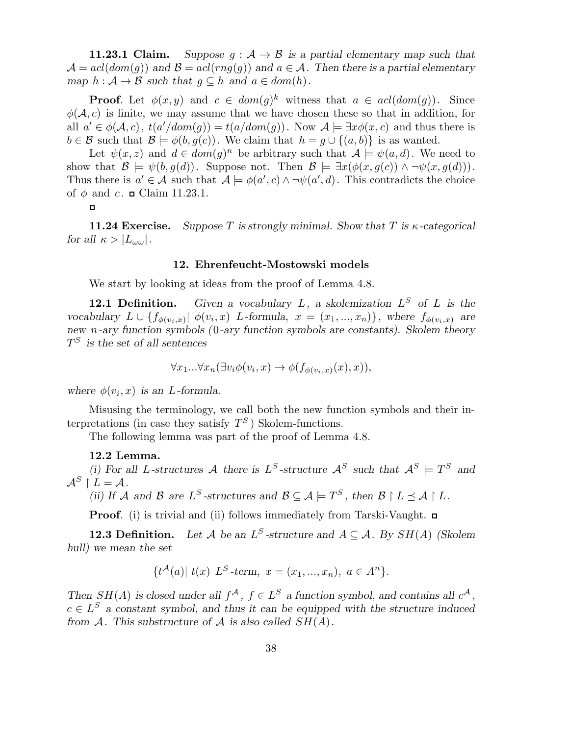**11.23.1 Claim.** *Suppose $g : \mathcal{A} \to \mathcal{B}$ is a partial elementary map such that $\mathcal{A} = acl(dom(g))$ and $\mathcal{B} = acl(rng(g))$ and $a \in \mathcal{A}$. Then there is a partial elementary map $h : \mathcal{A} \to \mathcal{B}$ such that $g \subseteq h$ and $a \in dom(h)$.*

**Proof**. Let $\phi(x, y)$ and $c \in dom(g)^k$ witness that $a \in acl(dom(g))$. Since $\phi(\mathcal{A}, c)$ is finite, we may assume that we have chosen these so that in addition, for all $a' \in \phi(\mathcal{A}, c)$, $t(a'/dom(g)) = t(a/dom(g))$. Now $\mathcal{A} \models \exists x \phi(x, c)$ and thus there is $b \in \mathcal{B}$ such that $\mathcal{B} \models \phi(b, g(c))$. We claim that $h = g \cup \{(a, b)\}$ is as wanted.

Let $\psi(x, z)$ and $d \in dom(g)^n$ be arbitrary such that $\mathcal{A} \models \psi(a, d)$. We need to show that $\mathcal{B} \models \psi(b, g(d))$. Suppose not. Then $\mathcal{B} \models \exists x(\phi(x, g(c)) \wedge \neg\psi(x, g(d)))$. Thus there is $a' \in \mathcal{A}$ such that $\mathcal{A} \models \phi(a', c) \wedge \neg\psi(a', d)$. This contradicts the choice of $\phi$ and $c$. □ Claim 11.23.1.

□

**11.24 Exercise.** *Suppose $T$ is strongly minimal. Show that $T$ is $\kappa$-categorical for all $\kappa > |L_{\omega\omega}|$.*

## 12. Ehrenfeucht-Mostowski models

We start by looking at ideas from the proof of Lemma 4.8.

**12.1 Definition.** *Given a vocabulary $L$, a skolemization $L^S$ of $L$ is the vocabulary $L \cup \{f_{\phi(v_i,x)} |\ \phi(v_i, x)\ L$-formula, $x = (x_1, ..., x_n)\}$, where $f_{\phi(v_i,x)}$ are new $n$-ary function symbols (0-ary function symbols are constants). Skolem theory $T^S$ is the set of all sentences*

$$\forall x_1 ... \forall x_n (\exists v_i \phi(v_i, x) \to \phi(f_{\phi(v_i,x)}(x), x)),$$

*where $\phi(v_i, x)$ is an $L$-formula.*

Misusing the terminology, we call both the new function symbols and their interpretations (in case they satisfy $T^S$) Skolem-functions.

The following lemma was part of the proof of Lemma 4.8.

**12.2 Lemma.**

*(i) For all $L$-structures $\mathcal{A}$ there is $L^S$-structure $\mathcal{A}^S$ such that $\mathcal{A}^S \models T^S$ and $\mathcal{A}^S \restriction L = \mathcal{A}$.*

*(ii) If $\mathcal{A}$ and $\mathcal{B}$ are $L^S$-structures and $\mathcal{B} \subseteq \mathcal{A} \models T^S$, then $\mathcal{B} \restriction L \preceq \mathcal{A} \restriction L$.*

**Proof**. (i) is trivial and (ii) follows immediately from Tarski-Vaught. □

**12.3 Definition.** *Let $\mathcal{A}$ be an $L^S$-structure and $A \subseteq \mathcal{A}$. By $SH(A)$ (Skolem hull) we mean the set*

$$\{t^{\mathcal{A}}(a) |\ t(x)\ L^S\text{-term},\ x = (x_1, ..., x_n),\ a \in A^n\}.$$

*Then $SH(A)$ is closed under all $f^{\mathcal{A}}$, $f \in L^S$ a function symbol, and contains all $c^{\mathcal{A}}$, $c \in L^S$ a constant symbol, and thus it can be equipped with the structure induced from $\mathcal{A}$. This substructure of $\mathcal{A}$ is also called $SH(A)$.*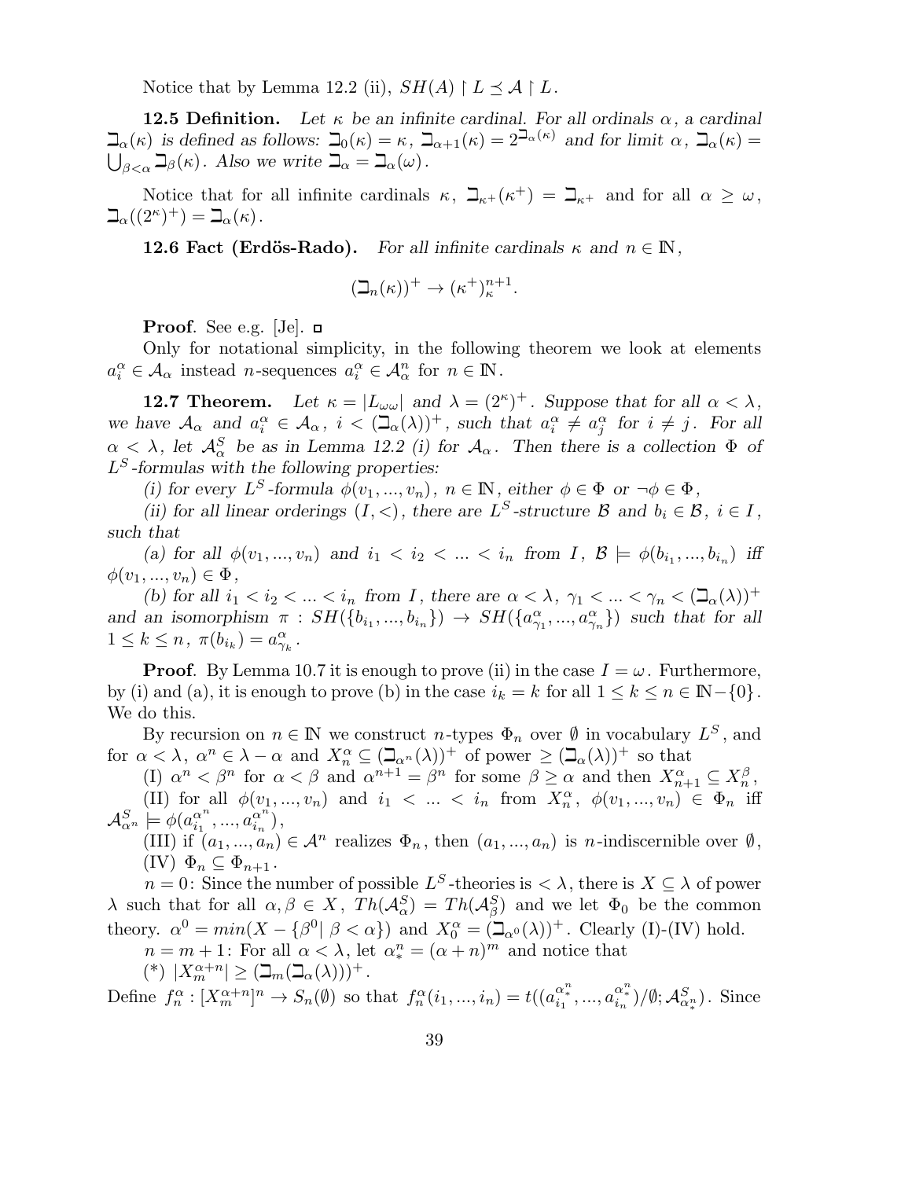Notice that by Lemma 12.2 (ii), $SH(A) \restriction L \preceq \mathcal{A} \restriction L$.

**12.5 Definition.** *Let $\kappa$ be an infinite cardinal. For all ordinals $\alpha$, a cardinal $\beth_\alpha(\kappa)$ is defined as follows: $\beth_0(\kappa) = \kappa$, $\beth_{\alpha+1}(\kappa) = 2^{\beth_\alpha(\kappa)}$ and for limit $\alpha$, $\beth_\alpha(\kappa) = \bigcup_{\beta<\alpha} \beth_\beta(\kappa)$. Also we write $\beth_\alpha = \beth_\alpha(\omega)$.*

Notice that for all infinite cardinals $\kappa$, $\beth_{\kappa^+}(\kappa^+) = \beth_{\kappa^+}$ and for all $\alpha \geq \omega$, $\beth_\alpha((2^\kappa)^+) = \beth_\alpha(\kappa)$.

**12.6 Fact (Erdös-Rado).** *For all infinite cardinals $\kappa$ and $n \in \mathbb{N}$,*

$$(\beth_n(\kappa))^+ \to (\kappa^+)^{n+1}_\kappa.$$

**Proof**. See e.g. [Je]. □

Only for notational simplicity, in the following theorem we look at elements $a_i^\alpha \in \mathcal{A}_\alpha$ instead $n$-sequences $a_i^\alpha \in \mathcal{A}_\alpha^n$ for $n \in \mathbb{N}$.

**12.7 Theorem.** *Let $\kappa = |L_{\omega\omega}|$ and $\lambda = (2^\kappa)^+$. Suppose that for all $\alpha < \lambda$, we have $\mathcal{A}_\alpha$ and $a_i^\alpha \in \mathcal{A}_\alpha$, $i < (\beth_\alpha(\lambda))^+$, such that $a_i^\alpha \neq a_j^\alpha$ for $i \neq j$. For all $\alpha < \lambda$, let $\mathcal{A}_\alpha^S$ be as in Lemma 12.2 (i) for $\mathcal{A}_\alpha$. Then there is a collection $\Phi$ of $L^S$-formulas with the following properties:*

*(i) for every $L^S$-formula $\phi(v_1, ..., v_n)$, $n \in \mathbb{N}$, either $\phi \in \Phi$ or $\neg\phi \in \Phi$,*

*(ii) for all linear orderings $(I, <)$, there are $L^S$-structure $\mathcal{B}$ and $b_i \in \mathcal{B}$, $i \in I$, such that*

*(a) for all $\phi(v_1, ..., v_n)$ and $i_1 < i_2 < ... < i_n$ from $I$, $\mathcal{B} \models \phi(b_{i_1}, ..., b_{i_n})$ iff $\phi(v_1, ..., v_n) \in \Phi$,*

*(b) for all $i_1 < i_2 < ... < i_n$ from $I$, there are $\alpha < \lambda$, $\gamma_1 < ... < \gamma_n < (\beth_\alpha(\lambda))^+$ and an isomorphism $\pi : SH(\{b_{i_1}, ..., b_{i_n}\}) \to SH(\{a_{\gamma_1}^\alpha, ..., a_{\gamma_n}^\alpha\})$ such that for all $1 \leq k \leq n$, $\pi(b_{i_k}) = a_{\gamma_k}^\alpha$.*

**Proof**. By Lemma 10.7 it is enough to prove (ii) in the case $I = \omega$. Furthermore, by (i) and (a), it is enough to prove (b) in the case $i_k = k$ for all $1 \leq k \leq n \in \mathbb{N} - \{0\}$. We do this.

By recursion on $n \in \mathbb{N}$ we construct $n$-types $\Phi_n$ over $\emptyset$ in vocabulary $L^S$, and for $\alpha < \lambda$, $\alpha^n \in \lambda - \alpha$ and $X_n^\alpha \subseteq (\beth_{\alpha^n}(\lambda))^+$ of power $\geq (\beth_\alpha(\lambda))^+$ so that

(I) $\alpha^n < \beta^n$ for $\alpha < \beta$ and $\alpha^{n+1} = \beta^n$ for some $\beta \geq \alpha$ and then $X_{n+1}^\alpha \subseteq X_n^\beta$,

(II) for all $\phi(v_1, ..., v_n)$ and $i_1 < ... < i_n$ from $X_n^\alpha$, $\phi(v_1, ..., v_n) \in \Phi_n$ iff $\mathcal{A}_{\alpha^n}^S \models \phi(a_{i_1}^{\alpha^n}, ..., a_{i_n}^{\alpha^n})$,

(III) if $(a_1, ..., a_n) \in \mathcal{A}^n$ realizes $\Phi_n$, then $(a_1, ..., a_n)$ is $n$-indiscernible over $\emptyset$,

(IV) $\Phi_n \subseteq \Phi_{n+1}$.

$n = 0$: Since the number of possible $L^S$-theories is $< \lambda$, there is $X \subseteq \lambda$ of power $\lambda$ such that for all $\alpha, \beta \in X$, $Th(\mathcal{A}_\alpha^S) = Th(\mathcal{A}_\beta^S)$ and we let $\Phi_0$ be the common theory. $\alpha^0 = min(X - \{\beta^0 | \beta < \alpha\})$ and $X_0^\alpha = (\beth_{\alpha^0}(\lambda))^+$. Clearly (I)-(IV) hold.

$n = m + 1$: For all $\alpha < \lambda$, let $\alpha_*^n = (\alpha + n)^m$ and notice that

(*) $|X_m^{\alpha+n}| \geq (\beth_m(\beth_\alpha(\lambda)))^+$.

Define $f_n^\alpha : [X_m^{\alpha+n}]^n \to S_n(\emptyset)$ so that $f_n^\alpha(i_1, ..., i_n) = t((a_{i_1}^{\alpha_*^n}, ..., a_{i_n}^{\alpha_*^n})/\emptyset; \mathcal{A}_{\alpha_*^n}^S)$. Since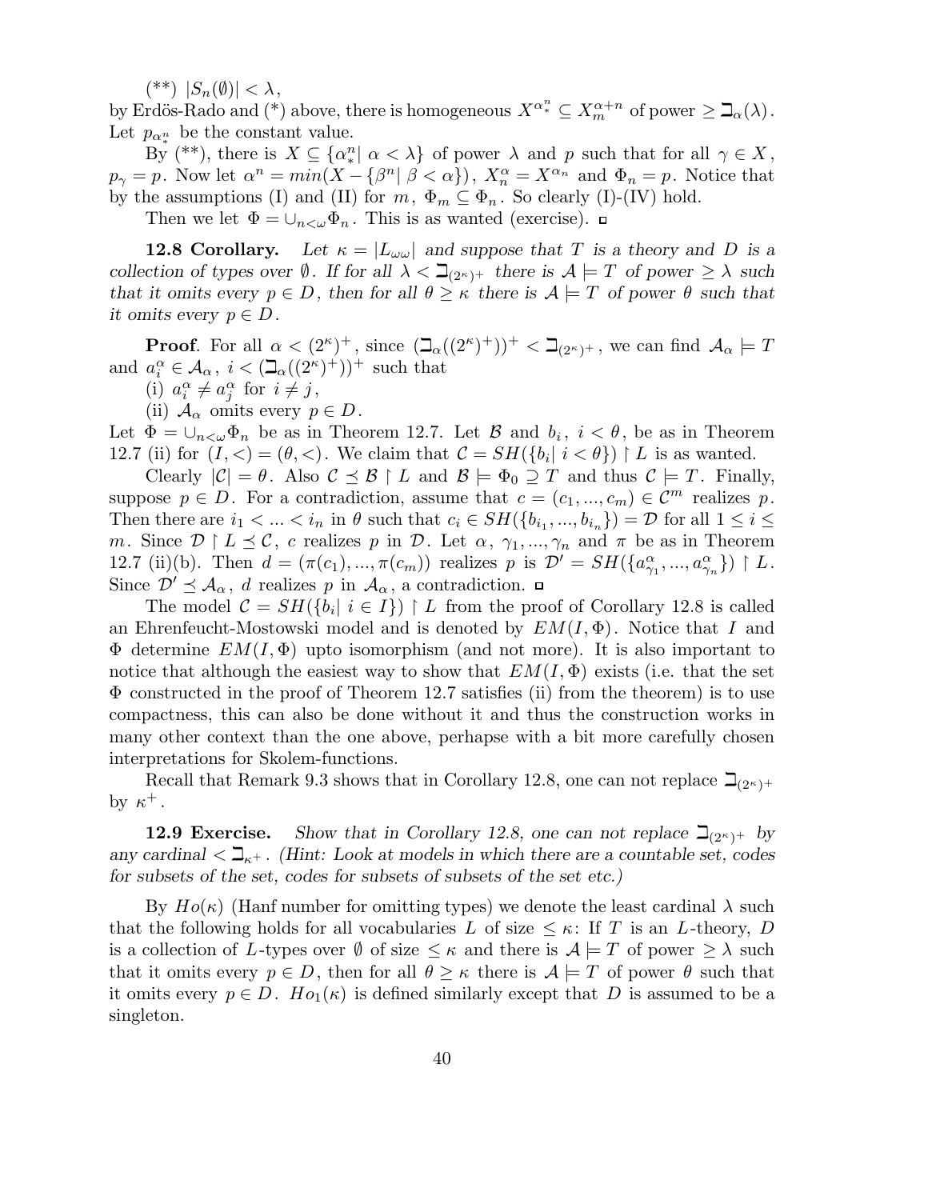(**) $|S_n(\emptyset)| < \lambda$,
by Erdös-Rado and (*) above, there is homogeneous $X^{\alpha^n_*} \subseteq X^{\alpha+n}_m$ of power $\geq \beth_\alpha(\lambda)$. Let $p_{\alpha^n_*}$ be the constant value.

By (**), there is $X \subseteq \{\alpha^n_* | \ \alpha < \lambda\}$ of power $\lambda$ and $p$ such that for all $\gamma \in X$, $p_\gamma = p$. Now let $\alpha^n = min(X - \{\beta^n | \ \beta < \alpha\})$, $X^\alpha_n = X^{\alpha_n}$ and $\Phi_n = p$. Notice that by the assumptions (I) and (II) for $m$, $\Phi_m \subseteq \Phi_n$. So clearly (I)-(IV) hold.

Then we let $\Phi = \cup_{n<\omega}\Phi_n$. This is as wanted (exercise). ◻

**12.8 Corollary.** *Let $\kappa = |L_{\omega\omega}|$ and suppose that $T$ is a theory and $D$ is a collection of types over $\emptyset$. If for all $\lambda < \beth_{(2^\kappa)^+}$ there is $\mathcal{A} \models T$ of power $\geq \lambda$ such that it omits every $p \in D$, then for all $\theta \geq \kappa$ there is $\mathcal{A} \models T$ of power $\theta$ such that it omits every $p \in D$.*

**Proof**. For all $\alpha < (2^\kappa)^+$, since $(\beth_\alpha((2^\kappa)^+))^+ < \beth_{(2^\kappa)^+}$, we can find $\mathcal{A}_\alpha \models T$ and $a^\alpha_i \in \mathcal{A}_\alpha$, $i < (\beth_\alpha((2^\kappa)^+))^+$ such that

(i) $a^\alpha_i \neq a^\alpha_j$ for $i \neq j$,

(ii) $\mathcal{A}_\alpha$ omits every $p \in D$.

Let $\Phi = \cup_{n<\omega}\Phi_n$ be as in Theorem 12.7. Let $\mathcal{B}$ and $b_i$, $i < \theta$, be as in Theorem 12.7 (ii) for $(I,<) = (\theta,<)$. We claim that $\mathcal{C} = SH(\{b_i | \ i < \theta\}) \restriction L$ is as wanted.

Clearly $|\mathcal{C}| = \theta$. Also $\mathcal{C} \preceq \mathcal{B} \restriction L$ and $\mathcal{B} \models \Phi_0 \supseteq T$ and thus $\mathcal{C} \models T$. Finally, suppose $p \in D$. For a contradiction, assume that $c = (c_1, ..., c_m) \in \mathcal{C}^m$ realizes $p$. Then there are $i_1 < ... < i_n$ in $\theta$ such that $c_i \in SH(\{b_{i_1}, ..., b_{i_n}\}) = \mathcal{D}$ for all $1 \leq i \leq m$. Since $\mathcal{D} \restriction L \preceq \mathcal{C}$, $c$ realizes $p$ in $\mathcal{D}$. Let $\alpha$, $\gamma_1, ..., \gamma_n$ and $\pi$ be as in Theorem 12.7 (ii)(b). Then $d = (\pi(c_1), ..., \pi(c_m))$ realizes $p$ is $\mathcal{D}' = SH(\{a^\alpha_{\gamma_1}, ..., a^\alpha_{\gamma_n}\}) \restriction L$. Since $\mathcal{D}' \preceq \mathcal{A}_\alpha$, $d$ realizes $p$ in $\mathcal{A}_\alpha$, a contradiction. ◻

The model $\mathcal{C} = SH(\{b_i | \ i \in I\}) \restriction L$ from the proof of Corollary 12.8 is called an Ehrenfeucht-Mostowski model and is denoted by $EM(I,\Phi)$. Notice that $I$ and $\Phi$ determine $EM(I,\Phi)$ upto isomorphism (and not more). It is also important to notice that although the easiest way to show that $EM(I,\Phi)$ exists (i.e. that the set $\Phi$ constructed in the proof of Theorem 12.7 satisfies (ii) from the theorem) is to use compactness, this can also be done without it and thus the construction works in many other context than the one above, perhapse with a bit more carefully chosen interpretations for Skolem-functions.

Recall that Remark 9.3 shows that in Corollary 12.8, one can not replace $\beth_{(2^\kappa)^+}$ by $\kappa^+$.

**12.9 Exercise.** *Show that in Corollary 12.8, one can not replace $\beth_{(2^\kappa)^+}$ by any cardinal $< \beth_{\kappa^+}$. (Hint: Look at models in which there are a countable set, codes for subsets of the set, codes for subsets of subsets of the set etc.)*

By $Ho(\kappa)$ (Hanf number for omitting types) we denote the least cardinal $\lambda$ such that the following holds for all vocabularies $L$ of size $\leq \kappa$: If $T$ is an $L$-theory, $D$ is a collection of $L$-types over $\emptyset$ of size $\leq \kappa$ and there is $\mathcal{A} \models T$ of power $\geq \lambda$ such that it omits every $p \in D$, then for all $\theta \geq \kappa$ there is $\mathcal{A} \models T$ of power $\theta$ such that it omits every $p \in D$. $Ho_1(\kappa)$ is defined similarly except that $D$ is assumed to be a singleton.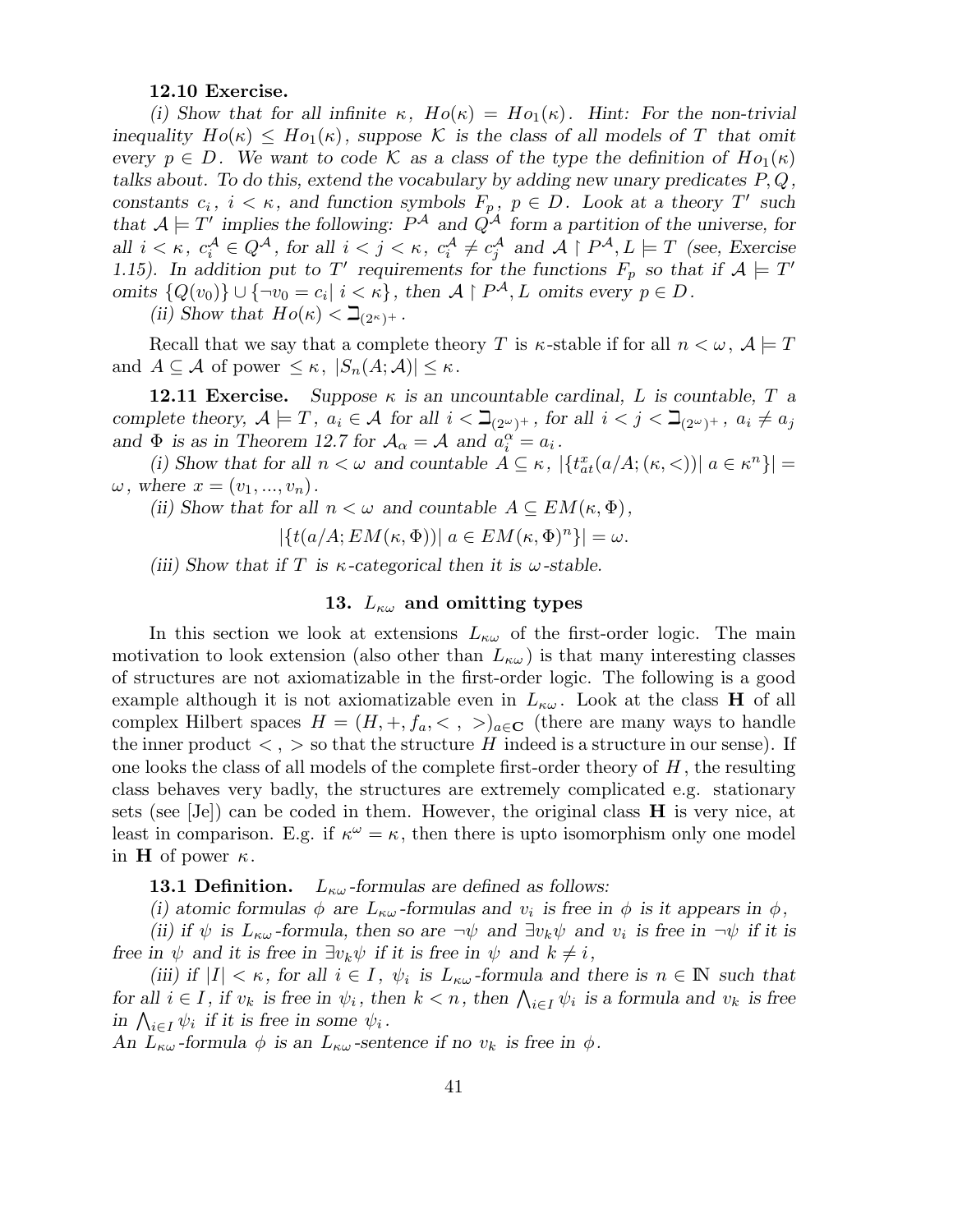**12.10 Exercise.**

*(i) Show that for all infinite $\kappa$, $Ho(\kappa) = Ho_1(\kappa)$. Hint: For the non-trivial inequality $Ho(\kappa) \le Ho_1(\kappa)$, suppose $\mathcal{K}$ is the class of all models of $T$ that omit every $p \in D$. We want to code $\mathcal{K}$ as a class of the type the definition of $Ho_1(\kappa)$ talks about. To do this, extend the vocabulary by adding new unary predicates $P, Q$, constants $c_i$, $i < \kappa$, and function symbols $F_p$, $p \in D$. Look at a theory $T'$ such that $\mathcal{A} \models T'$ implies the following: $P^{\mathcal{A}}$ and $Q^{\mathcal{A}}$ form a partition of the universe, for all $i < \kappa$, $c_i^{\mathcal{A}} \in Q^{\mathcal{A}}$, for all $i < j < \kappa$, $c_i^{\mathcal{A}} \ne c_j^{\mathcal{A}}$ and $\mathcal{A} \restriction P^{\mathcal{A}}, L \models T$ (see, Exercise 1.15). In addition put to $T'$ requirements for the functions $F_p$ so that if $\mathcal{A} \models T'$ omits $\{Q(v_0)\} \cup \{\neg v_0 = c_i \mid i < \kappa\}$, then $\mathcal{A} \restriction P^{\mathcal{A}}, L$ omits every $p \in D$.*

*(ii) Show that $Ho(\kappa) < \beth_{(2^\kappa)^+}$.*

Recall that we say that a complete theory $T$ is $\kappa$-stable if for all $n < \omega$, $\mathcal{A} \models T$ and $A \subseteq \mathcal{A}$ of power $\le \kappa$, $|S_n(A; \mathcal{A})| \le \kappa$.

**12.11 Exercise.** *Suppose $\kappa$ is an uncountable cardinal, $L$ is countable, $T$ a complete theory, $\mathcal{A} \models T$, $a_i \in \mathcal{A}$ for all $i < \beth_{(2^\omega)^+}$, for all $i < j < \beth_{(2^\omega)^+}$, $a_i \ne a_j$ and $\Phi$ is as in Theorem 12.7 for $\mathcal{A}_\alpha = \mathcal{A}$ and $a_i^\alpha = a_i$.*

*(i) Show that for all $n < \omega$ and countable $A \subseteq \kappa$, $|\{t_{at}^x(a/A; (\kappa, <)) \mid a \in \kappa^n\}| = \omega$, where $x = (v_1, ..., v_n)$.*

*(ii) Show that for all $n < \omega$ and countable $A \subseteq EM(\kappa, \Phi)$,*

$$|\{t(a/A; EM(\kappa, \Phi)) \mid a \in EM(\kappa, \Phi)^n\}| = \omega.$$

*(iii) Show that if $T$ is $\kappa$-categorical then it is $\omega$-stable.*

## 13. $L_{\kappa\omega}$ and omitting types

In this section we look at extensions $L_{\kappa\omega}$ of the first-order logic. The main motivation to look extension (also other than $L_{\kappa\omega}$) is that many interesting classes of structures are not axiomatizable in the first-order logic. The following is a good example although it is not axiomatizable even in $L_{\kappa\omega}$. Look at the class $\mathbf{H}$ of all complex Hilbert spaces $H = (H, +, f_a, < , >)_{a \in \mathbf{C}}$ (there are many ways to handle the inner product $< , >$ so that the structure $H$ indeed is a structure in our sense). If one looks the class of all models of the complete first-order theory of $H$, the resulting class behaves very badly, the structures are extremely complicated e.g. stationary sets (see [Je]) can be coded in them. However, the original class $\mathbf{H}$ is very nice, at least in comparison. E.g. if $\kappa^\omega = \kappa$, then there is upto isomorphism only one model in $\mathbf{H}$ of power $\kappa$.

**13.1 Definition.** *$L_{\kappa\omega}$-formulas are defined as follows:*

*(i) atomic formulas $\phi$ are $L_{\kappa\omega}$-formulas and $v_i$ is free in $\phi$ is it appears in $\phi$,*

*(ii) if $\psi$ is $L_{\kappa\omega}$-formula, then so are $\neg\psi$ and $\exists v_k \psi$ and $v_i$ is free in $\neg\psi$ if it is free in $\psi$ and it is free in $\exists v_k \psi$ if it is free in $\psi$ and $k \ne i$,*

*(iii) if $|I| < \kappa$, for all $i \in I$, $\psi_i$ is $L_{\kappa\omega}$-formula and there is $n \in \mathbb{N}$ such that for all $i \in I$, if $v_k$ is free in $\psi_i$, then $k < n$, then $\bigwedge_{i \in I} \psi_i$ is a formula and $v_k$ is free in $\bigwedge_{i \in I} \psi_i$ if it is free in some $\psi_i$.*

*An $L_{\kappa\omega}$-formula $\phi$ is an $L_{\kappa\omega}$-sentence if no $v_k$ is free in $\phi$.*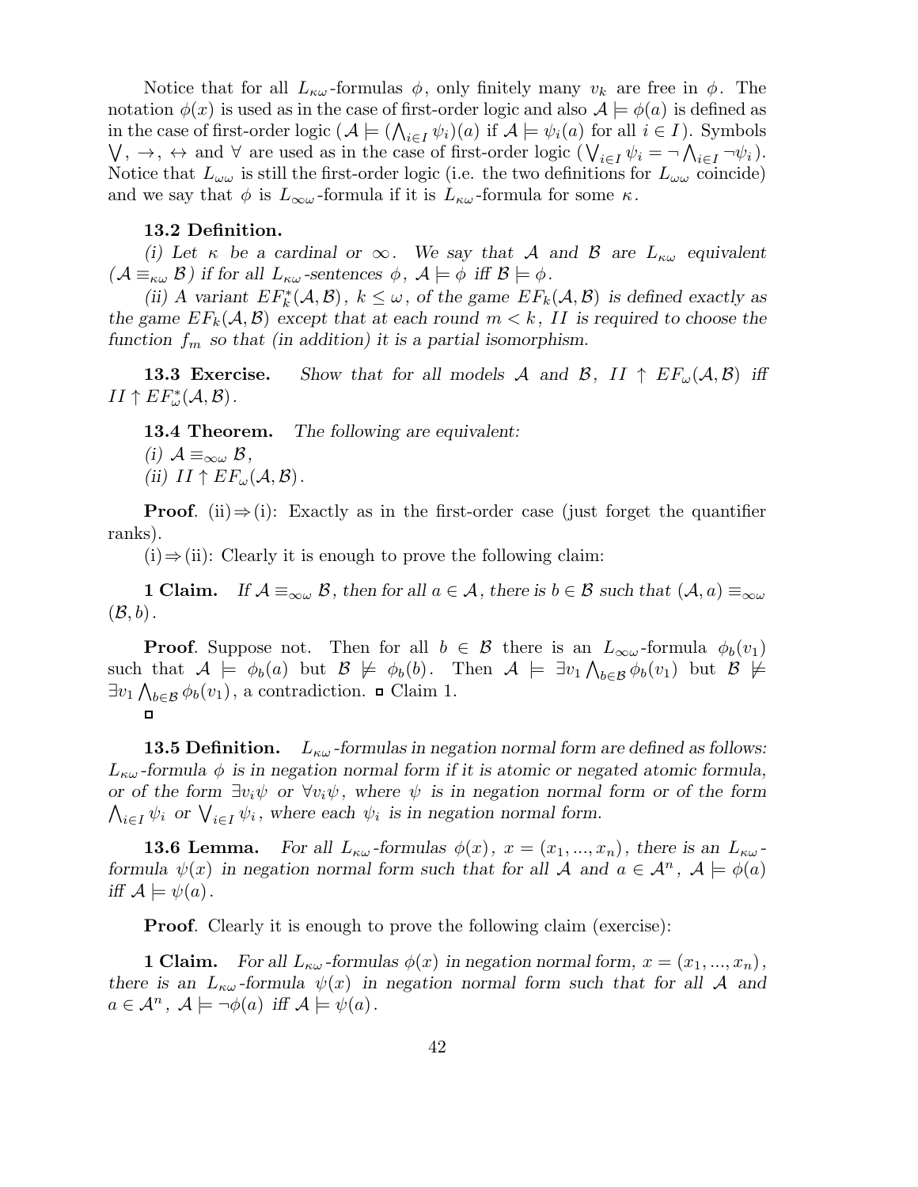Notice that for all $L_{\kappa\omega}$-formulas $\phi$, only finitely many $v_k$ are free in $\phi$. The notation $\phi(x)$ is used as in the case of first-order logic and also $\mathcal{A} \models \phi(a)$ is defined as in the case of first-order logic ($\mathcal{A} \models (\bigwedge_{i\in I} \psi_i)(a)$ if $\mathcal{A} \models \psi_i(a)$ for all $i \in I$). Symbols $\bigvee$, $\rightarrow$, $\leftrightarrow$ and $\forall$ are used as in the case of first-order logic ($\bigvee_{i\in I} \psi_i = \neg \bigwedge_{i\in I} \neg\psi_i$). Notice that $L_{\omega\omega}$ is still the first-order logic (i.e. the two definitions for $L_{\omega\omega}$ coincide) and we say that $\phi$ is $L_{\infty\omega}$-formula if it is $L_{\kappa\omega}$-formula for some $\kappa$.

**13.2 Definition.**

*(i) Let $\kappa$ be a cardinal or $\infty$. We say that $\mathcal{A}$ and $\mathcal{B}$ are $L_{\kappa\omega}$ equivalent ($\mathcal{A} \equiv_{\kappa\omega} \mathcal{B}$) if for all $L_{\kappa\omega}$-sentences $\phi$, $\mathcal{A} \models \phi$ iff $\mathcal{B} \models \phi$.*

*(ii) A variant $EF^*_k(\mathcal{A}, \mathcal{B})$, $k \leq \omega$, of the game $EF_k(\mathcal{A}, \mathcal{B})$ is defined exactly as the game $EF_k(\mathcal{A}, \mathcal{B})$ except that at each round $m < k$, $II$ is required to choose the function $f_m$ so that (in addition) it is a partial isomorphism.*

**13.3 Exercise.** *Show that for all models $\mathcal{A}$ and $\mathcal{B}$, $II \uparrow EF_\omega(\mathcal{A}, \mathcal{B})$ iff $II \uparrow EF^*_\omega(\mathcal{A}, \mathcal{B})$.*

**13.4 Theorem.** *The following are equivalent:*

*(i) $\mathcal{A} \equiv_{\infty\omega} \mathcal{B}$,*

*(ii) $II \uparrow EF_\omega(\mathcal{A}, \mathcal{B})$.*

**Proof**. (ii)$\Rightarrow$(i): Exactly as in the first-order case (just forget the quantifier ranks).

(i)$\Rightarrow$(ii): Clearly it is enough to prove the following claim:

**1 Claim.** *If $\mathcal{A} \equiv_{\infty\omega} \mathcal{B}$, then for all $a \in \mathcal{A}$, there is $b \in \mathcal{B}$ such that $(\mathcal{A}, a) \equiv_{\infty\omega} (\mathcal{B}, b)$.*

**Proof**. Suppose not. Then for all $b \in \mathcal{B}$ there is an $L_{\infty\omega}$-formula $\phi_b(v_1)$ such that $\mathcal{A} \models \phi_b(a)$ but $\mathcal{B} \not\models \phi_b(b)$. Then $\mathcal{A} \models \exists v_1 \bigwedge_{b\in\mathcal{B}} \phi_b(v_1)$ but $\mathcal{B} \not\models \exists v_1 \bigwedge_{b\in\mathcal{B}} \phi_b(v_1)$, a contradiction. ◻ Claim 1.

◻

**13.5 Definition.** *$L_{\kappa\omega}$-formulas in negation normal form are defined as follows: $L_{\kappa\omega}$-formula $\phi$ is in negation normal form if it is atomic or negated atomic formula, or of the form $\exists v_i\psi$ or $\forall v_i\psi$, where $\psi$ is in negation normal form or of the form $\bigwedge_{i\in I} \psi_i$ or $\bigvee_{i\in I} \psi_i$, where each $\psi_i$ is in negation normal form.*

**13.6 Lemma.** *For all $L_{\kappa\omega}$-formulas $\phi(x)$, $x = (x_1, ..., x_n)$, there is an $L_{\kappa\omega}$-formula $\psi(x)$ in negation normal form such that for all $\mathcal{A}$ and $a \in \mathcal{A}^n$, $\mathcal{A} \models \phi(a)$ iff $\mathcal{A} \models \psi(a)$.*

**Proof**. Clearly it is enough to prove the following claim (exercise):

**1 Claim.** *For all $L_{\kappa\omega}$-formulas $\phi(x)$ in negation normal form, $x = (x_1, ..., x_n)$, there is an $L_{\kappa\omega}$-formula $\psi(x)$ in negation normal form such that for all $\mathcal{A}$ and $a \in \mathcal{A}^n$, $\mathcal{A} \models \neg\phi(a)$ iff $\mathcal{A} \models \psi(a)$.*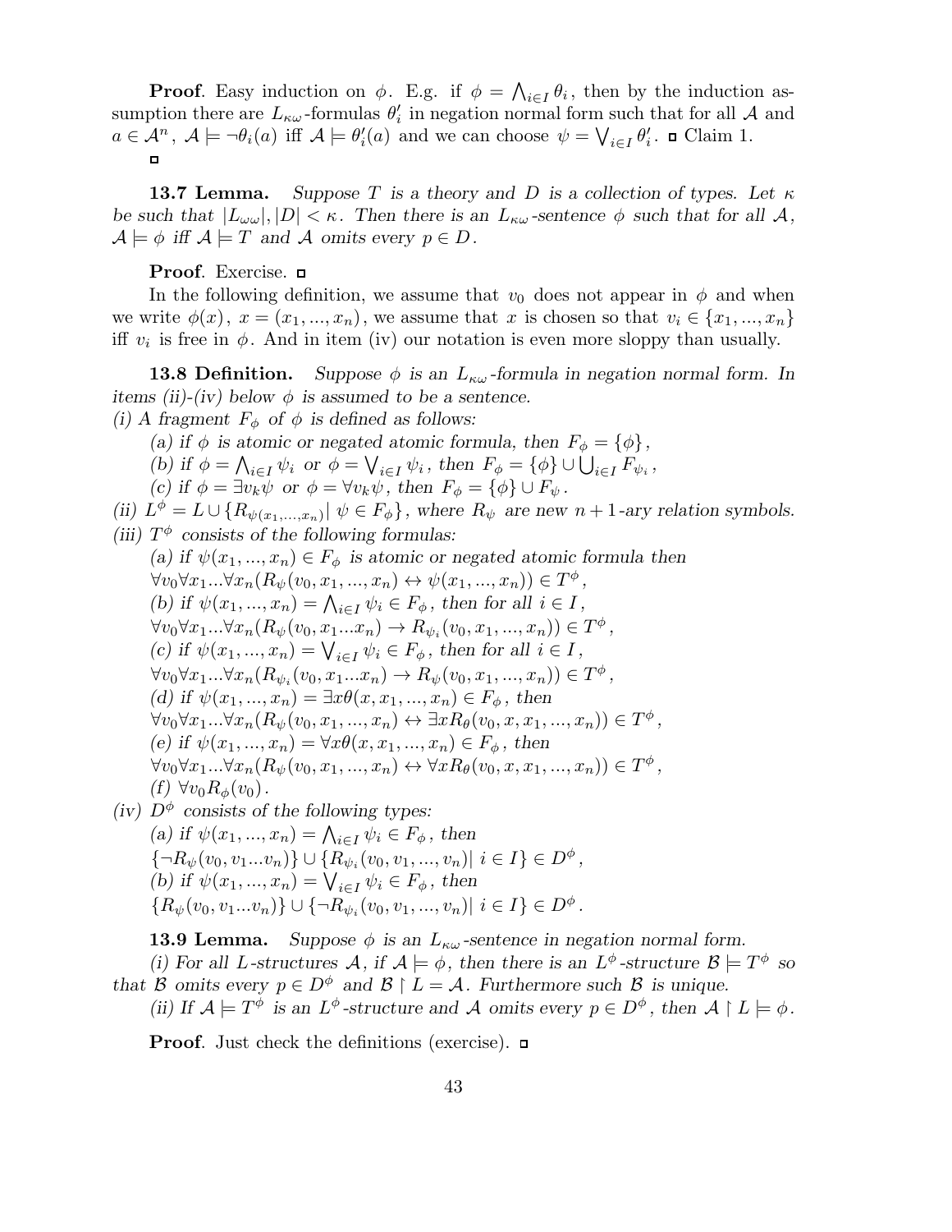**Proof**. Easy induction on $\phi$. E.g. if $\phi = \bigwedge_{i \in I} \theta_i$, then by the induction assumption there are $L_{\kappa\omega}$-formulas $\theta'_i$ in negation normal form such that for all $\mathcal{A}$ and $a \in \mathcal{A}^n$, $\mathcal{A} \models \neg\theta_i(a)$ iff $\mathcal{A} \models \theta'_i(a)$ and we can choose $\psi = \bigvee_{i \in I} \theta'_i$. ◻ Claim 1.

◻

**13.7 Lemma.** *Suppose $T$ is a theory and $D$ is a collection of types. Let $\kappa$ be such that $|L_{\omega\omega}|, |D| < \kappa$. Then there is an $L_{\kappa\omega}$-sentence $\phi$ such that for all $\mathcal{A}$, $\mathcal{A} \models \phi$ iff $\mathcal{A} \models T$ and $\mathcal{A}$ omits every $p \in D$.*

**Proof**. Exercise. ◻

In the following definition, we assume that $v_0$ does not appear in $\phi$ and when we write $\phi(x)$, $x = (x_1, ..., x_n)$, we assume that $x$ is chosen so that $v_i \in \{x_1, ..., x_n\}$ iff $v_i$ is free in $\phi$. And in item (iv) our notation is even more sloppy than usually.

**13.8 Definition.** *Suppose $\phi$ is an $L_{\kappa\omega}$-formula in negation normal form. In items (ii)-(iv) below $\phi$ is assumed to be a sentence.*

*(i) A fragment $F_\phi$ of $\phi$ is defined as follows:*

*(a) if $\phi$ is atomic or negated atomic formula, then $F_\phi = \{\phi\}$,*

*(b) if $\phi = \bigwedge_{i \in I} \psi_i$ or $\phi = \bigvee_{i \in I} \psi_i$, then $F_\phi = \{\phi\} \cup \bigcup_{i \in I} F_{\psi_i}$,*

*(c) if $\phi = \exists v_k \psi$ or $\phi = \forall v_k \psi$, then $F_\phi = \{\phi\} \cup F_\psi$.*

*(ii) $L^\phi = L \cup \{R_{\psi(x_1,...,x_n)} |\ \psi \in F_\phi\}$, where $R_\psi$ are new $n+1$-ary relation symbols.*

*(iii) $T^\phi$ consists of the following formulas:*

*(a) if $\psi(x_1, ..., x_n) \in F_\phi$ is atomic or negated atomic formula then*
$\forall v_0 \forall x_1 ... \forall x_n (R_\psi(v_0, x_1, ..., x_n) \leftrightarrow \psi(x_1, ..., x_n)) \in T^\phi$,

*(b) if $\psi(x_1, ..., x_n) = \bigwedge_{i \in I} \psi_i \in F_\phi$, then for all $i \in I$,*
$\forall v_0 \forall x_1 ... \forall x_n (R_\psi(v_0, x_1 ... x_n) \rightarrow R_{\psi_i}(v_0, x_1, ..., x_n)) \in T^\phi$,

*(c) if $\psi(x_1, ..., x_n) = \bigvee_{i \in I} \psi_i \in F_\phi$, then for all $i \in I$,*
$\forall v_0 \forall x_1 ... \forall x_n (R_{\psi_i}(v_0, x_1 ... x_n) \rightarrow R_\psi(v_0, x_1, ..., x_n)) \in T^\phi$,

*(d) if $\psi(x_1, ..., x_n) = \exists x \theta(x, x_1, ..., x_n) \in F_\phi$, then*
$\forall v_0 \forall x_1 ... \forall x_n (R_\psi(v_0, x_1, ..., x_n) \leftrightarrow \exists x R_\theta(v_0, x, x_1, ..., x_n)) \in T^\phi$,

*(e) if $\psi(x_1, ..., x_n) = \forall x \theta(x, x_1, ..., x_n) \in F_\phi$, then*
$\forall v_0 \forall x_1 ... \forall x_n (R_\psi(v_0, x_1, ..., x_n) \leftrightarrow \forall x R_\theta(v_0, x, x_1, ..., x_n)) \in T^\phi$,

*(f) $\forall v_0 R_\phi(v_0)$.*

*(iv) $D^\phi$ consists of the following types:*

*(a) if $\psi(x_1, ..., x_n) = \bigwedge_{i \in I} \psi_i \in F_\phi$, then*
$\{\neg R_\psi(v_0, v_1 ... v_n)\} \cup \{R_{\psi_i}(v_0, v_1, ..., v_n) |\ i \in I\} \in D^\phi$,

*(b) if $\psi(x_1, ..., x_n) = \bigvee_{i \in I} \psi_i \in F_\phi$, then*
$\{R_\psi(v_0, v_1 ... v_n)\} \cup \{\neg R_{\psi_i}(v_0, v_1, ..., v_n) |\ i \in I\} \in D^\phi$.

**13.9 Lemma.** *Suppose $\phi$ is an $L_{\kappa\omega}$-sentence in negation normal form.*

*(i) For all $L$-structures $\mathcal{A}$, if $\mathcal{A} \models \phi$, then there is an $L^\phi$-structure $\mathcal{B} \models T^\phi$ so that $\mathcal{B}$ omits every $p \in D^\phi$ and $\mathcal{B} \restriction L = \mathcal{A}$. Furthermore such $\mathcal{B}$ is unique.*

*(ii) If $\mathcal{A} \models T^\phi$ is an $L^\phi$-structure and $\mathcal{A}$ omits every $p \in D^\phi$, then $\mathcal{A} \restriction L \models \phi$.*

**Proof**. Just check the definitions (exercise). ◻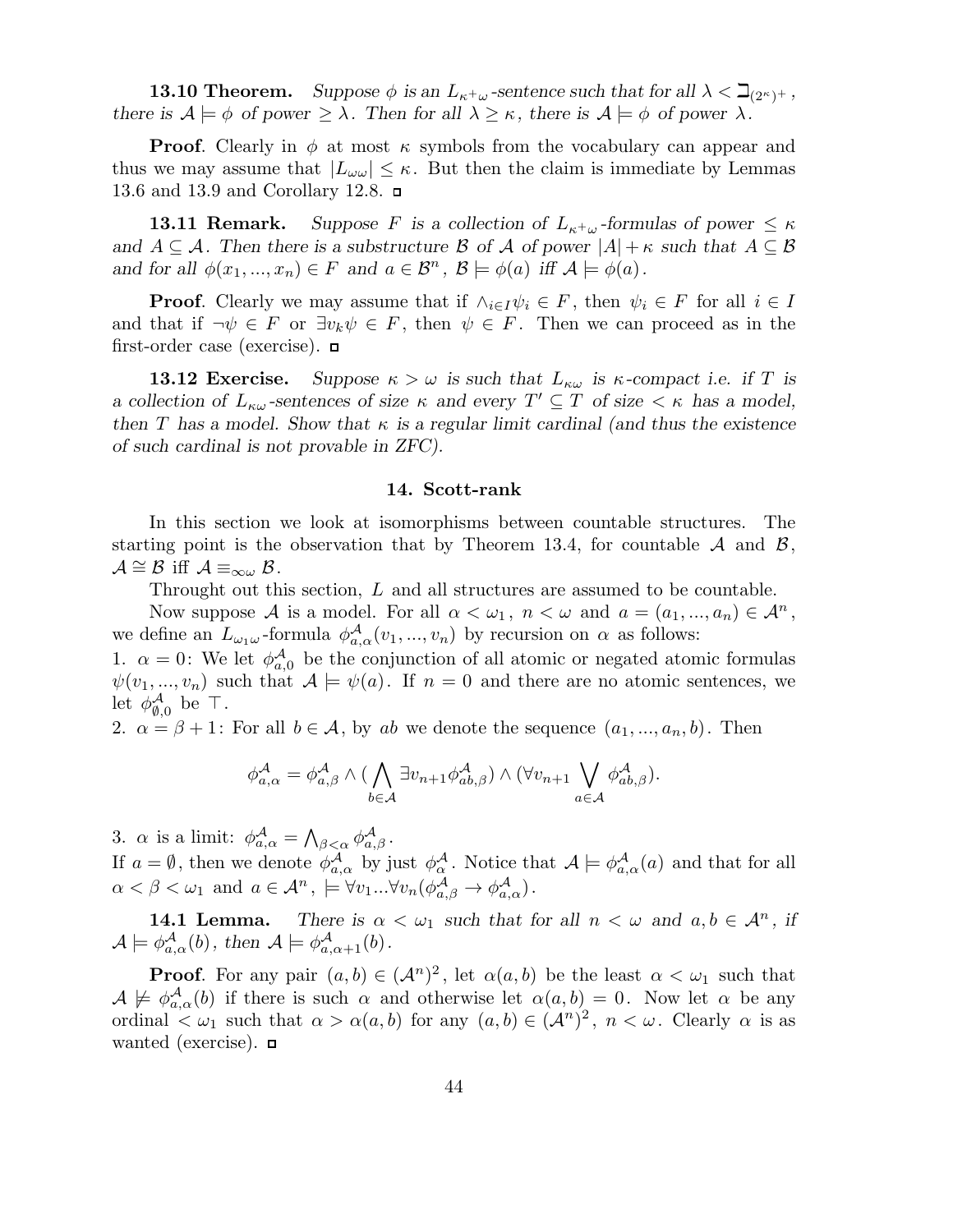**13.10 Theorem.** *Suppose $\phi$ is an $L_{\kappa^+\omega}$-sentence such that for all $\lambda < \beth_{(2^\kappa)^+}$, there is $\mathcal{A} \models \phi$ of power $\geq \lambda$. Then for all $\lambda \geq \kappa$, there is $\mathcal{A} \models \phi$ of power $\lambda$.*

**Proof**. Clearly in $\phi$ at most $\kappa$ symbols from the vocabulary can appear and thus we may assume that $|L_{\omega\omega}| \leq \kappa$. But then the claim is immediate by Lemmas 13.6 and 13.9 and Corollary 12.8. □

**13.11 Remark.** *Suppose $F$ is a collection of $L_{\kappa^+\omega}$-formulas of power $\leq \kappa$ and $A \subseteq \mathcal{A}$. Then there is a substructure $\mathcal{B}$ of $\mathcal{A}$ of power $|A| + \kappa$ such that $A \subseteq \mathcal{B}$ and for all $\phi(x_1, ..., x_n) \in F$ and $a \in \mathcal{B}^n$, $\mathcal{B} \models \phi(a)$ iff $\mathcal{A} \models \phi(a)$.*

**Proof**. Clearly we may assume that if $\wedge_{i\in I}\psi_i \in F$, then $\psi_i \in F$ for all $i \in I$ and that if $\neg\psi \in F$ or $\exists v_k \psi \in F$, then $\psi \in F$. Then we can proceed as in the first-order case (exercise). □

**13.12 Exercise.** *Suppose $\kappa > \omega$ is such that $L_{\kappa\omega}$ is $\kappa$-compact i.e. if $T$ is a collection of $L_{\kappa\omega}$-sentences of size $\kappa$ and every $T' \subseteq T$ of size $< \kappa$ has a model, then $T$ has a model. Show that $\kappa$ is a regular limit cardinal (and thus the existence of such cardinal is not provable in ZFC).*

## 14. Scott-rank

In this section we look at isomorphisms between countable structures. The starting point is the observation that by Theorem 13.4, for countable $\mathcal{A}$ and $\mathcal{B}$, $\mathcal{A} \cong \mathcal{B}$ iff $\mathcal{A} \equiv_{\infty\omega} \mathcal{B}$.

Throught out this section, $L$ and all structures are assumed to be countable.

Now suppose $\mathcal{A}$ is a model. For all $\alpha < \omega_1$, $n < \omega$ and $a = (a_1, ..., a_n) \in \mathcal{A}^n$, we define an $L_{\omega_1\omega}$-formula $\phi^{\mathcal{A}}_{a,\alpha}(v_1, ..., v_n)$ by recursion on $\alpha$ as follows:

1. $\alpha = 0$: We let $\phi^{\mathcal{A}}_{a,0}$ be the conjunction of all atomic or negated atomic formulas $\psi(v_1, ..., v_n)$ such that $\mathcal{A} \models \psi(a)$. If $n = 0$ and there are no atomic sentences, we let $\phi^{\mathcal{A}}_{\emptyset,0}$ be $\top$.
2. $\alpha = \beta + 1$: For all $b \in \mathcal{A}$, by $ab$ we denote the sequence $(a_1, ..., a_n, b)$. Then

$$\phi^{\mathcal{A}}_{a,\alpha} = \phi^{\mathcal{A}}_{a,\beta} \wedge (\bigwedge_{b\in\mathcal{A}} \exists v_{n+1}\phi^{\mathcal{A}}_{ab,\beta}) \wedge (\forall v_{n+1} \bigvee_{a\in\mathcal{A}} \phi^{\mathcal{A}}_{ab,\beta}).$$

3. $\alpha$ is a limit: $\phi^{\mathcal{A}}_{a,\alpha} = \bigwedge_{\beta<\alpha} \phi^{\mathcal{A}}_{a,\beta}$.

If $a = \emptyset$, then we denote $\phi^{\mathcal{A}}_{a,\alpha}$ by just $\phi^{\mathcal{A}}_{\alpha}$. Notice that $\mathcal{A} \models \phi^{\mathcal{A}}_{a,\alpha}(a)$ and that for all $\alpha < \beta < \omega_1$ and $a \in \mathcal{A}^n$, $\models \forall v_1 ... \forall v_n(\phi^{\mathcal{A}}_{a,\beta} \rightarrow \phi^{\mathcal{A}}_{a,\alpha})$.

**14.1 Lemma.** *There is $\alpha < \omega_1$ such that for all $n < \omega$ and $a, b \in \mathcal{A}^n$, if $\mathcal{A} \models \phi^{\mathcal{A}}_{a,\alpha}(b)$, then $\mathcal{A} \models \phi^{\mathcal{A}}_{a,\alpha+1}(b)$.*

**Proof**. For any pair $(a, b) \in (\mathcal{A}^n)^2$, let $\alpha(a, b)$ be the least $\alpha < \omega_1$ such that $\mathcal{A} \not\models \phi^{\mathcal{A}}_{a,\alpha}(b)$ if there is such $\alpha$ and otherwise let $\alpha(a, b) = 0$. Now let $\alpha$ be any ordinal $< \omega_1$ such that $\alpha > \alpha(a, b)$ for any $(a, b) \in (\mathcal{A}^n)^2$, $n < \omega$. Clearly $\alpha$ is as wanted (exercise). □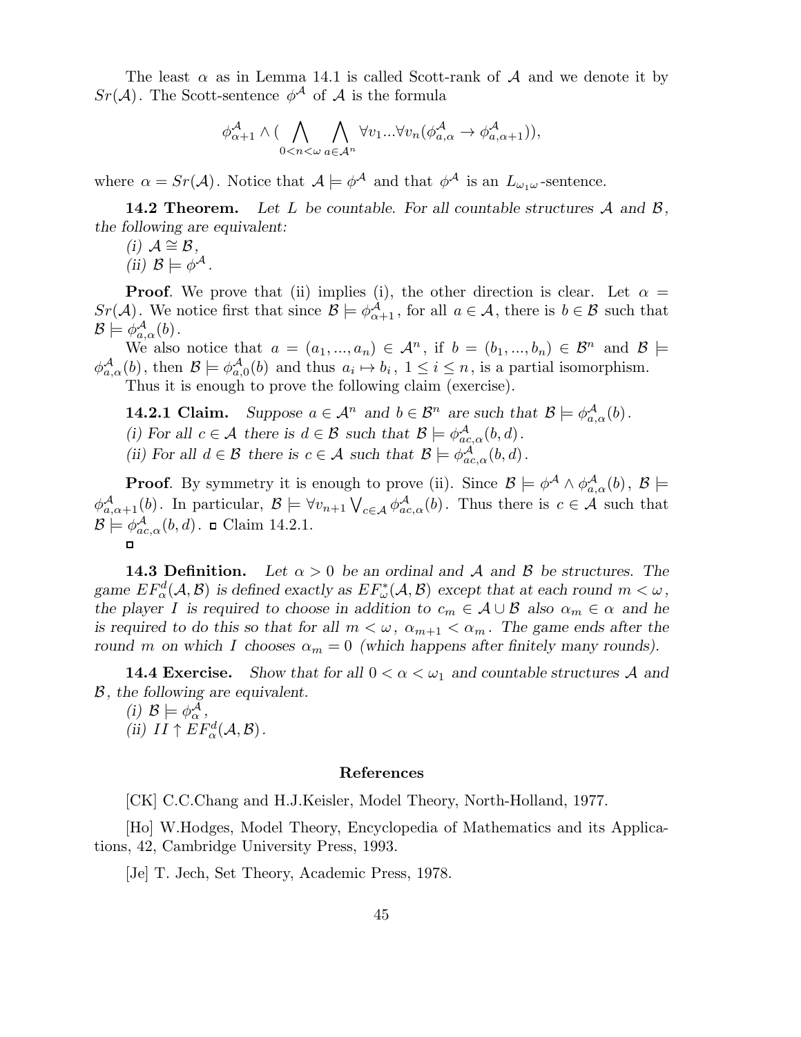The least $\alpha$ as in Lemma 14.1 is called Scott-rank of $\mathcal{A}$ and we denote it by $Sr(\mathcal{A})$. The Scott-sentence $\phi^{\mathcal{A}}$ of $\mathcal{A}$ is the formula

$$\phi^{\mathcal{A}}_{\alpha+1} \wedge (\bigwedge_{0<n<\omega} \bigwedge_{a \in \mathcal{A}^n} \forall v_1 ... \forall v_n (\phi^{\mathcal{A}}_{a,\alpha} \rightarrow \phi^{\mathcal{A}}_{a,\alpha+1})),$$

where $\alpha = Sr(\mathcal{A})$. Notice that $\mathcal{A} \models \phi^{\mathcal{A}}$ and that $\phi^{\mathcal{A}}$ is an $L_{\omega_1 \omega}$-sentence.

**14.2 Theorem.** *Let $L$ be countable. For all countable structures $\mathcal{A}$ and $\mathcal{B}$, the following are equivalent:*

*(i) $\mathcal{A} \cong \mathcal{B}$,*

*(ii) $\mathcal{B} \models \phi^{\mathcal{A}}$.*

**Proof**. We prove that (ii) implies (i), the other direction is clear. Let $\alpha = Sr(\mathcal{A})$. We notice first that since $\mathcal{B} \models \phi^{\mathcal{A}}_{\alpha+1}$, for all $a \in \mathcal{A}$, there is $b \in \mathcal{B}$ such that $\mathcal{B} \models \phi^{\mathcal{A}}_{a,\alpha}(b)$.

We also notice that $a = (a_1, ..., a_n) \in \mathcal{A}^n$, if $b = (b_1, ..., b_n) \in \mathcal{B}^n$ and $\mathcal{B} \models \phi^{\mathcal{A}}_{a,\alpha}(b)$, then $\mathcal{B} \models \phi^{\mathcal{A}}_{a,0}(b)$ and thus $a_i \mapsto b_i$, $1 \leq i \leq n$, is a partial isomorphism.

Thus it is enough to prove the following claim (exercise).

**14.2.1 Claim.** *Suppose $a \in \mathcal{A}^n$ and $b \in \mathcal{B}^n$ are such that $\mathcal{B} \models \phi^{\mathcal{A}}_{a,\alpha}(b)$.*

*(i) For all $c \in \mathcal{A}$ there is $d \in \mathcal{B}$ such that $\mathcal{B} \models \phi^{\mathcal{A}}_{ac,\alpha}(b, d)$.*

*(ii) For all $d \in \mathcal{B}$ there is $c \in \mathcal{A}$ such that $\mathcal{B} \models \phi^{\mathcal{A}}_{ac,\alpha}(b, d)$.*

**Proof**. By symmetry it is enough to prove (ii). Since $\mathcal{B} \models \phi^{\mathcal{A}} \wedge \phi^{\mathcal{A}}_{a,\alpha}(b)$, $\mathcal{B} \models \phi^{\mathcal{A}}_{a,\alpha+1}(b)$. In particular, $\mathcal{B} \models \forall v_{n+1} \bigvee_{c \in \mathcal{A}} \phi^{\mathcal{A}}_{ac,\alpha}(b)$. Thus there is $c \in \mathcal{A}$ such that $\mathcal{B} \models \phi^{\mathcal{A}}_{ac,\alpha}(b, d)$. □ Claim 14.2.1.

□

**14.3 Definition.** *Let $\alpha > 0$ be an ordinal and $\mathcal{A}$ and $\mathcal{B}$ be structures. The game $EF^d_{\alpha}(\mathcal{A}, \mathcal{B})$ is defined exactly as $EF^*_{\omega}(\mathcal{A}, \mathcal{B})$ except that at each round $m < \omega$, the player $I$ is required to choose in addition to $c_m \in \mathcal{A} \cup \mathcal{B}$ also $\alpha_m \in \alpha$ and he is required to do this so that for all $m < \omega$, $\alpha_{m+1} < \alpha_m$. The game ends after the round $m$ on which $I$ chooses $\alpha_m = 0$ (which happens after finitely many rounds).*

**14.4 Exercise.** *Show that for all $0 < \alpha < \omega_1$ and countable structures $\mathcal{A}$ and $\mathcal{B}$, the following are equivalent.*

*(i) $\mathcal{B} \models \phi^{\mathcal{A}}_{\alpha}$,*

*(ii) $II \uparrow EF^d_{\alpha}(\mathcal{A}, \mathcal{B})$.*

## References

[CK] C.C.Chang and H.J.Keisler, Model Theory, North-Holland, 1977.

[Ho] W.Hodges, Model Theory, Encyclopedia of Mathematics and its Applications, 42, Cambridge University Press, 1993.

[Je] T. Jech, Set Theory, Academic Press, 1978.